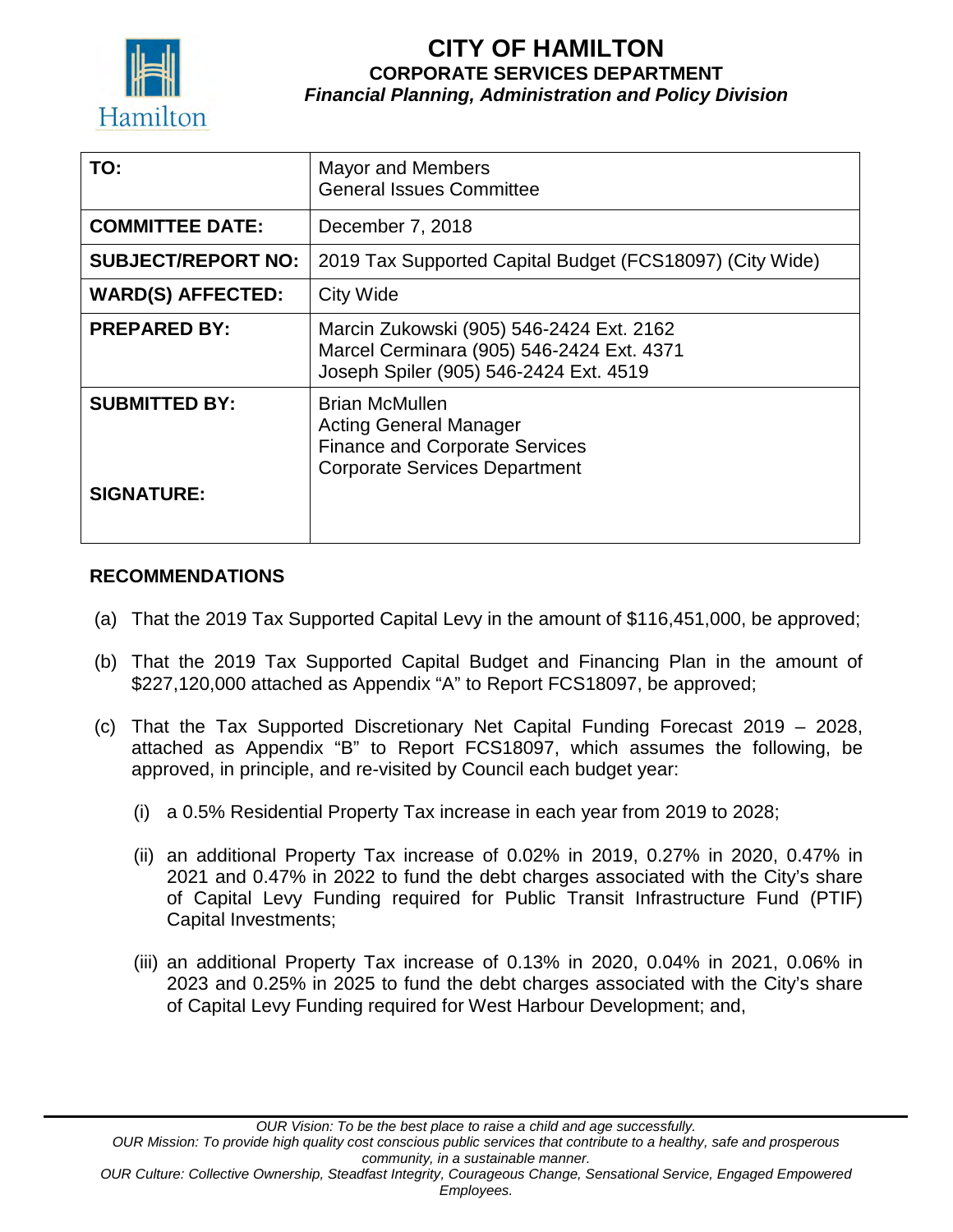# CITY OF HAMILTON

## CORPORATE SERVICES DEPARTMENT

### *Financial Planning, Administration and Policy Division*

| | |
|---|---|
| **TO:** | Mayor and Members<br>General Issues Committee |
| **COMMITTEE DATE:** | December 7, 2018 |
| **SUBJECT/REPORT NO:** | 2019 Tax Supported Capital Budget (FCS18097) (City Wide) |
| **WARD(S) AFFECTED:** | City Wide |
| **PREPARED BY:** | Marcin Zukowski (905) 546-2424 Ext. 2162<br>Marcel Cerminara (905) 546-2424 Ext. 4371<br>Joseph Spiler (905) 546-2424 Ext. 4519 |
| **SUBMITTED BY:** | Brian McMullen<br>Acting General Manager<br>Finance and Corporate Services<br>Corporate Services Department |
| **SIGNATURE:** | |

## RECOMMENDATIONS

(a) That the 2019 Tax Supported Capital Levy in the amount of $116,451,000, be approved;

(b) That the 2019 Tax Supported Capital Budget and Financing Plan in the amount of $227,120,000 attached as Appendix "A" to Report FCS18097, be approved;

(c) That the Tax Supported Discretionary Net Capital Funding Forecast 2019 – 2028, attached as Appendix "B" to Report FCS18097, which assumes the following, be approved, in principle, and re-visited by Council each budget year:

(i) a 0.5% Residential Property Tax increase in each year from 2019 to 2028;

(ii) an additional Property Tax increase of 0.02% in 2019, 0.27% in 2020, 0.47% in 2021 and 0.47% in 2022 to fund the debt charges associated with the City's share of Capital Levy Funding required for Public Transit Infrastructure Fund (PTIF) Capital Investments;

(iii) an additional Property Tax increase of 0.13% in 2020, 0.04% in 2021, 0.06% in 2023 and 0.25% in 2025 to fund the debt charges associated with the City's share of Capital Levy Funding required for West Harbour Development; and,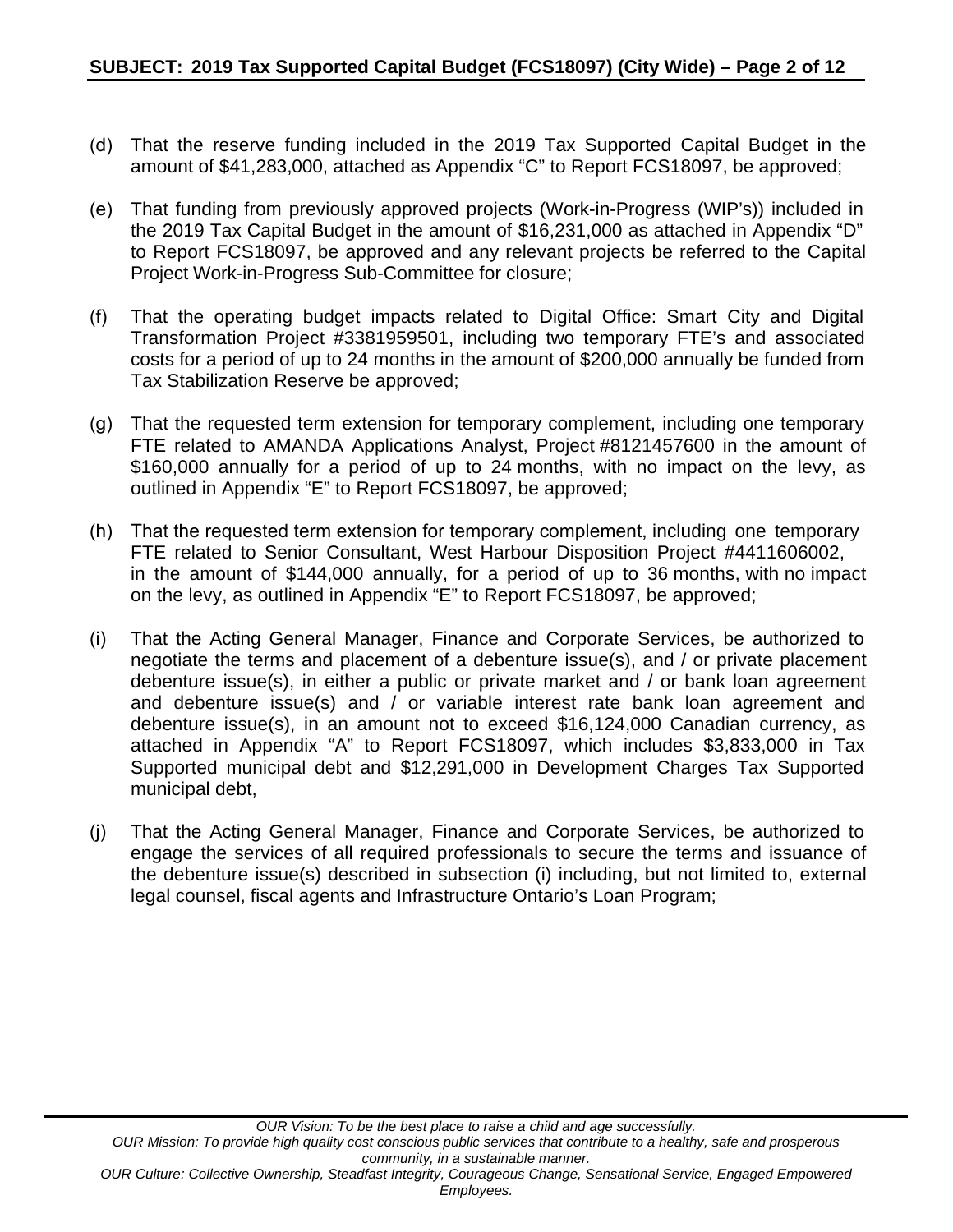(d) That the reserve funding included in the 2019 Tax Supported Capital Budget in the amount of $41,283,000, attached as Appendix "C" to Report FCS18097, be approved;

(e) That funding from previously approved projects (Work-in-Progress (WIP's)) included in the 2019 Tax Capital Budget in the amount of $16,231,000 as attached in Appendix "D" to Report FCS18097, be approved and any relevant projects be referred to the Capital Project Work-in-Progress Sub-Committee for closure;

(f) That the operating budget impacts related to Digital Office: Smart City and Digital Transformation Project #3381959501, including two temporary FTE's and associated costs for a period of up to 24 months in the amount of $200,000 annually be funded from Tax Stabilization Reserve be approved;

(g) That the requested term extension for temporary complement, including one temporary FTE related to AMANDA Applications Analyst, Project #8121457600 in the amount of $160,000 annually for a period of up to 24 months, with no impact on the levy, as outlined in Appendix "E" to Report FCS18097, be approved;

(h) That the requested term extension for temporary complement, including one temporary FTE related to Senior Consultant, West Harbour Disposition Project #4411606002, in the amount of $144,000 annually, for a period of up to 36 months, with no impact on the levy, as outlined in Appendix "E" to Report FCS18097, be approved;

(i) That the Acting General Manager, Finance and Corporate Services, be authorized to negotiate the terms and placement of a debenture issue(s), and / or private placement debenture issue(s), in either a public or private market and / or bank loan agreement and debenture issue(s) and / or variable interest rate bank loan agreement and debenture issue(s), in an amount not to exceed $16,124,000 Canadian currency, as attached in Appendix "A" to Report FCS18097, which includes $3,833,000 in Tax Supported municipal debt and $12,291,000 in Development Charges Tax Supported municipal debt,

(j) That the Acting General Manager, Finance and Corporate Services, be authorized to engage the services of all required professionals to secure the terms and issuance of the debenture issue(s) described in subsection (i) including, but not limited to, external legal counsel, fiscal agents and Infrastructure Ontario's Loan Program;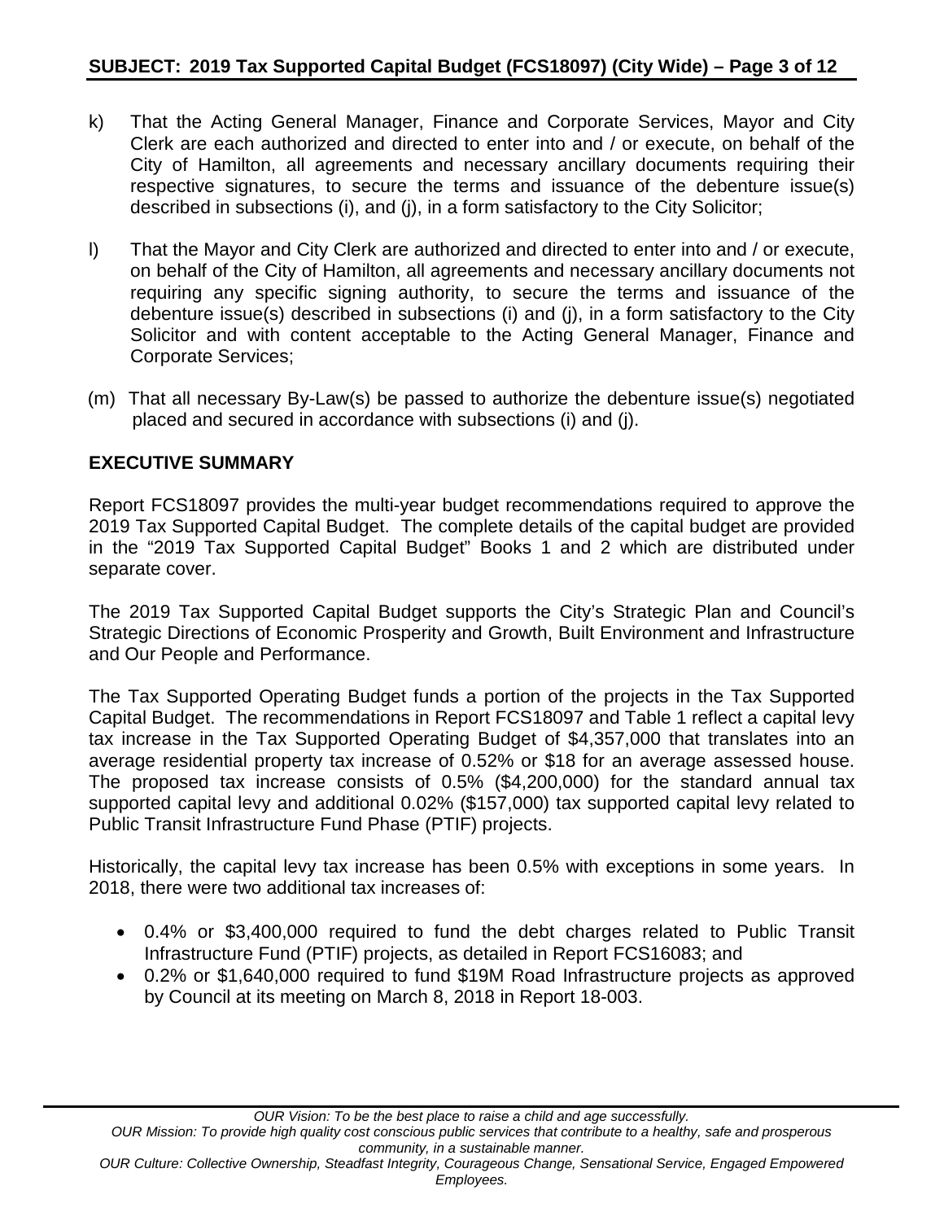k) That the Acting General Manager, Finance and Corporate Services, Mayor and City Clerk are each authorized and directed to enter into and / or execute, on behalf of the City of Hamilton, all agreements and necessary ancillary documents requiring their respective signatures, to secure the terms and issuance of the debenture issue(s) described in subsections (i), and (j), in a form satisfactory to the City Solicitor;

l) That the Mayor and City Clerk are authorized and directed to enter into and / or execute, on behalf of the City of Hamilton, all agreements and necessary ancillary documents not requiring any specific signing authority, to secure the terms and issuance of the debenture issue(s) described in subsections (i) and (j), in a form satisfactory to the City Solicitor and with content acceptable to the Acting General Manager, Finance and Corporate Services;

(m) That all necessary By-Law(s) be passed to authorize the debenture issue(s) negotiated placed and secured in accordance with subsections (i) and (j).

## EXECUTIVE SUMMARY

Report FCS18097 provides the multi-year budget recommendations required to approve the 2019 Tax Supported Capital Budget. The complete details of the capital budget are provided in the "2019 Tax Supported Capital Budget" Books 1 and 2 which are distributed under separate cover.

The 2019 Tax Supported Capital Budget supports the City's Strategic Plan and Council's Strategic Directions of Economic Prosperity and Growth, Built Environment and Infrastructure and Our People and Performance.

The Tax Supported Operating Budget funds a portion of the projects in the Tax Supported Capital Budget. The recommendations in Report FCS18097 and Table 1 reflect a capital levy tax increase in the Tax Supported Operating Budget of $4,357,000 that translates into an average residential property tax increase of 0.52% or $18 for an average assessed house. The proposed tax increase consists of 0.5% ($4,200,000) for the standard annual tax supported capital levy and additional 0.02% ($157,000) tax supported capital levy related to Public Transit Infrastructure Fund Phase (PTIF) projects.

Historically, the capital levy tax increase has been 0.5% with exceptions in some years. In 2018, there were two additional tax increases of:

- 0.4% or $3,400,000 required to fund the debt charges related to Public Transit Infrastructure Fund (PTIF) projects, as detailed in Report FCS16083; and
- 0.2% or $1,640,000 required to fund $19M Road Infrastructure projects as approved by Council at its meeting on March 8, 2018 in Report 18-003.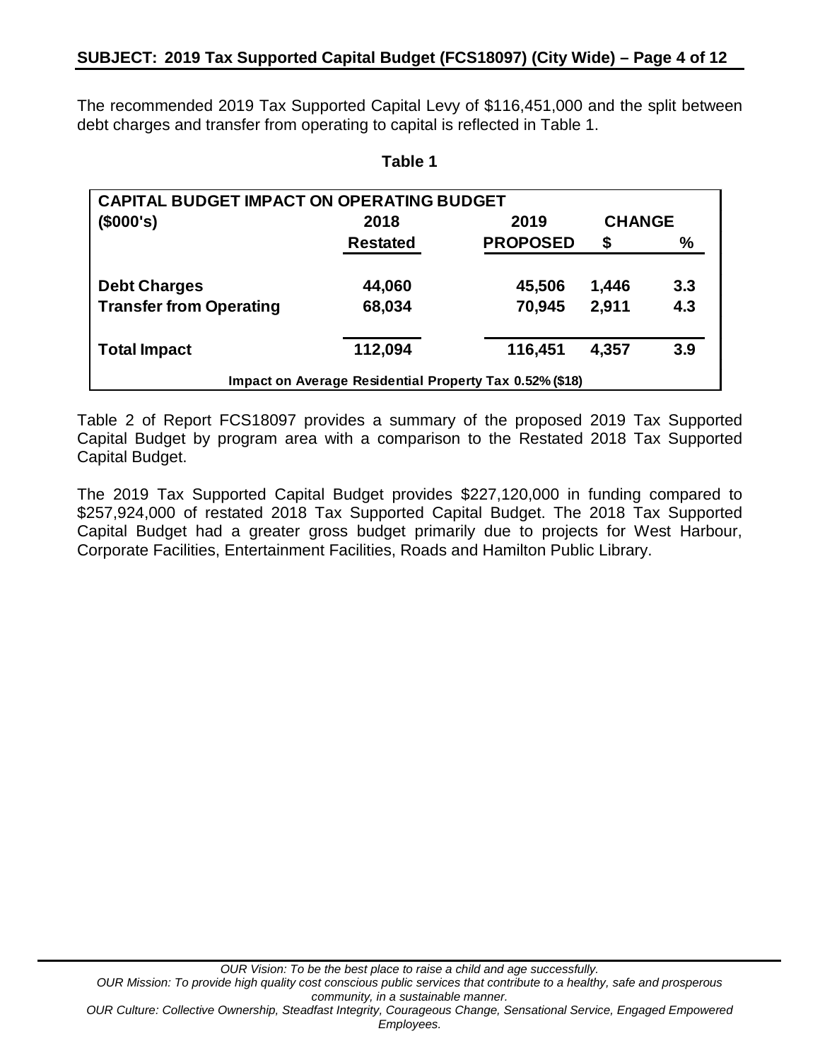The recommended 2019 Tax Supported Capital Levy of $116,451,000 and the split between debt charges and transfer from operating to capital is reflected in Table 1.

**Table 1**

| **CAPITAL BUDGET IMPACT ON OPERATING BUDGET** | | | | |
|---|---|---|---|---|
| **($000's)** | **2018** | **2019** | **CHANGE** | |
| | **Restated** | **PROPOSED** | **$** | **%** |
| **Debt Charges** | **44,060** | **45,506** | **1,446** | **3.3** |
| **Transfer from Operating** | **68,034** | **70,945** | **2,911** | **4.3** |
| **Total Impact** | **112,094** | **116,451** | **4,357** | **3.9** |
| **Impact on Average Residential Property Tax 0.52% ($18)** | | | | |

Table 2 of Report FCS18097 provides a summary of the proposed 2019 Tax Supported Capital Budget by program area with a comparison to the Restated 2018 Tax Supported Capital Budget.

The 2019 Tax Supported Capital Budget provides $227,120,000 in funding compared to $257,924,000 of restated 2018 Tax Supported Capital Budget. The 2018 Tax Supported Capital Budget had a greater gross budget primarily due to projects for West Harbour, Corporate Facilities, Entertainment Facilities, Roads and Hamilton Public Library.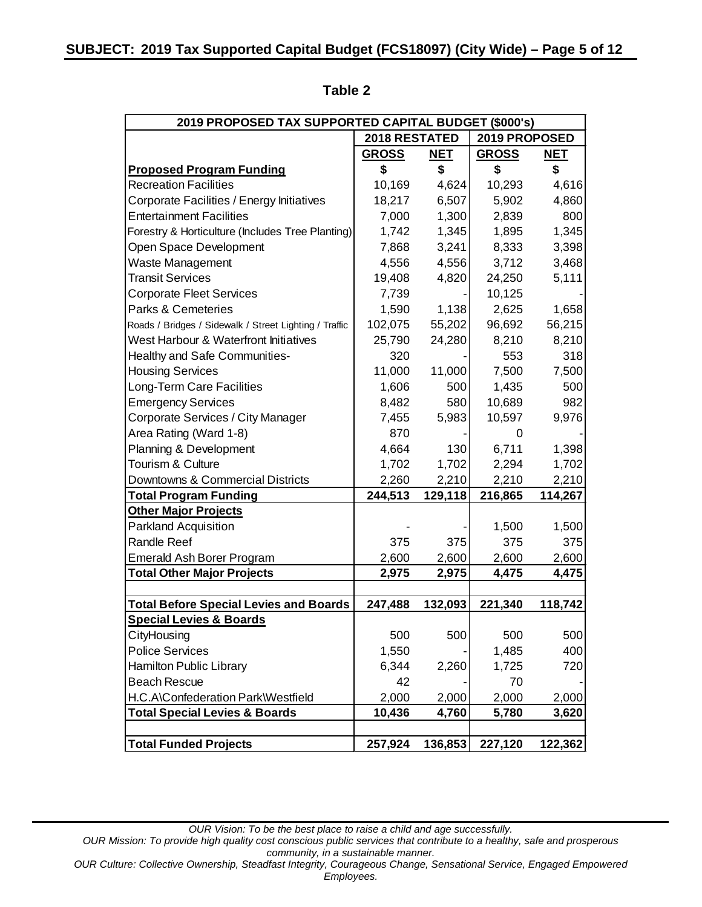**Table 2**

| 2019 PROPOSED TAX SUPPORTED CAPITAL BUDGET ($000's) | | | | |
|---|---|---|---|---|
| | 2018 RESTATED | | 2019 PROPOSED | |
| | GROSS | NET | GROSS | NET |
| **Proposed Program Funding** | $ | $ | $ | $ |
| Recreation Facilities | 10,169 | 4,624 | 10,293 | 4,616 |
| Corporate Facilities / Energy Initiatives | 18,217 | 6,507 | 5,902 | 4,860 |
| Entertainment Facilities | 7,000 | 1,300 | 2,839 | 800 |
| Forestry & Horticulture (Includes Tree Planting) | 1,742 | 1,345 | 1,895 | 1,345 |
| Open Space Development | 7,868 | 3,241 | 8,333 | 3,398 |
| Waste Management | 4,556 | 4,556 | 3,712 | 3,468 |
| Transit Services | 19,408 | 4,820 | 24,250 | 5,111 |
| Corporate Fleet Services | 7,739 | - | 10,125 | - |
| Parks & Cemeteries | 1,590 | 1,138 | 2,625 | 1,658 |
| Roads / Bridges / Sidewalk / Street Lighting / Traffic | 102,075 | 55,202 | 96,692 | 56,215 |
| West Harbour & Waterfront Initiatives | 25,790 | 24,280 | 8,210 | 8,210 |
| Healthy and Safe Communities- | 320 | - | 553 | 318 |
| Housing Services | 11,000 | 11,000 | 7,500 | 7,500 |
| Long-Term Care Facilities | 1,606 | 500 | 1,435 | 500 |
| Emergency Services | 8,482 | 580 | 10,689 | 982 |
| Corporate Services / City Manager | 7,455 | 5,983 | 10,597 | 9,976 |
| Area Rating (Ward 1-8) | 870 | - | 0 | - |
| Planning & Development | 4,664 | 130 | 6,711 | 1,398 |
| Tourism & Culture | 1,702 | 1,702 | 2,294 | 1,702 |
| Downtowns & Commercial Districts | 2,260 | 2,210 | 2,210 | 2,210 |
| **Total Program Funding** | **244,513** | **129,118** | **216,865** | **114,267** |
| **Other Major Projects** | | | | |
| Parkland Acquisition | - | - | 1,500 | 1,500 |
| Randle Reef | 375 | 375 | 375 | 375 |
| Emerald Ash Borer Program | 2,600 | 2,600 | 2,600 | 2,600 |
| **Total Other Major Projects** | **2,975** | **2,975** | **4,475** | **4,475** |
| | | | | |
| **Total Before Special Levies and Boards** | **247,488** | **132,093** | **221,340** | **118,742** |
| **Special Levies & Boards** | | | | |
| CityHousing | 500 | 500 | 500 | 500 |
| Police Services | 1,550 | - | 1,485 | 400 |
| Hamilton Public Library | 6,344 | 2,260 | 1,725 | 720 |
| Beach Rescue | 42 | - | 70 | - |
| H.C.A\Confederation Park\Westfield | 2,000 | 2,000 | 2,000 | 2,000 |
| **Total Special Levies & Boards** | **10,436** | **4,760** | **5,780** | **3,620** |
| | | | | |
| **Total Funded Projects** | **257,924** | **136,853** | **227,120** | **122,362** |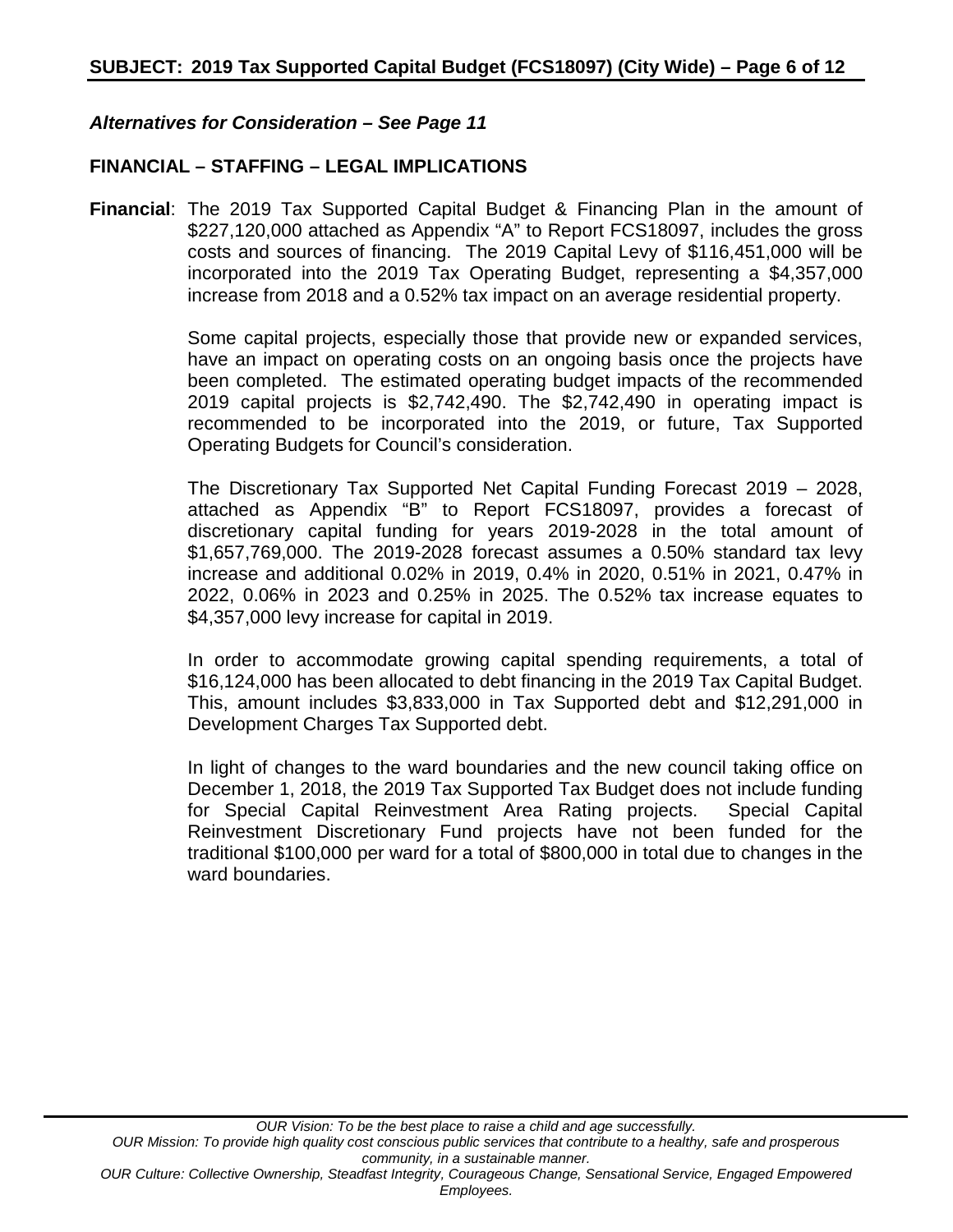***Alternatives for Consideration – See Page 11***

## FINANCIAL – STAFFING – LEGAL IMPLICATIONS

**Financial**: The 2019 Tax Supported Capital Budget & Financing Plan in the amount of $227,120,000 attached as Appendix "A" to Report FCS18097, includes the gross costs and sources of financing. The 2019 Capital Levy of $116,451,000 will be incorporated into the 2019 Tax Operating Budget, representing a $4,357,000 increase from 2018 and a 0.52% tax impact on an average residential property.

Some capital projects, especially those that provide new or expanded services, have an impact on operating costs on an ongoing basis once the projects have been completed. The estimated operating budget impacts of the recommended 2019 capital projects is $2,742,490. The $2,742,490 in operating impact is recommended to be incorporated into the 2019, or future, Tax Supported Operating Budgets for Council's consideration.

The Discretionary Tax Supported Net Capital Funding Forecast 2019 – 2028, attached as Appendix "B" to Report FCS18097, provides a forecast of discretionary capital funding for years 2019-2028 in the total amount of $1,657,769,000. The 2019-2028 forecast assumes a 0.50% standard tax levy increase and additional 0.02% in 2019, 0.4% in 2020, 0.51% in 2021, 0.47% in 2022, 0.06% in 2023 and 0.25% in 2025. The 0.52% tax increase equates to $4,357,000 levy increase for capital in 2019.

In order to accommodate growing capital spending requirements, a total of $16,124,000 has been allocated to debt financing in the 2019 Tax Capital Budget. This, amount includes $3,833,000 in Tax Supported debt and $12,291,000 in Development Charges Tax Supported debt.

In light of changes to the ward boundaries and the new council taking office on December 1, 2018, the 2019 Tax Supported Tax Budget does not include funding for Special Capital Reinvestment Area Rating projects. Special Capital Reinvestment Discretionary Fund projects have not been funded for the traditional $100,000 per ward for a total of $800,000 in total due to changes in the ward boundaries.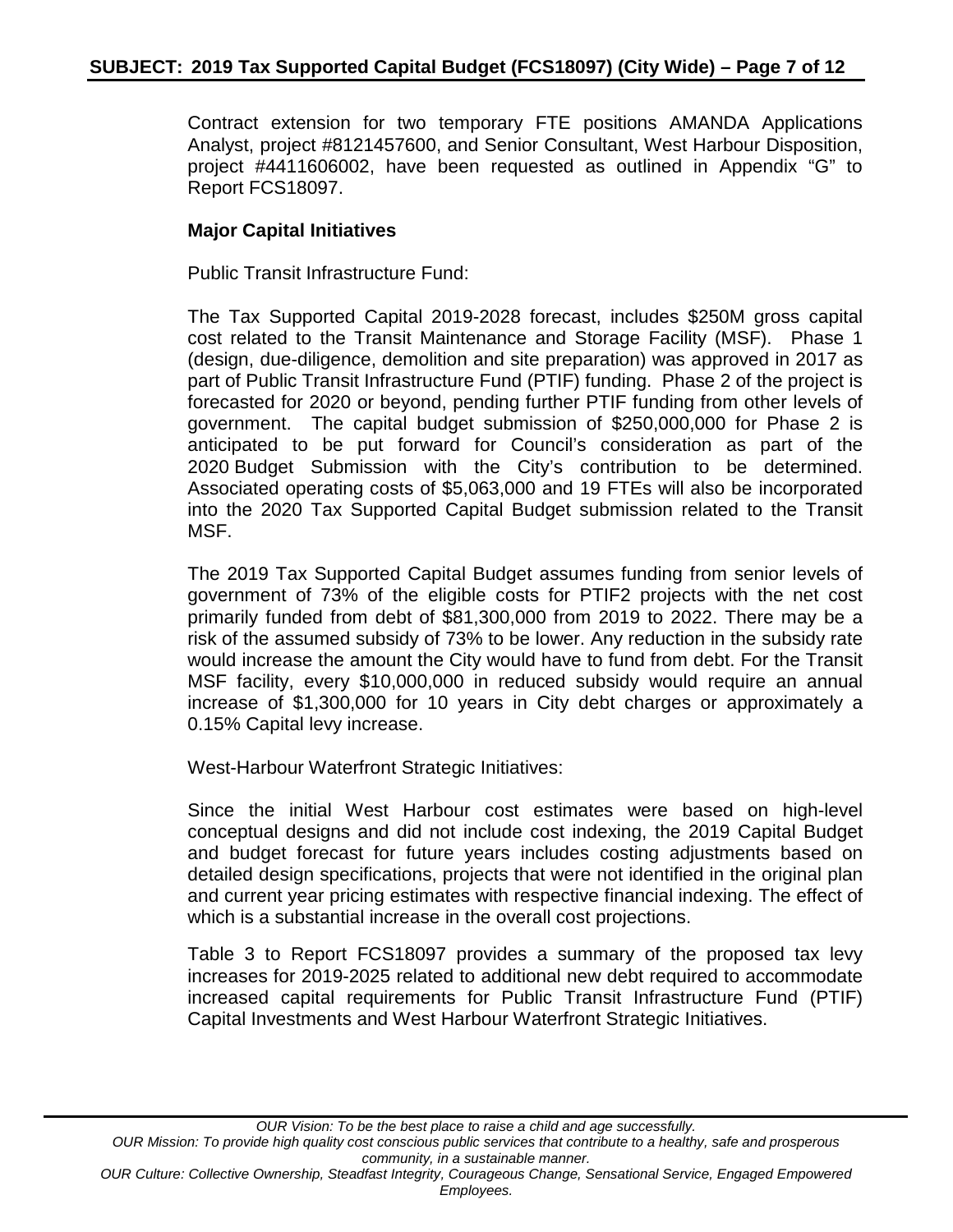Contract extension for two temporary FTE positions AMANDA Applications Analyst, project #8121457600, and Senior Consultant, West Harbour Disposition, project #4411606002, have been requested as outlined in Appendix "G" to Report FCS18097.

**Major Capital Initiatives**

Public Transit Infrastructure Fund:

The Tax Supported Capital 2019-2028 forecast, includes $250M gross capital cost related to the Transit Maintenance and Storage Facility (MSF). Phase 1 (design, due-diligence, demolition and site preparation) was approved in 2017 as part of Public Transit Infrastructure Fund (PTIF) funding. Phase 2 of the project is forecasted for 2020 or beyond, pending further PTIF funding from other levels of government. The capital budget submission of $250,000,000 for Phase 2 is anticipated to be put forward for Council's consideration as part of the 2020 Budget Submission with the City's contribution to be determined. Associated operating costs of $5,063,000 and 19 FTEs will also be incorporated into the 2020 Tax Supported Capital Budget submission related to the Transit MSF.

The 2019 Tax Supported Capital Budget assumes funding from senior levels of government of 73% of the eligible costs for PTIF2 projects with the net cost primarily funded from debt of $81,300,000 from 2019 to 2022. There may be a risk of the assumed subsidy of 73% to be lower. Any reduction in the subsidy rate would increase the amount the City would have to fund from debt. For the Transit MSF facility, every $10,000,000 in reduced subsidy would require an annual increase of $1,300,000 for 10 years in City debt charges or approximately a 0.15% Capital levy increase.

West-Harbour Waterfront Strategic Initiatives:

Since the initial West Harbour cost estimates were based on high-level conceptual designs and did not include cost indexing, the 2019 Capital Budget and budget forecast for future years includes costing adjustments based on detailed design specifications, projects that were not identified in the original plan and current year pricing estimates with respective financial indexing. The effect of which is a substantial increase in the overall cost projections.

Table 3 to Report FCS18097 provides a summary of the proposed tax levy increases for 2019-2025 related to additional new debt required to accommodate increased capital requirements for Public Transit Infrastructure Fund (PTIF) Capital Investments and West Harbour Waterfront Strategic Initiatives.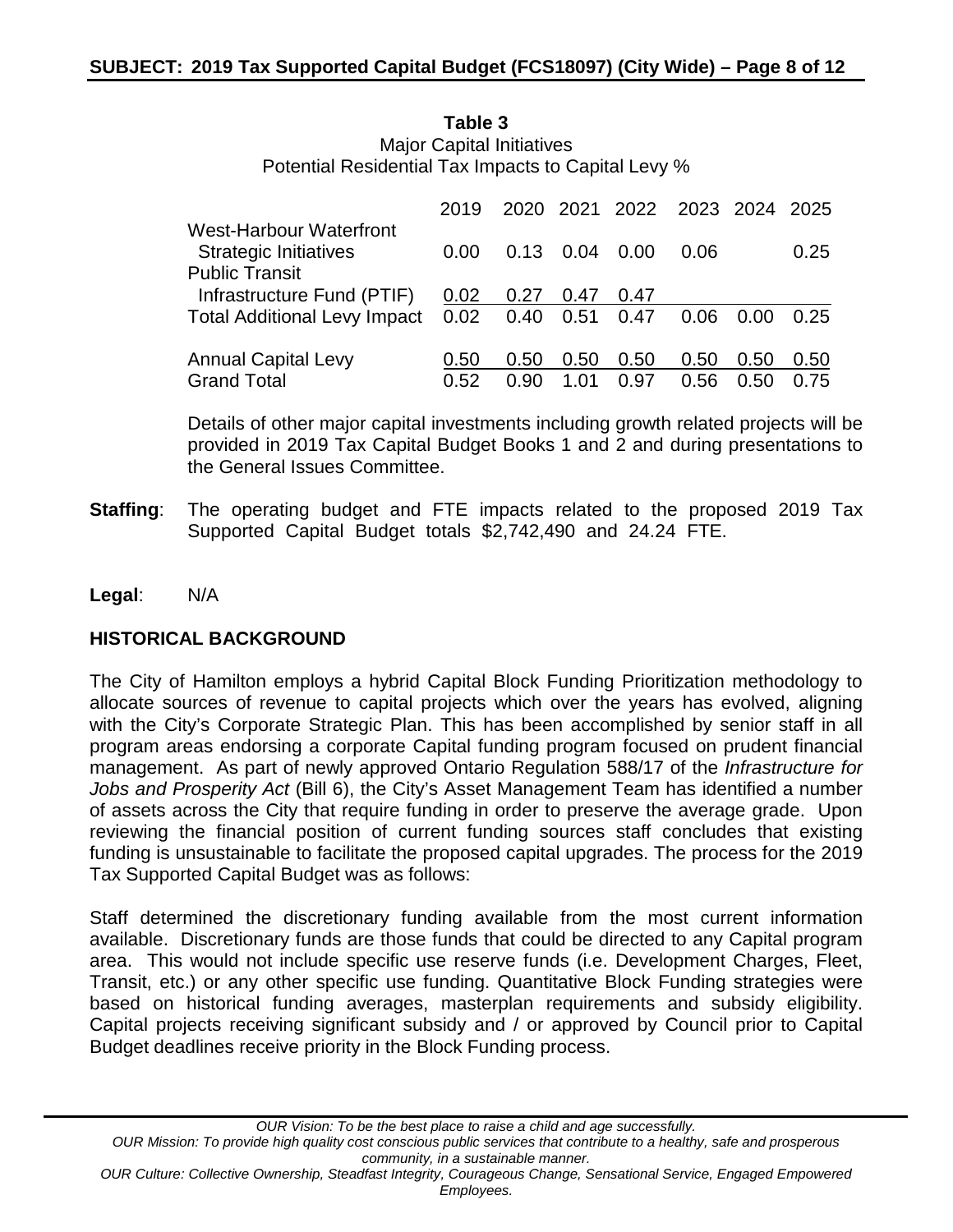**Table 3**
Major Capital Initiatives
Potential Residential Tax Impacts to Capital Levy %

| | 2019 | 2020 | 2021 | 2022 | 2023 | 2024 | 2025 |
|---|---|---|---|---|---|---|---|
| West-Harbour Waterfront Strategic Initiatives | 0.00 | 0.13 | 0.04 | 0.00 | 0.06 | | 0.25 |
| Public Transit Infrastructure Fund (PTIF) | 0.02 | 0.27 | 0.47 | 0.47 | | | |
| Total Additional Levy Impact | 0.02 | 0.40 | 0.51 | 0.47 | 0.06 | 0.00 | 0.25 |
| Annual Capital Levy | 0.50 | 0.50 | 0.50 | 0.50 | 0.50 | 0.50 | 0.50 |
| Grand Total | 0.52 | 0.90 | 1.01 | 0.97 | 0.56 | 0.50 | 0.75 |

Details of other major capital investments including growth related projects will be provided in 2019 Tax Capital Budget Books 1 and 2 and during presentations to the General Issues Committee.

**Staffing**: The operating budget and FTE impacts related to the proposed 2019 Tax Supported Capital Budget totals $2,742,490 and 24.24 FTE.

**Legal**: N/A

## HISTORICAL BACKGROUND

The City of Hamilton employs a hybrid Capital Block Funding Prioritization methodology to allocate sources of revenue to capital projects which over the years has evolved, aligning with the City's Corporate Strategic Plan. This has been accomplished by senior staff in all program areas endorsing a corporate Capital funding program focused on prudent financial management. As part of newly approved Ontario Regulation 588/17 of the *Infrastructure for Jobs and Prosperity Act* (Bill 6), the City's Asset Management Team has identified a number of assets across the City that require funding in order to preserve the average grade. Upon reviewing the financial position of current funding sources staff concludes that existing funding is unsustainable to facilitate the proposed capital upgrades. The process for the 2019 Tax Supported Capital Budget was as follows:

Staff determined the discretionary funding available from the most current information available. Discretionary funds are those funds that could be directed to any Capital program area. This would not include specific use reserve funds (i.e. Development Charges, Fleet, Transit, etc.) or any other specific use funding. Quantitative Block Funding strategies were based on historical funding averages, masterplan requirements and subsidy eligibility. Capital projects receiving significant subsidy and / or approved by Council prior to Capital Budget deadlines receive priority in the Block Funding process.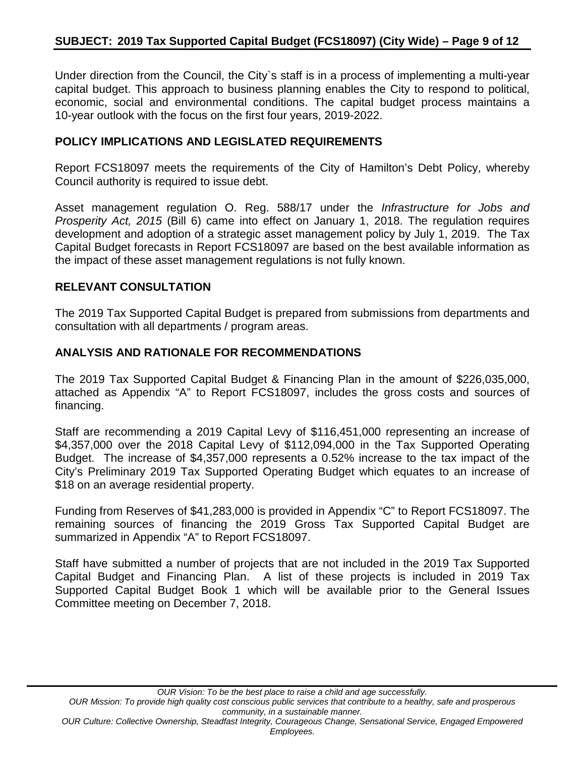Under direction from the Council, the City`s staff is in a process of implementing a multi-year capital budget. This approach to business planning enables the City to respond to political, economic, social and environmental conditions. The capital budget process maintains a 10-year outlook with the focus on the first four years, 2019-2022.

## POLICY IMPLICATIONS AND LEGISLATED REQUIREMENTS

Report FCS18097 meets the requirements of the City of Hamilton's Debt Policy, whereby Council authority is required to issue debt.

Asset management regulation O. Reg. 588/17 under the *Infrastructure for Jobs and Prosperity Act, 2015* (Bill 6) came into effect on January 1, 2018. The regulation requires development and adoption of a strategic asset management policy by July 1, 2019. The Tax Capital Budget forecasts in Report FCS18097 are based on the best available information as the impact of these asset management regulations is not fully known.

## RELEVANT CONSULTATION

The 2019 Tax Supported Capital Budget is prepared from submissions from departments and consultation with all departments / program areas.

## ANALYSIS AND RATIONALE FOR RECOMMENDATIONS

The 2019 Tax Supported Capital Budget & Financing Plan in the amount of $226,035,000, attached as Appendix "A" to Report FCS18097, includes the gross costs and sources of financing.

Staff are recommending a 2019 Capital Levy of $116,451,000 representing an increase of $4,357,000 over the 2018 Capital Levy of $112,094,000 in the Tax Supported Operating Budget. The increase of $4,357,000 represents a 0.52% increase to the tax impact of the City's Preliminary 2019 Tax Supported Operating Budget which equates to an increase of $18 on an average residential property.

Funding from Reserves of $41,283,000 is provided in Appendix "C" to Report FCS18097. The remaining sources of financing the 2019 Gross Tax Supported Capital Budget are summarized in Appendix "A" to Report FCS18097.

Staff have submitted a number of projects that are not included in the 2019 Tax Supported Capital Budget and Financing Plan. A list of these projects is included in 2019 Tax Supported Capital Budget Book 1 which will be available prior to the General Issues Committee meeting on December 7, 2018.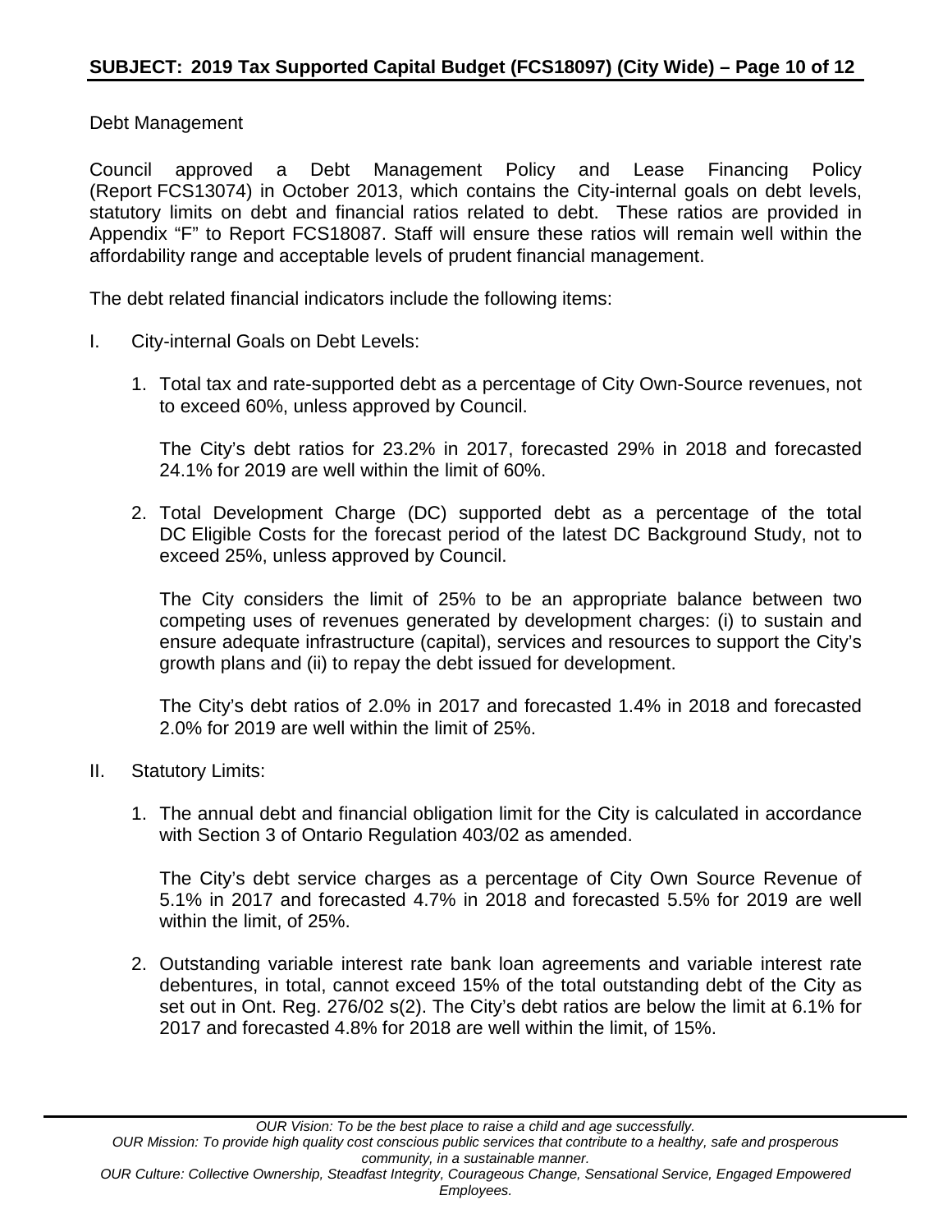Debt Management

Council approved a Debt Management Policy and Lease Financing Policy (Report FCS13074) in October 2013, which contains the City-internal goals on debt levels, statutory limits on debt and financial ratios related to debt. These ratios are provided in Appendix "F" to Report FCS18087. Staff will ensure these ratios will remain well within the affordability range and acceptable levels of prudent financial management.

The debt related financial indicators include the following items:

I. City-internal Goals on Debt Levels:

1. Total tax and rate-supported debt as a percentage of City Own-Source revenues, not to exceed 60%, unless approved by Council.

   The City's debt ratios for 23.2% in 2017, forecasted 29% in 2018 and forecasted 24.1% for 2019 are well within the limit of 60%.

2. Total Development Charge (DC) supported debt as a percentage of the total DC Eligible Costs for the forecast period of the latest DC Background Study, not to exceed 25%, unless approved by Council.

   The City considers the limit of 25% to be an appropriate balance between two competing uses of revenues generated by development charges: (i) to sustain and ensure adequate infrastructure (capital), services and resources to support the City's growth plans and (ii) to repay the debt issued for development.

   The City's debt ratios of 2.0% in 2017 and forecasted 1.4% in 2018 and forecasted 2.0% for 2019 are well within the limit of 25%.

II. Statutory Limits:

1. The annual debt and financial obligation limit for the City is calculated in accordance with Section 3 of Ontario Regulation 403/02 as amended.

   The City's debt service charges as a percentage of City Own Source Revenue of 5.1% in 2017 and forecasted 4.7% in 2018 and forecasted 5.5% for 2019 are well within the limit, of 25%.

2. Outstanding variable interest rate bank loan agreements and variable interest rate debentures, in total, cannot exceed 15% of the total outstanding debt of the City as set out in Ont. Reg. 276/02 s(2). The City's debt ratios are below the limit at 6.1% for 2017 and forecasted 4.8% for 2018 are well within the limit, of 15%.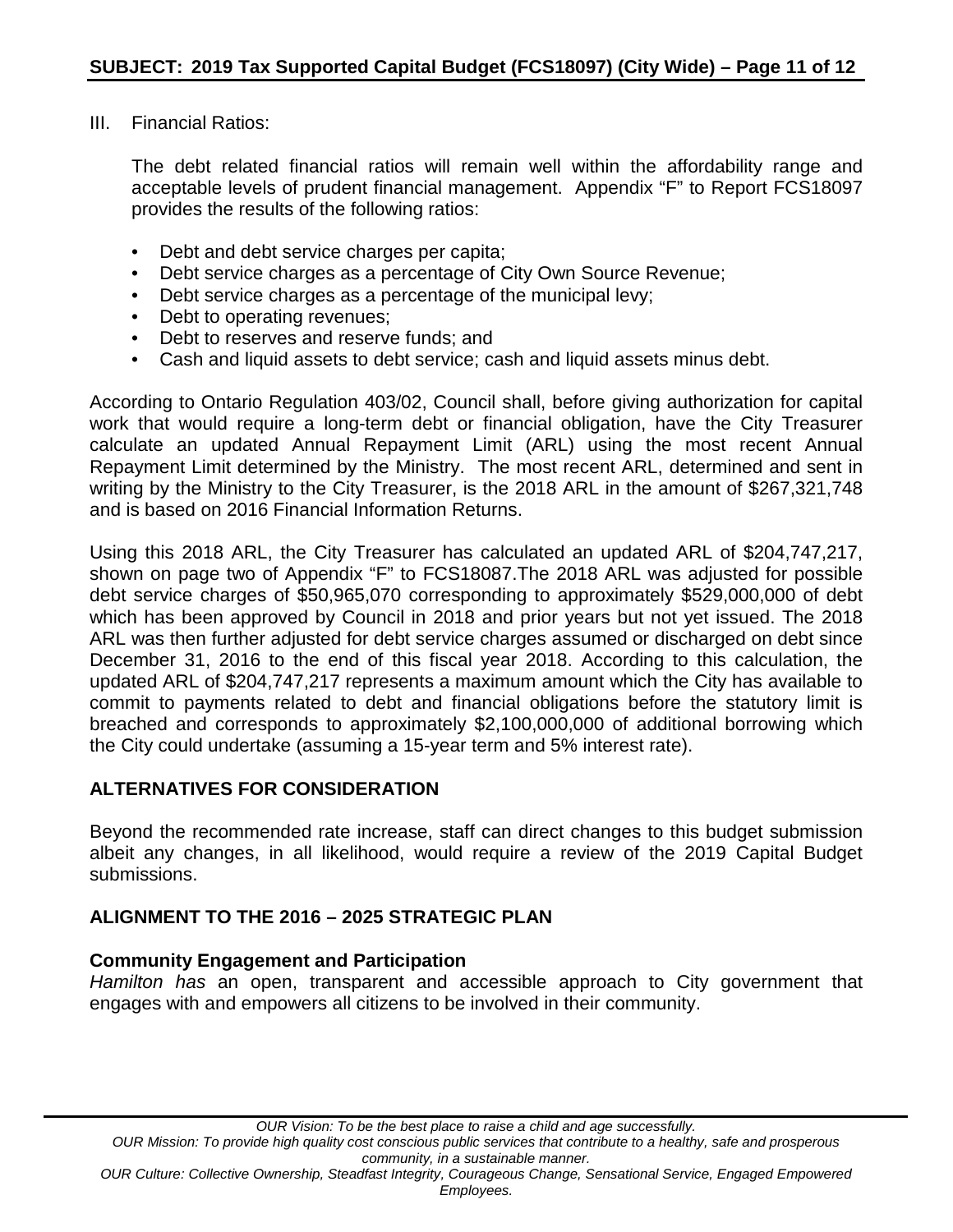III. Financial Ratios:

The debt related financial ratios will remain well within the affordability range and acceptable levels of prudent financial management. Appendix “F” to Report FCS18097 provides the results of the following ratios:

- Debt and debt service charges per capita;
- Debt service charges as a percentage of City Own Source Revenue;
- Debt service charges as a percentage of the municipal levy;
- Debt to operating revenues;
- Debt to reserves and reserve funds; and
- Cash and liquid assets to debt service; cash and liquid assets minus debt.

According to Ontario Regulation 403/02, Council shall, before giving authorization for capital work that would require a long-term debt or financial obligation, have the City Treasurer calculate an updated Annual Repayment Limit (ARL) using the most recent Annual Repayment Limit determined by the Ministry. The most recent ARL, determined and sent in writing by the Ministry to the City Treasurer, is the 2018 ARL in the amount of $267,321,748 and is based on 2016 Financial Information Returns.

Using this 2018 ARL, the City Treasurer has calculated an updated ARL of $204,747,217, shown on page two of Appendix “F” to FCS18087.The 2018 ARL was adjusted for possible debt service charges of $50,965,070 corresponding to approximately $529,000,000 of debt which has been approved by Council in 2018 and prior years but not yet issued. The 2018 ARL was then further adjusted for debt service charges assumed or discharged on debt since December 31, 2016 to the end of this fiscal year 2018. According to this calculation, the updated ARL of $204,747,217 represents a maximum amount which the City has available to commit to payments related to debt and financial obligations before the statutory limit is breached and corresponds to approximately $2,100,000,000 of additional borrowing which the City could undertake (assuming a 15-year term and 5% interest rate).

## ALTERNATIVES FOR CONSIDERATION

Beyond the recommended rate increase, staff can direct changes to this budget submission albeit any changes, in all likelihood, would require a review of the 2019 Capital Budget submissions.

## ALIGNMENT TO THE 2016 – 2025 STRATEGIC PLAN

### Community Engagement and Participation

*Hamilton has* an open, transparent and accessible approach to City government that engages with and empowers all citizens to be involved in their community.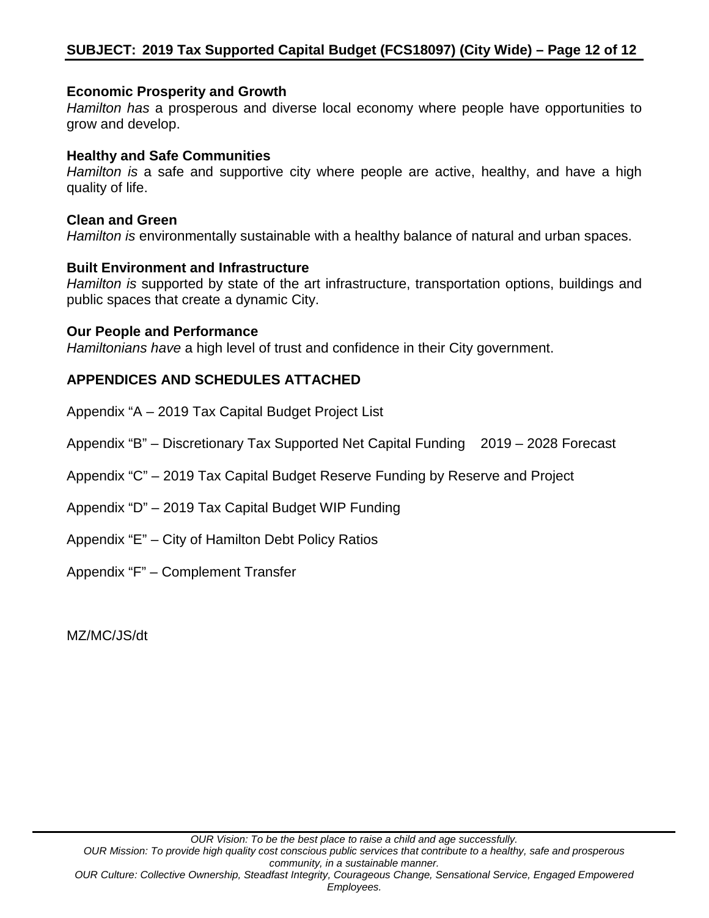**Economic Prosperity and Growth**
*Hamilton has* a prosperous and diverse local economy where people have opportunities to grow and develop.

**Healthy and Safe Communities**
*Hamilton is* a safe and supportive city where people are active, healthy, and have a high quality of life.

**Clean and Green**
*Hamilton is* environmentally sustainable with a healthy balance of natural and urban spaces.

**Built Environment and Infrastructure**
*Hamilton is* supported by state of the art infrastructure, transportation options, buildings and public spaces that create a dynamic City.

**Our People and Performance**
*Hamiltonians have* a high level of trust and confidence in their City government.

## APPENDICES AND SCHEDULES ATTACHED

Appendix "A – 2019 Tax Capital Budget Project List

Appendix "B" – Discretionary Tax Supported Net Capital Funding 2019 – 2028 Forecast

Appendix "C" – 2019 Tax Capital Budget Reserve Funding by Reserve and Project

Appendix "D" – 2019 Tax Capital Budget WIP Funding

Appendix "E" – City of Hamilton Debt Policy Ratios

Appendix "F" – Complement Transfer

MZ/MC/JS/dt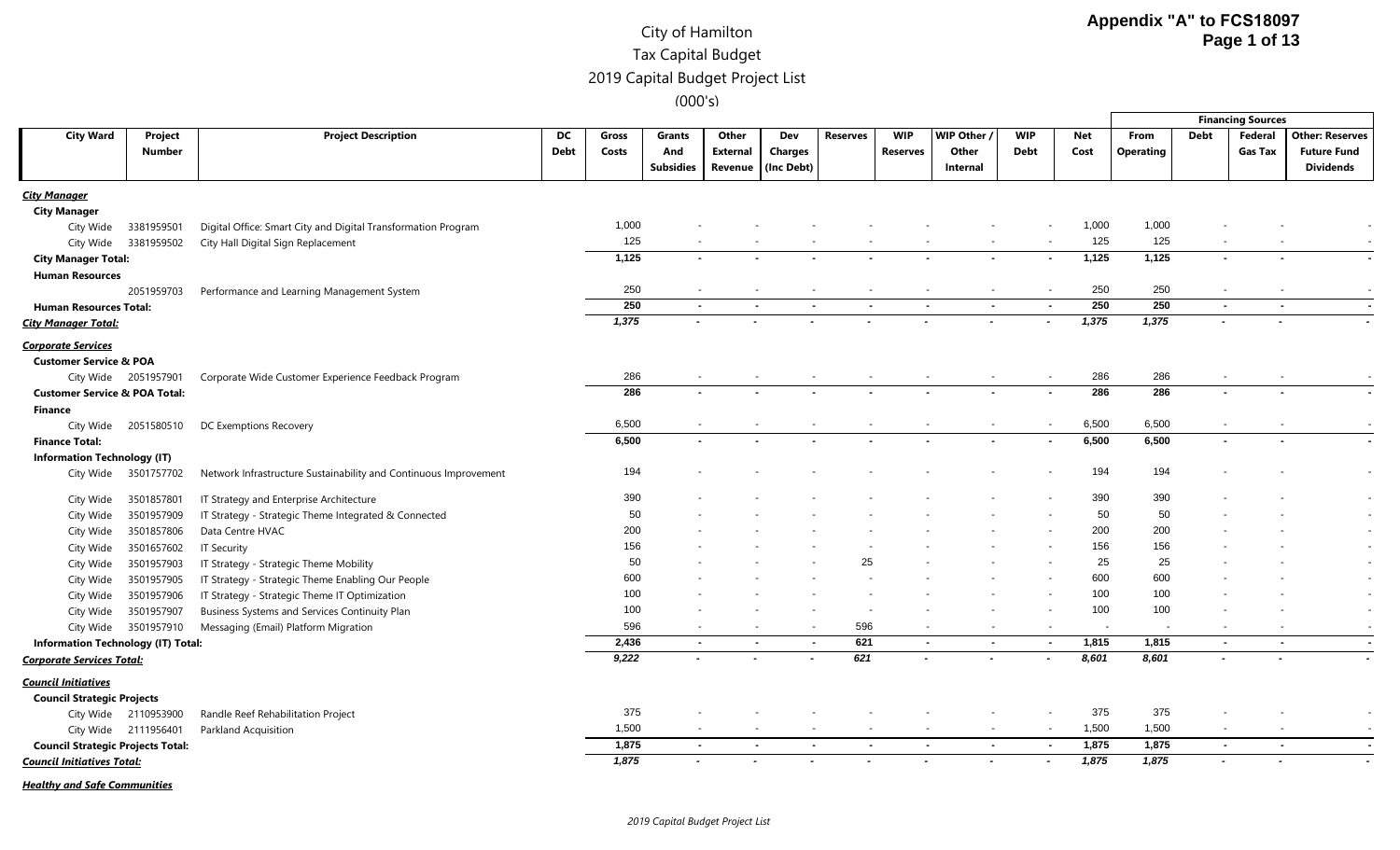# City of Hamilton
## Tax Capital Budget
## 2019 Capital Budget Project List
### (000's)

**Appendix "A" to FCS18097**

| City Ward | Project Number | Project Description | DC Debt | Gross Costs | Grants And Subsidies | Other External Revenue | Dev Charges (Inc Debt) | Reserves | WIP Reserves | WIP Other / Other Internal | WIP Debt | Net Cost | Financing Sources: From Operating | Debt | Federal Gas Tax | Other: Reserves Future Fund Dividends |
|---|---|---|---|---|---|---|---|---|---|---|---|---|---|---|---|---|
| ***City Manager*** | | | | | | | | | | | | | | | | |
| **City Manager** | | | | | | | | | | | | | | | | |
| City Wide | 3381959501 | Digital Office: Smart City and Digital Transformation Program | | 1,000 | - | - | - | - | - | - | - | 1,000 | 1,000 | - | - | - |
| City Wide | 3381959502 | City Hall Digital Sign Replacement | | 125 | - | - | - | - | - | - | - | 125 | 125 | - | - | - |
| **City Manager Total:** | | | | **1,125** | **-** | **-** | **-** | **-** | **-** | **-** | **-** | **1,125** | **1,125** | **-** | **-** | **-** |
| **Human Resources** | | | | | | | | | | | | | | | | |
| | 2051959703 | Performance and Learning Management System | | 250 | - | - | - | - | - | - | - | 250 | 250 | - | - | - |
| **Human Resources Total:** | | | | **250** | **-** | **-** | **-** | **-** | **-** | **-** | **-** | **250** | **250** | **-** | **-** | **-** |
| ***City Manager Total:*** | | | | ***1,375*** | **-** | **-** | **-** | **-** | **-** | **-** | **-** | ***1,375*** | ***1,375*** | **-** | **-** | **-** |
| ***Corporate Services*** | | | | | | | | | | | | | | | | |
| **Customer Service & POA** | | | | | | | | | | | | | | | | |
| City Wide | 2051957901 | Corporate Wide Customer Experience Feedback Program | | 286 | - | - | - | - | - | - | - | 286 | 286 | - | - | - |
| **Customer Service & POA Total:** | | | | **286** | **-** | **-** | **-** | **-** | **-** | **-** | **-** | **286** | **286** | **-** | **-** | **-** |
| **Finance** | | | | | | | | | | | | | | | | |
| City Wide | 2051580510 | DC Exemptions Recovery | | 6,500 | - | - | - | - | - | - | - | 6,500 | 6,500 | - | - | - |
| **Finance Total:** | | | | **6,500** | **-** | **-** | **-** | **-** | **-** | **-** | **-** | **6,500** | **6,500** | **-** | **-** | **-** |
| **Information Technology (IT)** | | | | | | | | | | | | | | | | |
| City Wide | 3501757702 | Network Infrastructure Sustainability and Continuous Improvement | | 194 | - | - | - | - | - | - | - | 194 | 194 | - | - | - |
| City Wide | 3501857801 | IT Strategy and Enterprise Architecture | | 390 | - | - | - | - | - | - | - | 390 | 390 | - | - | - |
| City Wide | 3501957909 | IT Strategy - Strategic Theme Integrated & Connected | | 50 | - | - | - | - | - | - | - | 50 | 50 | - | - | - |
| City Wide | 3501857806 | Data Centre HVAC | | 200 | - | - | - | - | - | - | - | 200 | 200 | - | - | - |
| City Wide | 3501657602 | IT Security | | 156 | - | - | - | - | - | - | - | 156 | 156 | - | - | - |
| City Wide | 3501957903 | IT Strategy - Strategic Theme Mobility | | 50 | - | - | - | 25 | - | - | - | 25 | 25 | - | - | - |
| City Wide | 3501957905 | IT Strategy - Strategic Theme Enabling Our People | | 600 | - | - | - | - | - | - | - | 600 | 600 | - | - | - |
| City Wide | 3501957906 | IT Strategy - Strategic Theme IT Optimization | | 100 | - | - | - | - | - | - | - | 100 | 100 | - | - | - |
| City Wide | 3501957907 | Business Systems and Services Continuity Plan | | 100 | - | - | - | - | - | - | - | 100 | 100 | - | - | - |
| City Wide | 3501957910 | Messaging (Email) Platform Migration | | 596 | - | - | - | 596 | - | - | - | - | - | - | - | - |
| **Information Technology (IT) Total:** | | | | **2,436** | **-** | **-** | **-** | **621** | **-** | **-** | **-** | **1,815** | **1,815** | **-** | **-** | **-** |
| ***Corporate Services Total:*** | | | | ***9,222*** | **-** | **-** | **-** | ***621*** | **-** | **-** | **-** | ***8,601*** | ***8,601*** | **-** | **-** | **-** |
| ***Council Initiatives*** | | | | | | | | | | | | | | | | |
| **Council Strategic Projects** | | | | | | | | | | | | | | | | |
| City Wide | 2110953900 | Randle Reef Rehabilitation Project | | 375 | - | - | - | - | - | - | - | 375 | 375 | - | - | - |
| City Wide | 2111956401 | Parkland Acquisition | | 1,500 | - | - | - | - | - | - | - | 1,500 | 1,500 | - | - | - |
| **Council Strategic Projects Total:** | | | | **1,875** | **-** | **-** | **-** | **-** | **-** | **-** | **-** | **1,875** | **1,875** | **-** | **-** | **-** |
| ***Council Initiatives Total:*** | | | | ***1,875*** | **-** | **-** | **-** | **-** | **-** | **-** | **-** | ***1,875*** | ***1,875*** | **-** | **-** | **-** |
| ***Healthy and Safe Communities*** | | | | | | | | | | | | | | | | |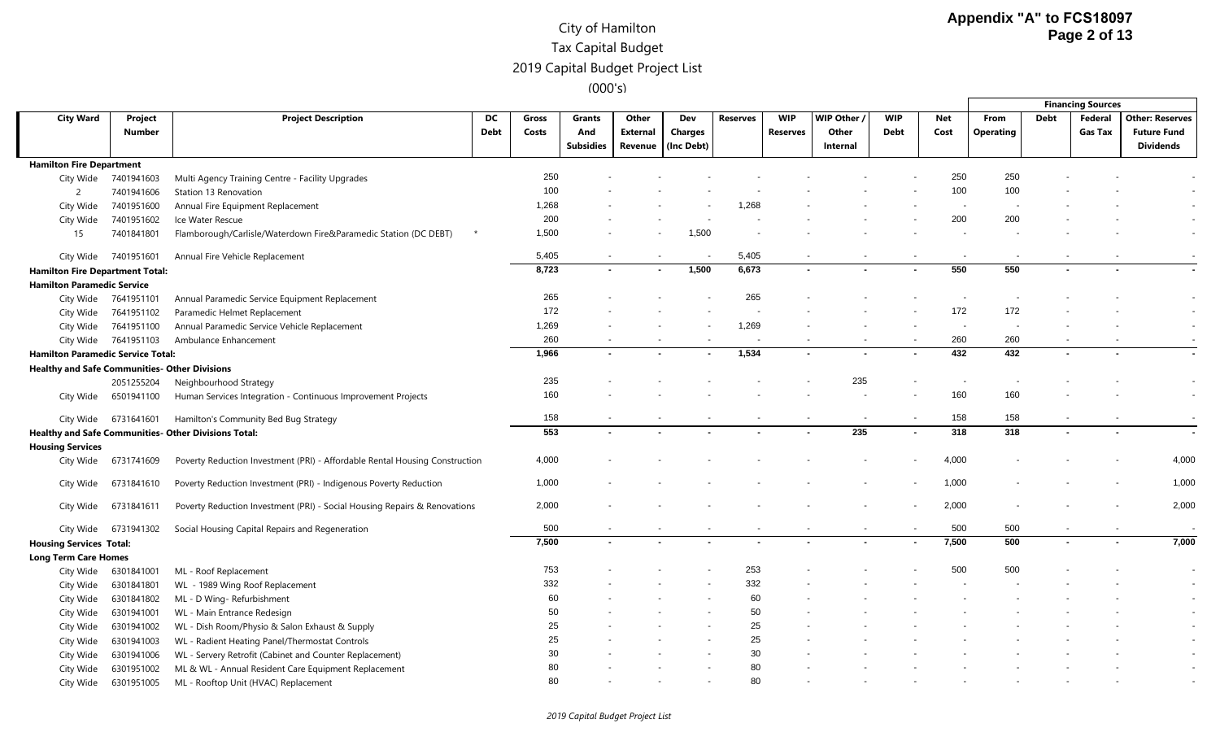# City of Hamilton
## Tax Capital Budget
## 2019 Capital Budget Project List
## (000's)

Appendix "A" to FCS18097

| City Ward | Project Number | Project Description | DC Debt | Gross Costs | Grants And Subsidies | Other External Revenue | Dev Charges (Inc Debt) | Reserves | WIP Reserves | WIP Other / Other Internal | WIP Debt | Net Cost | Financing Sources: From Operating | Debt | Federal Gas Tax | Other: Reserves Future Fund Dividends |
|---|---|---|---|---|---|---|---|---|---|---|---|---|---|---|---|---|
| **Hamilton Fire Department** | | | | | | | | | | | | | | | | |
| City Wide | 7401941603 | Multi Agency Training Centre - Facility Upgrades | | 250 | - | - | - | - | - | - | - | 250 | 250 | - | - | - |
| 2 | 7401941606 | Station 13 Renovation | | 100 | - | - | - | - | - | - | - | 100 | 100 | - | - | - |
| City Wide | 7401951600 | Annual Fire Equipment Replacement | | 1,268 | - | - | - | 1,268 | - | - | - | - | - | - | - | - |
| City Wide | 7401951602 | Ice Water Rescue | | 200 | - | - | - | - | - | - | - | 200 | 200 | - | - | - |
| 15 | 7401841801 | Flamborough/Carlisle/Waterdown Fire&Paramedic Station (DC DEBT) | * | 1,500 | - | - | 1,500 | - | - | - | - | - | - | - | - | - |
| City Wide | 7401951601 | Annual Fire Vehicle Replacement | | 5,405 | - | - | - | 5,405 | - | - | - | - | - | - | - | - |
| **Hamilton Fire Department Total:** | | | | **8,723** | **-** | **-** | **1,500** | **6,673** | **-** | **-** | **-** | **550** | **550** | **-** | **-** | **-** |
| **Hamilton Paramedic Service** | | | | | | | | | | | | | | | | |
| City Wide | 7641951101 | Annual Paramedic Service Equipment Replacement | | 265 | - | - | - | 265 | - | - | - | - | - | - | - | - |
| City Wide | 7641951102 | Paramedic Helmet Replacement | | 172 | - | - | - | - | - | - | - | 172 | 172 | - | - | - |
| City Wide | 7641951100 | Annual Paramedic Service Vehicle Replacement | | 1,269 | - | - | - | 1,269 | - | - | - | - | - | - | - | - |
| City Wide | 7641951103 | Ambulance Enhancement | | 260 | - | - | - | - | - | - | - | 260 | 260 | - | - | - |
| **Hamilton Paramedic Service Total:** | | | | **1,966** | **-** | **-** | **-** | **1,534** | **-** | **-** | **-** | **432** | **432** | **-** | **-** | **-** |
| **Healthy and Safe Communities- Other Divisions** | | | | | | | | | | | | | | | | |
| | 2051255204 | Neighbourhood Strategy | | 235 | - | - | - | - | - | 235 | - | - | - | - | - | - |
| City Wide | 6501941100 | Human Services Integration - Continuous Improvement Projects | | 160 | - | - | - | - | - | - | - | 160 | 160 | - | - | - |
| City Wide | 6731641601 | Hamilton's Community Bed Bug Strategy | | 158 | - | - | - | - | - | - | - | 158 | 158 | - | - | - |
| **Healthy and Safe Communities- Other Divisions Total:** | | | | **553** | **-** | **-** | **-** | **-** | **-** | **235** | **-** | **318** | **318** | **-** | **-** | **-** |
| **Housing Services** | | | | | | | | | | | | | | | | |
| City Wide | 6731741609 | Poverty Reduction Investment (PRI) - Affordable Rental Housing Construction | | 4,000 | - | - | - | - | - | - | - | 4,000 | - | - | - | 4,000 |
| City Wide | 6731841610 | Poverty Reduction Investment (PRI) - Indigenous Poverty Reduction | | 1,000 | - | - | - | - | - | - | - | 1,000 | - | - | - | 1,000 |
| City Wide | 6731841611 | Poverty Reduction Investment (PRI) - Social Housing Repairs & Renovations | | 2,000 | - | - | - | - | - | - | - | 2,000 | - | - | - | 2,000 |
| City Wide | 6731941302 | Social Housing Capital Repairs and Regeneration | | 500 | - | - | - | - | - | - | - | 500 | 500 | - | - | - |
| **Housing Services Total:** | | | | **7,500** | **-** | **-** | **-** | **-** | **-** | **-** | **-** | **7,500** | **500** | **-** | **-** | **7,000** |
| **Long Term Care Homes** | | | | | | | | | | | | | | | | |
| City Wide | 6301841001 | ML - Roof Replacement | | 753 | - | - | - | 253 | - | - | - | 500 | 500 | - | - | - |
| City Wide | 6301841801 | WL - 1989 Wing Roof Replacement | | 332 | - | - | - | 332 | - | - | - | - | - | - | - | - |
| City Wide | 6301841802 | ML - D Wing- Refurbishment | | 60 | - | - | - | 60 | - | - | - | - | - | - | - | - |
| City Wide | 6301941001 | WL - Main Entrance Redesign | | 50 | - | - | - | 50 | - | - | - | - | - | - | - | - |
| City Wide | 6301941002 | WL - Dish Room/Physio & Salon Exhaust & Supply | | 25 | - | - | - | 25 | - | - | - | - | - | - | - | - |
| City Wide | 6301941003 | WL - Radient Heating Panel/Thermostat Controls | | 25 | - | - | - | 25 | - | - | - | - | - | - | - | - |
| City Wide | 6301941006 | WL - Servery Retrofit (Cabinet and Counter Replacement) | | 30 | - | - | - | 30 | - | - | - | - | - | - | - | - |
| City Wide | 6301951002 | ML & WL - Annual Resident Care Equipment Replacement | | 80 | - | - | - | 80 | - | - | - | - | - | - | - | - |
| City Wide | 6301951005 | ML - Rooftop Unit (HVAC) Replacement | | 80 | - | - | - | 80 | - | - | - | - | - | - | - | - |

*2019 Capital Budget Project List*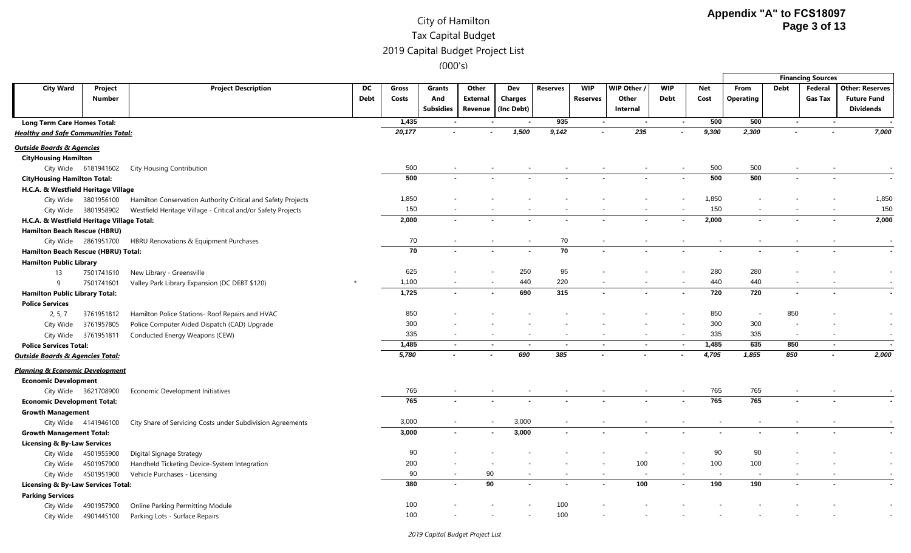# City of Hamilton
## Tax Capital Budget
## 2019 Capital Budget Project List
### (000's)

**Appendix "A" to FCS18097**

| City Ward | Project Number | Project Description | DC Debt | Gross Costs | Grants And Subsidies | Other External Revenue | Dev Charges (Inc Debt) | Reserves | WIP Reserves | WIP Other / Other Internal | WIP Debt | Net Cost | Financing Sources: From Operating | Debt | Federal Gas Tax | Other: Reserves Future Fund Dividends |
|---|---|---|---|---|---|---|---|---|---|---|---|---|---|---|---|---|
| **Long Term Care Homes Total:** | | | | **1,435** | **-** | **-** | **-** | **935** | **-** | **-** | **-** | **500** | **500** | **-** | **-** | **-** |
| ***Healthy and Safe Communities Total:*** | | | | ***20,177*** | **-** | **-** | ***1,500*** | ***9,142*** | **-** | ***235*** | **-** | ***9,300*** | ***2,300*** | **-** | **-** | ***7,000*** |
| ***Outside Boards & Agencies*** | | | | | | | | | | | | | | | | |
| **CityHousing Hamilton** | | | | | | | | | | | | | | | | |
| City Wide | 6181941602 | City Housing Contribution | | 500 | - | - | - | - | - | - | - | 500 | 500 | - | - | - |
| **CityHousing Hamilton Total:** | | | | **500** | **-** | **-** | **-** | **-** | **-** | **-** | **-** | **500** | **500** | **-** | **-** | **-** |
| **H.C.A. & Westfield Heritage Village** | | | | | | | | | | | | | | | | |
| City Wide | 3801956100 | Hamilton Conservation Authority Critical and Safety Projects | | 1,850 | - | - | - | - | - | - | - | 1,850 | - | - | - | 1,850 |
| City Wide | 3801958902 | Westfield Heritage Village - Critical and/or Safety Projects | | 150 | - | - | - | - | - | - | - | 150 | - | - | - | 150 |
| **H.C.A. & Westfield Heritage Village Total:** | | | | **2,000** | **-** | **-** | **-** | **-** | **-** | **-** | **-** | **2,000** | **-** | **-** | **-** | **2,000** |
| **Hamilton Beach Rescue (HBRU)** | | | | | | | | | | | | | | | | |
| City Wide | 2861951700 | HBRU Renovations & Equipment Purchases | | 70 | - | - | - | 70 | - | - | - | - | - | - | - | - |
| **Hamilton Beach Rescue (HBRU) Total:** | | | | **70** | **-** | **-** | **-** | **70** | **-** | **-** | **-** | **-** | **-** | **-** | **-** | **-** |
| **Hamilton Public Library** | | | | | | | | | | | | | | | | |
| 13 | 7501741610 | New Library - Greensville | | 625 | - | - | 250 | 95 | - | - | - | 280 | 280 | - | - | - |
| 9 | 7501741601 | Valley Park Library Expansion (DC DEBT $120) | * | 1,100 | - | - | 440 | 220 | - | - | - | 440 | 440 | - | - | - |
| **Hamilton Public Library Total:** | | | | **1,725** | **-** | **-** | **690** | **315** | **-** | **-** | **-** | **720** | **720** | **-** | **-** | **-** |
| **Police Services** | | | | | | | | | | | | | | | | |
| 2, 5, 7 | 3761951812 | Hamilton Police Stations- Roof Repairs and HVAC | | 850 | - | - | - | - | - | - | - | 850 | - | 850 | - | - |
| City Wide | 3761957805 | Police Computer Aided Dispatch (CAD) Upgrade | | 300 | - | - | - | - | - | - | - | 300 | 300 | - | - | - |
| City Wide | 3761951811 | Conducted Energy Weapons (CEW) | | 335 | - | - | - | - | - | - | - | 335 | 335 | - | - | - |
| **Police Services Total:** | | | | **1,485** | **-** | **-** | **-** | **-** | **-** | **-** | **-** | **1,485** | **635** | **850** | **-** | **-** |
| ***Outside Boards & Agencies Total:*** | | | | ***5,780*** | **-** | **-** | ***690*** | ***385*** | **-** | **-** | **-** | ***4,705*** | ***1,855*** | ***850*** | **-** | ***2,000*** |
| ***Planning & Economic Development*** | | | | | | | | | | | | | | | | |
| **Economic Development** | | | | | | | | | | | | | | | | |
| City Wide | 3621708900 | Economic Development Initiatives | | 765 | - | - | - | - | - | - | - | 765 | 765 | - | - | - |
| **Economic Development Total:** | | | | **765** | **-** | **-** | **-** | **-** | **-** | **-** | **-** | **765** | **765** | **-** | **-** | **-** |
| **Growth Management** | | | | | | | | | | | | | | | | |
| City Wide | 4141946100 | City Share of Servicing Costs under Subdivision Agreements | | 3,000 | - | - | 3,000 | - | - | - | - | - | - | - | - | - |
| **Growth Management Total:** | | | | **3,000** | **-** | **-** | **3,000** | **-** | **-** | **-** | **-** | **-** | **-** | **-** | **-** | **-** |
| **Licensing & By-Law Services** | | | | | | | | | | | | | | | | |
| City Wide | 4501955900 | Digital Signage Strategy | | 90 | - | - | - | - | - | - | - | 90 | 90 | - | - | - |
| City Wide | 4501957900 | Handheld Ticketing Device-System Integration | | 200 | - | - | - | - | - | 100 | - | 100 | 100 | - | - | - |
| City Wide | 4501951900 | Vehicle Purchases - Licensing | | 90 | - | 90 | - | - | - | - | - | - | - | - | - | - |
| **Licensing & By-Law Services Total:** | | | | **380** | **-** | **90** | **-** | **-** | **-** | **100** | **-** | **190** | **190** | **-** | **-** | **-** |
| **Parking Services** | | | | | | | | | | | | | | | | |
| City Wide | 4901957900 | Online Parking Permitting Module | | 100 | - | - | - | 100 | - | - | - | - | - | - | - | - |
| City Wide | 4901445100 | Parking Lots - Surface Repairs | | 100 | - | - | - | 100 | - | - | - | - | - | - | - | - |

*2019 Capital Budget Project List*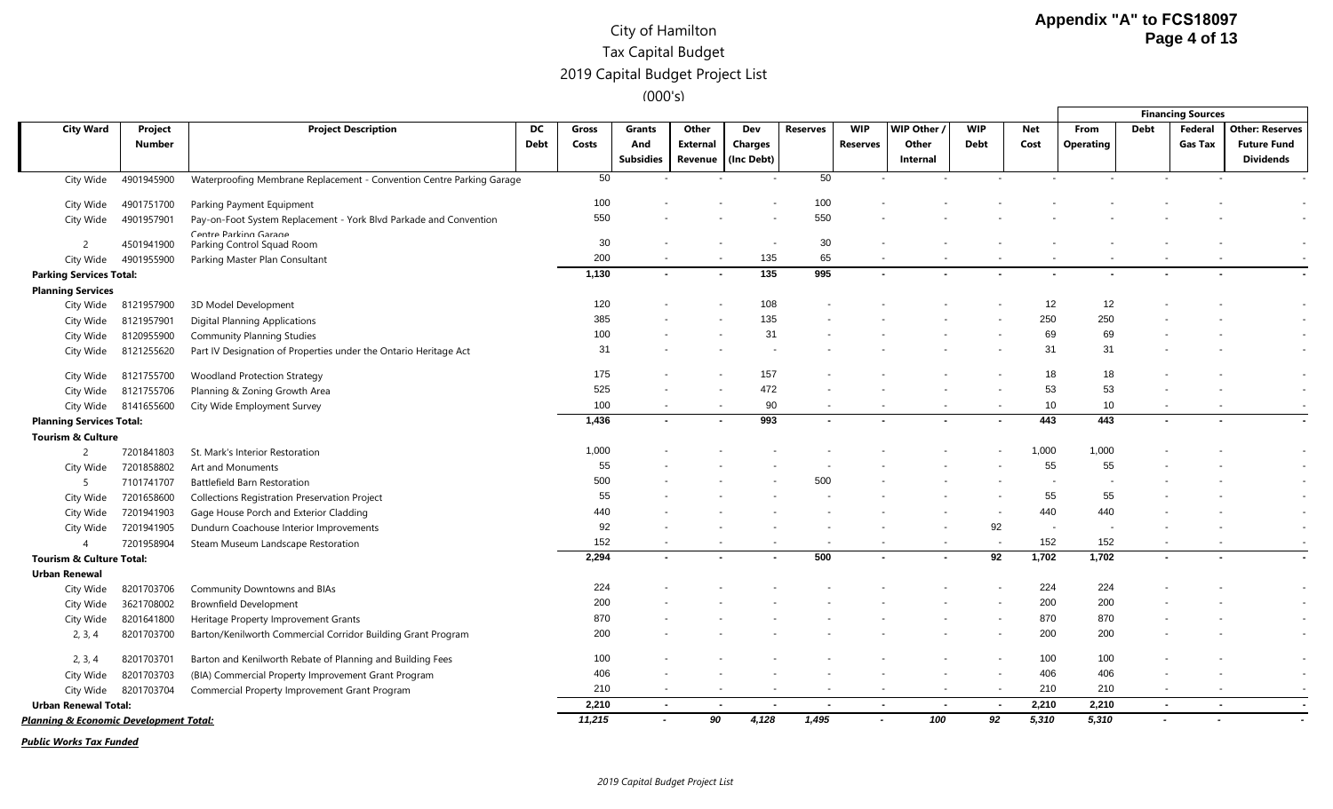# City of Hamilton
## Tax Capital Budget
## 2019 Capital Budget Project List
(000's)

**Appendix "A" to FCS18097**

| City Ward | Project Number | Project Description | DC Debt | Gross Costs | Grants And Subsidies | Other External Revenue | Dev Charges (Inc Debt) | Reserves | WIP Reserves | WIP Other / Other Internal | WIP Debt | Net Cost | Financing Sources: From Operating | Financing Sources: Debt | Financing Sources: Federal Gas Tax | Financing Sources: Other: Reserves Future Fund Dividends |
|---|---|---|---|---|---|---|---|---|---|---|---|---|---|---|---|---|
| City Wide | 4901945900 | Waterproofing Membrane Replacement - Convention Centre Parking Garage | | 50 | - | - | - | 50 | - | - | - | - | - | - | - | - |
| City Wide | 4901751700 | Parking Payment Equipment | | 100 | - | - | - | 100 | - | - | - | - | - | - | - | - |
| City Wide | 4901957901 | Pay-on-Foot System Replacement - York Blvd Parkade and Convention Centre Parking Garage | | 550 | - | - | - | 550 | - | - | - | - | - | - | - | - |
| 2 | 4501941900 | Parking Control Squad Room | | 30 | - | - | - | 30 | - | - | - | - | - | - | - | - |
| City Wide | 4901955900 | Parking Master Plan Consultant | | 200 | - | - | 135 | 65 | - | - | - | - | - | - | - | - |
| **Parking Services Total:** | | | | **1,130** | **-** | **-** | **135** | **995** | **-** | **-** | **-** | **-** | **-** | **-** | **-** | **-** |
| **Planning Services** | | | | | | | | | | | | | | | | |
| City Wide | 8121957900 | 3D Model Development | | 120 | - | - | 108 | - | - | - | - | 12 | 12 | - | - | - |
| City Wide | 8121957901 | Digital Planning Applications | | 385 | - | - | 135 | - | - | - | - | 250 | 250 | - | - | - |
| City Wide | 8120955900 | Community Planning Studies | | 100 | - | - | 31 | - | - | - | - | 69 | 69 | - | - | - |
| City Wide | 8121255620 | Part IV Designation of Properties under the Ontario Heritage Act | | 31 | - | - | - | - | - | - | - | 31 | 31 | - | - | - |
| City Wide | 8121755700 | Woodland Protection Strategy | | 175 | - | - | 157 | - | - | - | - | 18 | 18 | - | - | - |
| City Wide | 8121755706 | Planning & Zoning Growth Area | | 525 | - | - | 472 | - | - | - | - | 53 | 53 | - | - | - |
| City Wide | 8141655600 | City Wide Employment Survey | | 100 | - | - | 90 | - | - | - | - | 10 | 10 | - | - | - |
| **Planning Services Total:** | | | | **1,436** | **-** | **-** | **993** | **-** | **-** | **-** | **-** | **443** | **443** | **-** | **-** | **-** |
| **Tourism & Culture** | | | | | | | | | | | | | | | | |
| 2 | 7201841803 | St. Mark's Interior Restoration | | 1,000 | - | - | - | - | - | - | - | 1,000 | 1,000 | - | - | - |
| City Wide | 7201858802 | Art and Monuments | | 55 | - | - | - | - | - | - | - | 55 | 55 | - | - | - |
| 5 | 7101741707 | Battlefield Barn Restoration | | 500 | - | - | - | 500 | - | - | - | - | - | - | - | - |
| City Wide | 7201658600 | Collections Registration Preservation Project | | 55 | - | - | - | - | - | - | - | 55 | 55 | - | - | - |
| City Wide | 7201941903 | Gage House Porch and Exterior Cladding | | 440 | - | - | - | - | - | - | - | 440 | 440 | - | - | - |
| City Wide | 7201941905 | Dundurn Coachouse Interior Improvements | | 92 | - | - | - | - | - | - | 92 | - | - | - | - | - |
| 4 | 7201958904 | Steam Museum Landscape Restoration | | 152 | - | - | - | - | - | - | - | 152 | 152 | - | - | - |
| **Tourism & Culture Total:** | | | | **2,294** | **-** | **-** | **-** | **500** | **-** | **-** | **92** | **1,702** | **1,702** | **-** | **-** | **-** |
| **Urban Renewal** | | | | | | | | | | | | | | | | |
| City Wide | 8201703706 | Community Downtowns and BIAs | | 224 | - | - | - | - | - | - | - | 224 | 224 | - | - | - |
| City Wide | 3621708002 | Brownfield Development | | 200 | - | - | - | - | - | - | - | 200 | 200 | - | - | - |
| City Wide | 8201641800 | Heritage Property Improvement Grants | | 870 | - | - | - | - | - | - | - | 870 | 870 | - | - | - |
| 2, 3, 4 | 8201703700 | Barton/Kenilworth Commercial Corridor Building Grant Program | | 200 | - | - | - | - | - | - | - | 200 | 200 | - | - | - |
| 2, 3, 4 | 8201703701 | Barton and Kenilworth Rebate of Planning and Building Fees | | 100 | - | - | - | - | - | - | - | 100 | 100 | - | - | - |
| City Wide | 8201703703 | (BIA) Commercial Property Improvement Grant Program | | 406 | - | - | - | - | - | - | - | 406 | 406 | - | - | - |
| City Wide | 8201703704 | Commercial Property Improvement Grant Program | | 210 | - | - | - | - | - | - | - | 210 | 210 | - | - | - |
| **Urban Renewal Total:** | | | | **2,210** | **-** | **-** | **-** | **-** | **-** | **-** | **-** | **2,210** | **2,210** | **-** | **-** | **-** |
| ***Planning & Economic Development Total:*** | | | | ***11,215*** | ***-*** | ***90*** | ***4,128*** | ***1,495*** | ***-*** | ***100*** | ***92*** | ***5,310*** | ***5,310*** | ***-*** | ***-*** | ***-*** |

***Public Works Tax Funded***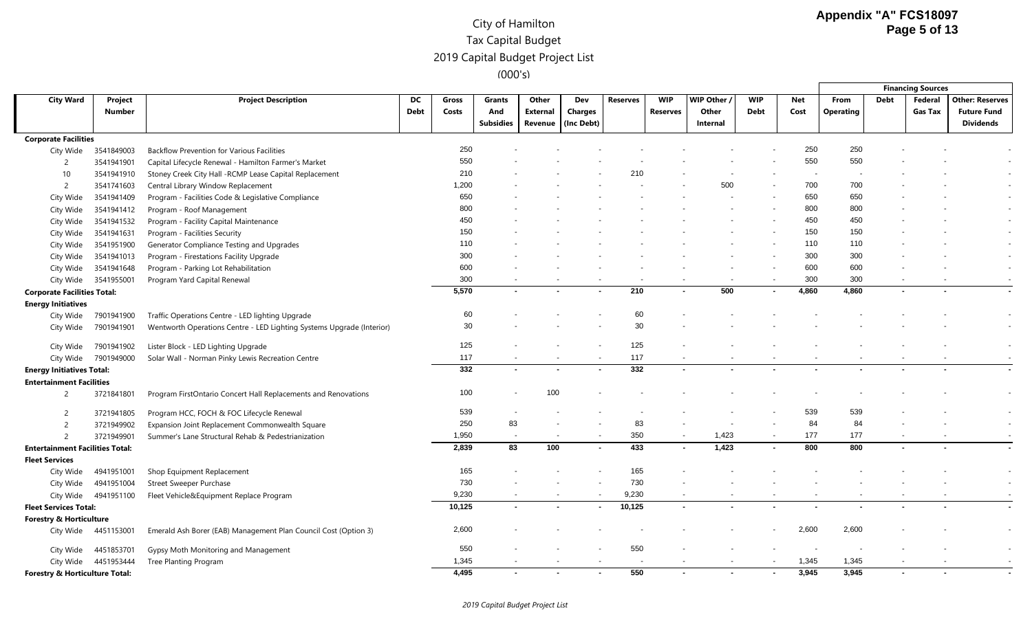# City of Hamilton
## Tax Capital Budget
## 2019 Capital Budget Project List
### (000's)

| City Ward | Project Number | Project Description | DC Debt | Gross Costs | Grants And Subsidies | Other External Revenue | Dev Charges (Inc Debt) | Reserves | WIP Reserves | WIP Other / Other Internal | WIP Debt | Net Cost | Financing Sources: From Operating | Financing Sources: Debt | Financing Sources: Federal Gas Tax | Financing Sources: Other: Reserves Future Fund Dividends |
|---|---|---|---|---|---|---|---|---|---|---|---|---|---|---|---|---|
| **Corporate Facilities** | | | | | | | | | | | | | | | | |
| City Wide | 3541849003 | Backflow Prevention for Various Facilities | | 250 | - | - | - | - | - | - | - | 250 | 250 | - | - | - |
| 2 | 3541941901 | Capital Lifecycle Renewal - Hamilton Farmer's Market | | 550 | - | - | - | - | - | - | - | 550 | 550 | - | - | - |
| 10 | 3541941910 | Stoney Creek City Hall -RCMP Lease Capital Replacement | | 210 | - | - | - | 210 | - | - | - | - | - | - | - | - |
| 2 | 3541741603 | Central Library Window Replacement | | 1,200 | - | - | - | - | - | 500 | - | 700 | 700 | - | - | - |
| City Wide | 3541941409 | Program - Facilities Code & Legislative Compliance | | 650 | - | - | - | - | - | - | - | 650 | 650 | - | - | - |
| City Wide | 3541941412 | Program - Roof Management | | 800 | - | - | - | - | - | - | - | 800 | 800 | - | - | - |
| City Wide | 3541941532 | Program - Facility Capital Maintenance | | 450 | - | - | - | - | - | - | - | 450 | 450 | - | - | - |
| City Wide | 3541941631 | Program - Facilities Security | | 150 | - | - | - | - | - | - | - | 150 | 150 | - | - | - |
| City Wide | 3541951900 | Generator Compliance Testing and Upgrades | | 110 | - | - | - | - | - | - | - | 110 | 110 | - | - | - |
| City Wide | 3541941013 | Program - Firestations Facility Upgrade | | 300 | - | - | - | - | - | - | - | 300 | 300 | - | - | - |
| City Wide | 3541941648 | Program - Parking Lot Rehabilitation | | 600 | - | - | - | - | - | - | - | 600 | 600 | - | - | - |
| City Wide | 3541955001 | Program Yard Capital Renewal | | 300 | - | - | - | - | - | - | - | 300 | 300 | - | - | - |
| **Corporate Facilities Total:** | | | | **5,570** | **-** | **-** | **-** | **210** | **-** | **500** | **-** | **4,860** | **4,860** | **-** | **-** | **-** |
| **Energy Initiatives** | | | | | | | | | | | | | | | | |
| City Wide | 7901941900 | Traffic Operations Centre - LED lighting Upgrade | | 60 | - | - | - | 60 | - | - | - | - | - | - | - | - |
| City Wide | 7901941901 | Wentworth Operations Centre - LED Lighting Systems Upgrade (Interior) | | 30 | - | - | - | 30 | - | - | - | - | - | - | - | - |
| City Wide | 7901941902 | Lister Block - LED Lighting Upgrade | | 125 | - | - | - | 125 | - | - | - | - | - | - | - | - |
| City Wide | 7901949000 | Solar Wall - Norman Pinky Lewis Recreation Centre | | 117 | - | - | - | 117 | - | - | - | - | - | - | - | - |
| **Energy Initiatives Total:** | | | | **332** | **-** | **-** | **-** | **332** | **-** | **-** | **-** | **-** | **-** | **-** | **-** | **-** |
| **Entertainment Facilities** | | | | | | | | | | | | | | | | |
| 2 | 3721841801 | Program FirstOntario Concert Hall Replacements and Renovations | | 100 | - | 100 | - | - | - | - | - | - | - | - | - | - |
| 2 | 3721941805 | Program HCC, FOCH & FOC Lifecycle Renewal | | 539 | - | - | - | - | - | - | - | 539 | 539 | - | - | - |
| 2 | 3721949902 | Expansion Joint Replacement Commonwealth Square | | 250 | 83 | - | - | 83 | - | - | - | 84 | 84 | - | - | - |
| 2 | 3721949901 | Summer's Lane Structural Rehab & Pedestrianization | | 1,950 | - | - | - | 350 | - | 1,423 | - | 177 | 177 | - | - | - |
| **Entertainment Facilities Total:** | | | | **2,839** | **83** | **100** | **-** | **433** | **-** | **1,423** | **-** | **800** | **800** | **-** | **-** | **-** |
| **Fleet Services** | | | | | | | | | | | | | | | | |
| City Wide | 4941951001 | Shop Equipment Replacement | | 165 | - | - | - | 165 | - | - | - | - | - | - | - | - |
| City Wide | 4941951004 | Street Sweeper Purchase | | 730 | - | - | - | 730 | - | - | - | - | - | - | - | - |
| City Wide | 4941951100 | Fleet Vehicle&Equipment Replace Program | | 9,230 | - | - | - | 9,230 | - | - | - | - | - | - | - | - |
| **Fleet Services Total:** | | | | **10,125** | **-** | **-** | **-** | **10,125** | **-** | **-** | **-** | **-** | **-** | **-** | **-** | **-** |
| **Forestry & Horticulture** | | | | | | | | | | | | | | | | |
| City Wide | 4451153001 | Emerald Ash Borer (EAB) Management Plan Council Cost (Option 3) | | 2,600 | - | - | - | - | - | - | - | 2,600 | 2,600 | - | - | - |
| City Wide | 4451853701 | Gypsy Moth Monitoring and Management | | 550 | - | - | - | 550 | - | - | - | - | - | - | - | - |
| City Wide | 4451953444 | Tree Planting Program | | 1,345 | - | - | - | - | - | - | - | 1,345 | 1,345 | - | - | - |
| **Forestry & Horticulture Total:** | | | | **4,495** | **-** | **-** | **-** | **550** | **-** | **-** | **-** | **3,945** | **3,945** | **-** | **-** | **-** |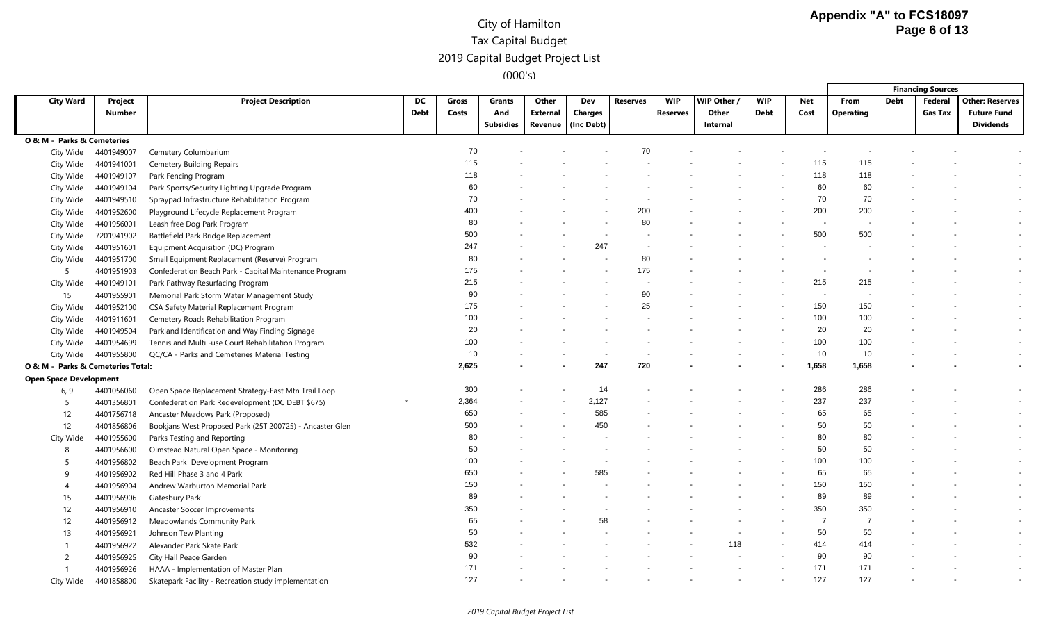# City of Hamilton
## Tax Capital Budget
## 2019 Capital Budget Project List
### (000's)

| City Ward | Project Number | Project Description | DC Debt | Gross Costs | Grants And Subsidies | Other External Revenue | Dev Charges (Inc Debt) | Reserves | WIP Reserves | WIP Other / Other Internal | WIP Debt | Net Cost | Financing Sources: From Operating | Debt | Federal Gas Tax | Other: Reserves Future Fund Dividends |
|---|---|---|---|---|---|---|---|---|---|---|---|---|---|---|---|---|
| **O & M - Parks & Cemeteries** | | | | | | | | | | | | | | | | |
| City Wide | 4401949007 | Cemetery Columbarium | | 70 | - | - | - | 70 | - | - | - | - | - | - | - | - |
| City Wide | 4401941001 | Cemetery Building Repairs | | 115 | - | - | - | - | - | - | - | 115 | 115 | - | - | - |
| City Wide | 4401949107 | Park Fencing Program | | 118 | - | - | - | - | - | - | - | 118 | 118 | - | - | - |
| City Wide | 4401949104 | Park Sports/Security Lighting Upgrade Program | | 60 | - | - | - | - | - | - | - | 60 | 60 | - | - | - |
| City Wide | 4401949510 | Spraypad Infrastructure Rehabilitation Program | | 70 | - | - | - | - | - | - | - | 70 | 70 | - | - | - |
| City Wide | 4401952600 | Playground Lifecycle Replacement Program | | 400 | - | - | - | 200 | - | - | - | 200 | 200 | - | - | - |
| City Wide | 4401956001 | Leash free Dog Park Program | | 80 | - | - | - | 80 | - | - | - | - | - | - | - | - |
| City Wide | 7201941902 | Battlefield Park Bridge Replacement | | 500 | - | - | - | - | - | - | - | 500 | 500 | - | - | - |
| City Wide | 4401951601 | Equipment Acquisition (DC) Program | | 247 | - | - | 247 | - | - | - | - | - | - | - | - | - |
| City Wide | 4401951700 | Small Equipment Replacement (Reserve) Program | | 80 | - | - | - | 80 | - | - | - | - | - | - | - | - |
| 5 | 4401951903 | Confederation Beach Park - Capital Maintenance Program | | 175 | - | - | - | 175 | - | - | - | - | - | - | - | - |
| City Wide | 4401949101 | Park Pathway Resurfacing Program | | 215 | - | - | - | - | - | - | - | 215 | 215 | - | - | - |
| 15 | 4401955901 | Memorial Park Storm Water Management Study | | 90 | - | - | - | 90 | - | - | - | - | - | - | - | - |
| City Wide | 4401952100 | CSA Safety Material Replacement Program | | 175 | - | - | - | 25 | - | - | - | 150 | 150 | - | - | - |
| City Wide | 4401911601 | Cemetery Roads Rehabilitation Program | | 100 | - | - | - | - | - | - | - | 100 | 100 | - | - | - |
| City Wide | 4401949504 | Parkland Identification and Way Finding Signage | | 20 | - | - | - | - | - | - | - | 20 | 20 | - | - | - |
| City Wide | 4401954699 | Tennis and Multi -use Court Rehabilitation Program | | 100 | - | - | - | - | - | - | - | 100 | 100 | - | - | - |
| City Wide | 4401955800 | QC/CA - Parks and Cemeteries Material Testing | | 10 | - | - | - | - | - | - | - | 10 | 10 | - | - | - |
| **O & M - Parks & Cemeteries Total:** | | | | **2,625** | **-** | **-** | **247** | **720** | **-** | **-** | **-** | **1,658** | **1,658** | **-** | **-** | **-** |
| **Open Space Development** | | | | | | | | | | | | | | | | |
| 6, 9 | 4401056060 | Open Space Replacement Strategy-East Mtn Trail Loop | | 300 | - | - | 14 | - | - | - | - | 286 | 286 | - | - | - |
| 5 | 4401356801 | Confederation Park Redevelopment (DC DEBT $675) | * | 2,364 | - | - | 2,127 | - | - | - | - | 237 | 237 | - | - | - |
| 12 | 4401756718 | Ancaster Meadows Park (Proposed) | | 650 | - | - | 585 | - | - | - | - | 65 | 65 | - | - | - |
| 12 | 4401856806 | Bookjans West Proposed Park (25T 200725) - Ancaster Glen | | 500 | - | - | 450 | - | - | - | - | 50 | 50 | - | - | - |
| City Wide | 4401955600 | Parks Testing and Reporting | | 80 | - | - | - | - | - | - | - | 80 | 80 | - | - | - |
| 8 | 4401956600 | Olmstead Natural Open Space - Monitoring | | 50 | - | - | - | - | - | - | - | 50 | 50 | - | - | - |
| 5 | 4401956802 | Beach Park Development Program | | 100 | - | - | - | - | - | - | - | 100 | 100 | - | - | - |
| 9 | 4401956902 | Red Hill Phase 3 and 4 Park | | 650 | - | - | 585 | - | - | - | - | 65 | 65 | - | - | - |
| 4 | 4401956904 | Andrew Warburton Memorial Park | | 150 | - | - | - | - | - | - | - | 150 | 150 | - | - | - |
| 15 | 4401956906 | Gatesbury Park | | 89 | - | - | - | - | - | - | - | 89 | 89 | - | - | - |
| 12 | 4401956910 | Ancaster Soccer Improvements | | 350 | - | - | - | - | - | - | - | 350 | 350 | - | - | - |
| 12 | 4401956912 | Meadowlands Community Park | | 65 | - | - | 58 | - | - | - | - | 7 | 7 | - | - | - |
| 13 | 4401956921 | Johnson Tew Planting | | 50 | - | - | - | - | - | - | - | 50 | 50 | - | - | - |
| 1 | 4401956922 | Alexander Park Skate Park | | 532 | - | - | - | - | - | 118 | - | 414 | 414 | - | - | - |
| 2 | 4401956925 | City Hall Peace Garden | | 90 | - | - | - | - | - | - | - | 90 | 90 | - | - | - |
| 1 | 4401956926 | HAAA - Implementation of Master Plan | | 171 | - | - | - | - | - | - | - | 171 | 171 | - | - | - |
| City Wide | 4401858800 | Skatepark Facility - Recreation study implementation | | 127 | - | - | - | - | - | - | - | 127 | 127 | - | - | - |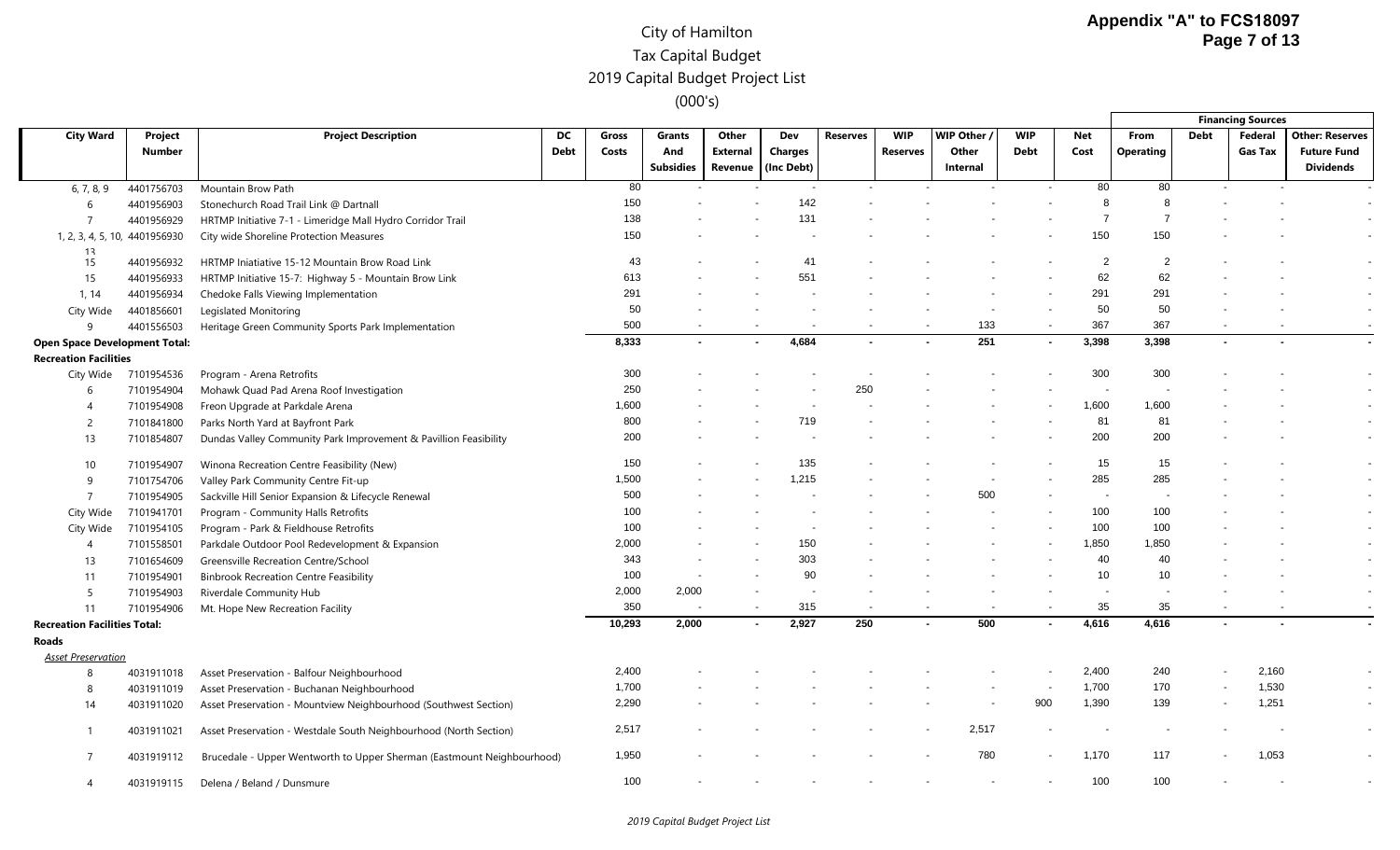# City of Hamilton
## Tax Capital Budget
## 2019 Capital Budget Project List
### (000's)

| City Ward | Project Number | Project Description | DC Debt | Gross Costs | Grants And Subsidies | Other External Revenue | Dev Charges (Inc Debt) | Reserves | WIP Reserves | WIP Other / Other Internal | WIP Debt | Net Cost | Financing Sources: From Operating | Debt | Federal Gas Tax | Other: Reserves Future Fund Dividends |
|---|---|---|---|---|---|---|---|---|---|---|---|---|---|---|---|---|
| 6, 7, 8, 9 | 4401756703 | Mountain Brow Path | | 80 | - | - | - | - | - | - | - | 80 | 80 | - | - | - |
| 6 | 4401956903 | Stonechurch Road Trail Link @ Dartnall | | 150 | - | - | 142 | - | - | - | - | 8 | 8 | - | - | - |
| 7 | 4401956929 | HRTMP Initiative 7-1 - Limeridge Mall Hydro Corridor Trail | | 138 | - | - | 131 | - | - | - | - | 7 | 7 | - | - | - |
| 1, 2, 3, 4, 5, 10, 13 | 4401956930 | City wide Shoreline Protection Measures | | 150 | - | - | - | - | - | - | - | 150 | 150 | - | - | - |
| 15 | 4401956932 | HRTMP Iniatiative 15-12 Mountain Brow Road Link | | 43 | - | - | 41 | - | - | - | - | 2 | 2 | - | - | - |
| 15 | 4401956933 | HRTMP Initiative 15-7: Highway 5 - Mountain Brow Link | | 613 | - | - | 551 | - | - | - | - | 62 | 62 | - | - | - |
| 1, 14 | 4401956934 | Chedoke Falls Viewing Implementation | | 291 | - | - | - | - | - | - | - | 291 | 291 | - | - | - |
| City Wide | 4401856601 | Legislated Monitoring | | 50 | - | - | - | - | - | - | - | 50 | 50 | - | - | - |
| 9 | 4401556503 | Heritage Green Community Sports Park Implementation | | 500 | - | - | - | - | - | 133 | - | 367 | 367 | - | - | - |
| **Open Space Development Total:** | | | | **8,333** | **-** | **-** | **4,684** | **-** | **-** | **251** | **-** | **3,398** | **3,398** | **-** | **-** | **-** |
| **Recreation Facilities** | | | | | | | | | | | | | | | | |
| City Wide | 7101954536 | Program - Arena Retrofits | | 300 | - | - | - | - | - | - | - | 300 | 300 | - | - | - |
| 6 | 7101954904 | Mohawk Quad Pad Arena Roof Investigation | | 250 | - | - | - | 250 | - | - | - | - | - | - | - | - |
| 4 | 7101954908 | Freon Upgrade at Parkdale Arena | | 1,600 | - | - | - | - | - | - | - | 1,600 | 1,600 | - | - | - |
| 2 | 7101841800 | Parks North Yard at Bayfront Park | | 800 | - | - | 719 | - | - | - | - | 81 | 81 | - | - | - |
| 13 | 7101854807 | Dundas Valley Community Park Improvement & Pavillion Feasibility | | 200 | - | - | - | - | - | - | - | 200 | 200 | - | - | - |
| 10 | 7101954907 | Winona Recreation Centre Feasibility (New) | | 150 | - | - | 135 | - | - | - | - | 15 | 15 | - | - | - |
| 9 | 7101754706 | Valley Park Community Centre Fit-up | | 1,500 | - | - | 1,215 | - | - | - | - | 285 | 285 | - | - | - |
| 7 | 7101954905 | Sackville Hill Senior Expansion & Lifecycle Renewal | | 500 | - | - | - | - | - | 500 | - | - | - | - | - | - |
| City Wide | 7101941701 | Program - Community Halls Retrofits | | 100 | - | - | - | - | - | - | - | 100 | 100 | - | - | - |
| City Wide | 7101954105 | Program - Park & Fieldhouse Retrofits | | 100 | - | - | - | - | - | - | - | 100 | 100 | - | - | - |
| 4 | 7101558501 | Parkdale Outdoor Pool Redevelopment & Expansion | | 2,000 | - | - | 150 | - | - | - | - | 1,850 | 1,850 | - | - | - |
| 13 | 7101654609 | Greensville Recreation Centre/School | | 343 | - | - | 303 | - | - | - | - | 40 | 40 | - | - | - |
| 11 | 7101954901 | Binbrook Recreation Centre Feasibility | | 100 | - | - | 90 | - | - | - | - | 10 | 10 | - | - | - |
| 5 | 7101954903 | Riverdale Community Hub | | 2,000 | 2,000 | - | - | - | - | - | - | - | - | - | - | - |
| 11 | 7101954906 | Mt. Hope New Recreation Facility | | 350 | - | - | 315 | - | - | - | - | 35 | 35 | - | - | - |
| **Recreation Facilities Total:** | | | | **10,293** | **2,000** | **-** | **2,927** | **250** | **-** | **500** | **-** | **4,616** | **4,616** | **-** | **-** | **-** |
| **Roads** | | | | | | | | | | | | | | | | |
| *Asset Preservation* | | | | | | | | | | | | | | | | |
| 8 | 4031911018 | Asset Preservation - Balfour Neighbourhood | | 2,400 | - | - | - | - | - | - | - | 2,400 | 240 | - | 2,160 | - |
| 8 | 4031911019 | Asset Preservation - Buchanan Neighbourhood | | 1,700 | - | - | - | - | - | - | - | 1,700 | 170 | - | 1,530 | - |
| 14 | 4031911020 | Asset Preservation - Mountview Neighbourhood (Southwest Section) | | 2,290 | - | - | - | - | - | - | 900 | 1,390 | 139 | - | 1,251 | - |
| 1 | 4031911021 | Asset Preservation - Westdale South Neighbourhood (North Section) | | 2,517 | - | - | - | - | - | 2,517 | - | - | - | - | - | - |
| 7 | 4031919112 | Brucedale - Upper Wentworth to Upper Sherman (Eastmount Neighbourhood) | | 1,950 | - | - | - | - | - | 780 | - | 1,170 | 117 | - | 1,053 | - |
| 4 | 4031919115 | Delena / Beland / Dunsmure | | 100 | - | - | - | - | - | - | - | 100 | 100 | - | - | - |

*2019 Capital Budget Project List*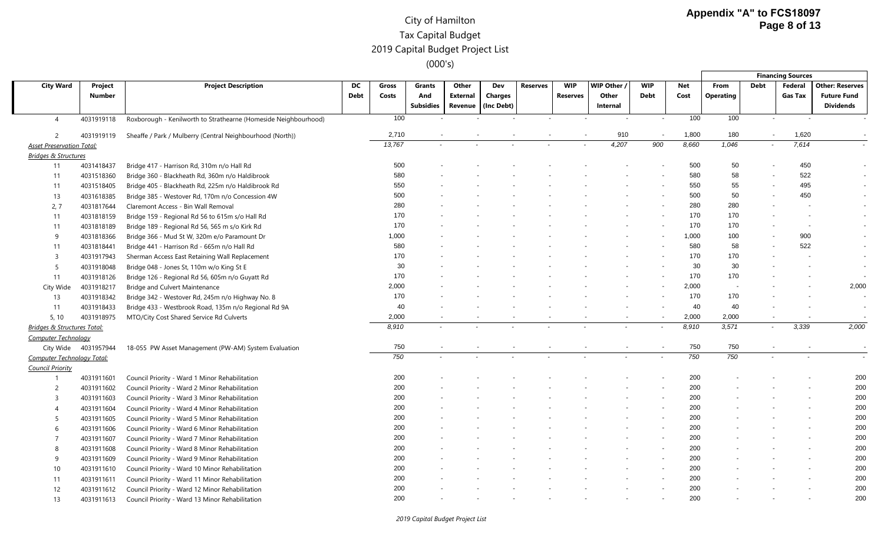# City of Hamilton
## Tax Capital Budget
## 2019 Capital Budget Project List
## (000's)

**Appendix "A" to FCS18097**
**Page 8 of 13**

| City Ward | Project Number | Project Description | DC Debt | Gross Costs | Grants And Subsidies | Other External Revenue | Dev Charges (Inc Debt) | Reserves | WIP Reserves | WIP Other / Other Internal | WIP Debt | Net Cost | Financing Sources: From Operating | Debt | Federal Gas Tax | Other: Reserves Future Fund Dividends |
|---|---|---|---|---|---|---|---|---|---|---|---|---|---|---|---|---|
| 4 | 4031919118 | Roxborough - Kenilworth to Strathearne (Homeside Neighbourhood) | | 100 | - | - | - | - | - | - | - | 100 | 100 | - | - | - |
| 2 | 4031919119 | Sheaffe / Park / Mulberry (Central Neighbourhood (North)) | | 2,710 | - | - | - | - | - | 910 | - | 1,800 | 180 | - | 1,620 | - |
| *Asset Preservation Total:* | | | | *13,767* | - | - | - | - | - | *4,207* | *900* | *8,660* | *1,046* | - | *7,614* | - |
| *Bridges & Structures* | | | | | | | | | | | | | | | | |
| 11 | 4031418437 | Bridge 417 - Harrison Rd, 310m n/o Hall Rd | | 500 | - | - | - | - | - | - | - | 500 | 50 | - | 450 | - |
| 11 | 4031518360 | Bridge 360 - Blackheath Rd, 360m n/o Haldibrook | | 580 | - | - | - | - | - | - | - | 580 | 58 | - | 522 | - |
| 11 | 4031518405 | Bridge 405 - Blackheath Rd, 225m n/o Haldibrook Rd | | 550 | - | - | - | - | - | - | - | 550 | 55 | - | 495 | - |
| 13 | 4031618385 | Bridge 385 - Westover Rd, 170m n/o Concession 4W | | 500 | - | - | - | - | - | - | - | 500 | 50 | - | 450 | - |
| 2, 7 | 4031817644 | Claremont Access - Bin Wall Removal | | 280 | - | - | - | - | - | - | - | 280 | 280 | - | - | - |
| 11 | 4031818159 | Bridge 159 - Regional Rd 56 to 615m s/o Hall Rd | | 170 | - | - | - | - | - | - | - | 170 | 170 | - | - | - |
| 11 | 4031818189 | Bridge 189 - Regional Rd 56, 565 m s/o Kirk Rd | | 170 | - | - | - | - | - | - | - | 170 | 170 | - | - | - |
| 9 | 4031818366 | Bridge 366 - Mud St W, 320m e/o Paramount Dr | | 1,000 | - | - | - | - | - | - | - | 1,000 | 100 | - | 900 | - |
| 11 | 4031818441 | Bridge 441 - Harrison Rd - 665m n/o Hall Rd | | 580 | - | - | - | - | - | - | - | 580 | 58 | - | 522 | - |
| 3 | 4031917943 | Sherman Access East Retaining Wall Replacement | | 170 | - | - | - | - | - | - | - | 170 | 170 | - | - | - |
| 5 | 4031918048 | Bridge 048 - Jones St, 110m w/o King St E | | 30 | - | - | - | - | - | - | - | 30 | 30 | - | - | - |
| 11 | 4031918126 | Bridge 126 - Regional Rd 56, 605m n/o Guyatt Rd | | 170 | - | - | - | - | - | - | - | 170 | 170 | - | - | - |
| City Wide | 4031918217 | Bridge and Culvert Maintenance | | 2,000 | - | - | - | - | - | - | - | 2,000 | - | - | - | 2,000 |
| 13 | 4031918342 | Bridge 342 - Westover Rd, 245m n/o Highway No. 8 | | 170 | - | - | - | - | - | - | - | 170 | 170 | - | - | - |
| 11 | 4031918433 | Bridge 433 - Westbrook Road, 135m n/o Regional Rd 9A | | 40 | - | - | - | - | - | - | - | 40 | 40 | - | - | - |
| 5, 10 | 4031918975 | MTO/City Cost Shared Service Rd Culverts | | 2,000 | - | - | - | - | - | - | - | 2,000 | 2,000 | - | - | - |
| *Bridges & Structures Total:* | | | | *8,910* | - | - | - | - | - | - | - | *8,910* | *3,571* | - | *3,339* | *2,000* |
| *Computer Technology* | | | | | | | | | | | | | | | | |
| City Wide | 4031957944 | 18-055 PW Asset Management (PW-AM) System Evaluation | | 750 | - | - | - | - | - | - | - | 750 | 750 | - | - | - |
| *Computer Technology Total:* | | | | *750* | - | - | - | - | - | - | - | *750* | *750* | - | - | - |
| *Council Priority* | | | | | | | | | | | | | | | | |
| 1 | 4031911601 | Council Priority - Ward 1 Minor Rehabilitation | | 200 | - | - | - | - | - | - | - | 200 | - | - | - | 200 |
| 2 | 4031911602 | Council Priority - Ward 2 Minor Rehabilitation | | 200 | - | - | - | - | - | - | - | 200 | - | - | - | 200 |
| 3 | 4031911603 | Council Priority - Ward 3 Minor Rehabilitation | | 200 | - | - | - | - | - | - | - | 200 | - | - | - | 200 |
| 4 | 4031911604 | Council Priority - Ward 4 Minor Rehabilitation | | 200 | - | - | - | - | - | - | - | 200 | - | - | - | 200 |
| 5 | 4031911605 | Council Priority - Ward 5 Minor Rehabilitation | | 200 | - | - | - | - | - | - | - | 200 | - | - | - | 200 |
| 6 | 4031911606 | Council Priority - Ward 6 Minor Rehabilitation | | 200 | - | - | - | - | - | - | - | 200 | - | - | - | 200 |
| 7 | 4031911607 | Council Priority - Ward 7 Minor Rehabilitation | | 200 | - | - | - | - | - | - | - | 200 | - | - | - | 200 |
| 8 | 4031911608 | Council Priority - Ward 8 Minor Rehabilitation | | 200 | - | - | - | - | - | - | - | 200 | - | - | - | 200 |
| 9 | 4031911609 | Council Priority - Ward 9 Minor Rehabilitation | | 200 | - | - | - | - | - | - | - | 200 | - | - | - | 200 |
| 10 | 4031911610 | Council Priority - Ward 10 Minor Rehabilitation | | 200 | - | - | - | - | - | - | - | 200 | - | - | - | 200 |
| 11 | 4031911611 | Council Priority - Ward 11 Minor Rehabilitation | | 200 | - | - | - | - | - | - | - | 200 | - | - | - | 200 |
| 12 | 4031911612 | Council Priority - Ward 12 Minor Rehabilitation | | 200 | - | - | - | - | - | - | - | 200 | - | - | - | 200 |
| 13 | 4031911613 | Council Priority - Ward 13 Minor Rehabilitation | | 200 | - | - | - | - | - | - | - | 200 | - | - | - | 200 |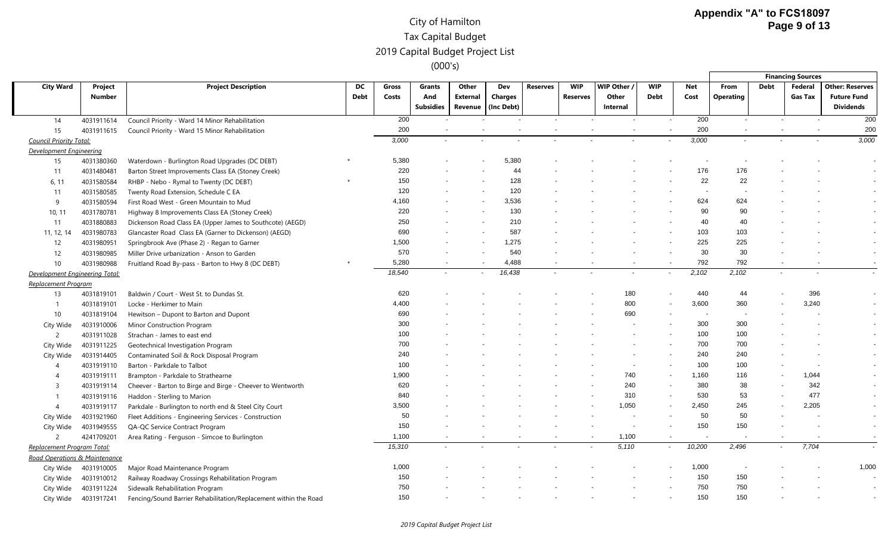# City of Hamilton

## Tax Capital Budget

## 2019 Capital Budget Project List

## (000's)

| City Ward | Project Number | Project Description | DC Debt | Gross Costs | Grants And Subsidies | Other External Revenue | Dev Charges (Inc Debt) | Reserves | WIP Reserves | WIP Other / Other Internal | WIP Debt | Net Cost | Financing Sources: From Operating | Debt | Federal Gas Tax | Other: Reserves Future Fund Dividends |
|---|---|---|---|---|---|---|---|---|---|---|---|---|---|---|---|---|
| 14 | 4031911614 | Council Priority - Ward 14 Minor Rehabilitation | | 200 | - | - | - | - | - | - | - | 200 | - | - | - | 200 |
| 15 | 4031911615 | Council Priority - Ward 15 Minor Rehabilitation | | 200 | - | - | - | - | - | - | - | 200 | - | - | - | 200 |
| *Council Priority Total:* | | | | *3,000* | - | - | - | - | - | - | - | *3,000* | - | - | - | *3,000* |
| *Development Engineering* | | | | | | | | | | | | | | | | |
| 15 | 4031380360 | Waterdown - Burlington Road Upgrades (DC DEBT) | * | 5,380 | - | - | 5,380 | - | - | - | - | - | - | - | - | - |
| 11 | 4031480481 | Barton Street Improvements Class EA (Stoney Creek) | | 220 | - | - | 44 | - | - | - | - | 176 | 176 | - | - | - |
| 6, 11 | 4031580584 | RHBP - Nebo - Rymal to Twenty (DC DEBT) | * | 150 | - | - | 128 | - | - | - | - | 22 | 22 | - | - | - |
| 11 | 4031580585 | Twenty Road Extension, Schedule C EA | | 120 | - | - | 120 | - | - | - | - | - | - | - | - | - |
| 9 | 4031580594 | First Road West - Green Mountain to Mud | | 4,160 | - | - | 3,536 | - | - | - | - | 624 | 624 | - | - | - |
| 10, 11 | 4031780781 | Highway 8 Improvements Class EA (Stoney Creek) | | 220 | - | - | 130 | - | - | - | - | 90 | 90 | - | - | - |
| 11 | 4031880883 | Dickenson Road Class EA (Upper James to Southcote) (AEGD) | | 250 | - | - | 210 | - | - | - | - | 40 | 40 | - | - | - |
| 11, 12, 14 | 4031980783 | Glancaster Road Class EA (Garner to Dickenson) (AEGD) | | 690 | - | - | 587 | - | - | - | - | 103 | 103 | - | - | - |
| 12 | 4031980951 | Springbrook Ave (Phase 2) - Regan to Garner | | 1,500 | - | - | 1,275 | - | - | - | - | 225 | 225 | - | - | - |
| 12 | 4031980985 | Miller Drive urbanization - Anson to Garden | | 570 | - | - | 540 | - | - | - | - | 30 | 30 | - | - | - |
| 10 | 4031980988 | Fruitland Road By-pass - Barton to Hwy 8 (DC DEBT) | * | 5,280 | - | - | 4,488 | - | - | - | - | 792 | 792 | - | - | - |
| *Development Engineering Total:* | | | | *18,540* | - | - | *16,438* | - | - | - | - | *2,102* | *2,102* | - | - | - |
| *Replacement Program* | | | | | | | | | | | | | | | | |
| 13 | 4031819101 | Baldwin / Court - West St. to Dundas St. | | 620 | - | - | - | - | - | 180 | - | 440 | 44 | - | 396 | - |
| 1 | 4031819101 | Locke - Herkimer to Main | | 4,400 | - | - | - | - | - | 800 | - | 3,600 | 360 | - | 3,240 | - |
| 10 | 4031819104 | Hewitson – Dupont to Barton and Dupont | | 690 | - | - | - | - | - | 690 | - | - | - | - | - | - |
| City Wide | 4031910006 | Minor Construction Program | | 300 | - | - | - | - | - | - | - | 300 | 300 | - | - | - |
| 2 | 4031911028 | Strachan - James to east end | | 100 | - | - | - | - | - | - | - | 100 | 100 | - | - | - |
| City Wide | 4031911225 | Geotechnical Investigation Program | | 700 | - | - | - | - | - | - | - | 700 | 700 | - | - | - |
| City Wide | 4031914405 | Contaminated Soil & Rock Disposal Program | | 240 | - | - | - | - | - | - | - | 240 | 240 | - | - | - |
| 4 | 4031919110 | Barton - Parkdale to Talbot | | 100 | - | - | - | - | - | - | - | 100 | 100 | - | - | - |
| 4 | 4031919111 | Brampton - Parkdale to Strathearne | | 1,900 | - | - | - | - | - | 740 | - | 1,160 | 116 | - | 1,044 | - |
| 3 | 4031919114 | Cheever - Barton to Birge and Birge - Cheever to Wentworth | | 620 | - | - | - | - | - | 240 | - | 380 | 38 | - | 342 | - |
| 1 | 4031919116 | Haddon - Sterling to Marion | | 840 | - | - | - | - | - | 310 | - | 530 | 53 | - | 477 | - |
| 4 | 4031919117 | Parkdale - Burlington to north end & Steel City Court | | 3,500 | - | - | - | - | - | 1,050 | - | 2,450 | 245 | - | 2,205 | - |
| City Wide | 4031921960 | Fleet Additions - Engineering Services - Construction | | 50 | - | - | - | - | - | - | - | 50 | 50 | - | - | - |
| City Wide | 4031949555 | QA-QC Service Contract Program | | 150 | - | - | - | - | - | - | - | 150 | 150 | - | - | - |
| 2 | 4241709201 | Area Rating - Ferguson - Simcoe to Burlington | | 1,100 | - | - | - | - | - | 1,100 | - | - | - | - | - | - |
| *Replacement Program Total:* | | | | *15,310* | - | - | - | - | - | *5,110* | - | *10,200* | *2,496* | - | *7,704* | - |
| *Road Operations & Maintenance* | | | | | | | | | | | | | | | | |
| City Wide | 4031910005 | Major Road Maintenance Program | | 1,000 | - | - | - | - | - | - | - | 1,000 | - | - | - | 1,000 |
| City Wide | 4031910012 | Railway Roadway Crossings Rehabilitation Program | | 150 | - | - | - | - | - | - | - | 150 | 150 | - | - | - |
| City Wide | 4031911224 | Sidewalk Rehabilitation Program | | 750 | - | - | - | - | - | - | - | 750 | 750 | - | - | - |
| City Wide | 4031917241 | Fencing/Sound Barrier Rehabilitation/Replacement within the Road | | 150 | - | - | - | - | - | - | - | 150 | 150 | - | - | - |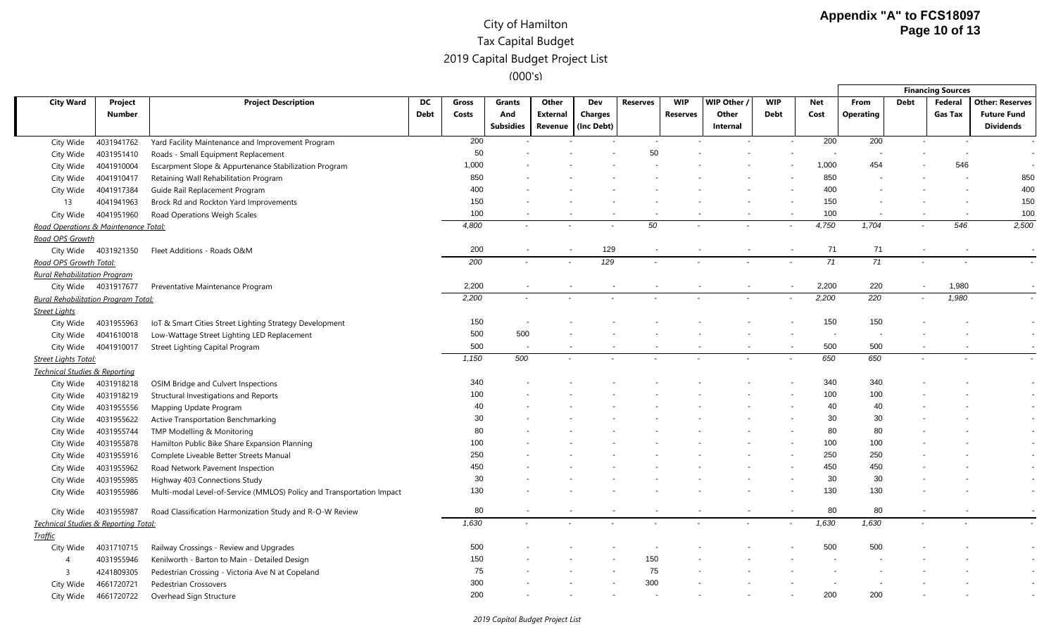# City of Hamilton
## Tax Capital Budget
## 2019 Capital Budget Project List
## (000's)

| City Ward | Project Number | Project Description | DC Debt | Gross Costs | Grants And Subsidies | Other External Revenue | Dev Charges (Inc Debt) | Reserves | WIP Reserves | WIP Other / Other Internal | WIP Debt | Net Cost | Financing Sources: From Operating | Financing Sources: Debt | Financing Sources: Federal Gas Tax | Financing Sources: Other: Reserves Future Fund Dividends |
|---|---|---|---|---|---|---|---|---|---|---|---|---|---|---|---|---|
| City Wide | 4031941762 | Yard Facility Maintenance and Improvement Program | | 200 | - | - | - | - | - | - | - | 200 | 200 | - | - | - |
| City Wide | 4031951410 | Roads - Small Equipment Replacement | | 50 | - | - | - | 50 | - | - | - | - | - | - | - | - |
| City Wide | 4041910004 | Escarpment Slope & Appurtenance Stabilization Program | | 1,000 | - | - | - | - | - | - | - | 1,000 | 454 | - | 546 | - |
| City Wide | 4041910417 | Retaining Wall Rehabilitation Program | | 850 | - | - | - | - | - | - | - | 850 | - | - | - | 850 |
| City Wide | 4041917384 | Guide Rail Replacement Program | | 400 | - | - | - | - | - | - | - | 400 | - | - | - | 400 |
| 13 | 4041941963 | Brock Rd and Rockton Yard Improvements | | 150 | - | - | - | - | - | - | - | 150 | - | - | - | 150 |
| City Wide | 4041951960 | Road Operations Weigh Scales | | 100 | - | - | - | - | - | - | - | 100 | - | - | - | 100 |
| *Road Operations & Maintenance Total:* | | | | *4,800* | - | - | - | *50* | - | - | - | *4,750* | *1,704* | - | *546* | *2,500* |
| *Road OPS Growth* | | | | | | | | | | | | | | | | |
| City Wide | 4031921350 | Fleet Additions - Roads O&M | | 200 | - | - | 129 | - | - | - | - | 71 | 71 | - | - | - |
| *Road OPS Growth Total:* | | | | *200* | - | - | *129* | - | - | - | - | *71* | *71* | - | - | - |
| *Rural Rehabilitation Program* | | | | | | | | | | | | | | | | |
| City Wide | 4031917677 | Preventative Maintenance Program | | 2,200 | - | - | - | - | - | - | - | 2,200 | 220 | - | 1,980 | - |
| *Rural Rehabilitation Program Total:* | | | | *2,200* | - | - | - | - | - | - | - | *2,200* | *220* | - | *1,980* | - |
| *Street Lights* | | | | | | | | | | | | | | | | |
| City Wide | 4031955963 | IoT & Smart Cities Street Lighting Strategy Development | | 150 | - | - | - | - | - | - | - | 150 | 150 | - | - | - |
| City Wide | 4041610018 | Low-Wattage Street Lighting LED Replacement | | 500 | 500 | - | - | - | - | - | - | - | - | - | - | - |
| City Wide | 4041910017 | Street Lighting Capital Program | | 500 | - | - | - | - | - | - | - | 500 | 500 | - | - | - |
| *Street Lights Total:* | | | | *1,150* | *500* | - | - | - | - | - | - | *650* | *650* | - | - | - |
| *Technical Studies & Reporting* | | | | | | | | | | | | | | | | |
| City Wide | 4031918218 | OSIM Bridge and Culvert Inspections | | 340 | - | - | - | - | - | - | - | 340 | 340 | - | - | - |
| City Wide | 4031918219 | Structural Investigations and Reports | | 100 | - | - | - | - | - | - | - | 100 | 100 | - | - | - |
| City Wide | 4031955556 | Mapping Update Program | | 40 | - | - | - | - | - | - | - | 40 | 40 | - | - | - |
| City Wide | 4031955622 | Active Transportation Benchmarking | | 30 | - | - | - | - | - | - | - | 30 | 30 | - | - | - |
| City Wide | 4031955744 | TMP Modelling & Monitoring | | 80 | - | - | - | - | - | - | - | 80 | 80 | - | - | - |
| City Wide | 4031955878 | Hamilton Public Bike Share Expansion Planning | | 100 | - | - | - | - | - | - | - | 100 | 100 | - | - | - |
| City Wide | 4031955916 | Complete Liveable Better Streets Manual | | 250 | - | - | - | - | - | - | - | 250 | 250 | - | - | - |
| City Wide | 4031955962 | Road Network Pavement Inspection | | 450 | - | - | - | - | - | - | - | 450 | 450 | - | - | - |
| City Wide | 4031955985 | Highway 403 Connections Study | | 30 | - | - | - | - | - | - | - | 30 | 30 | - | - | - |
| City Wide | 4031955986 | Multi-modal Level-of-Service (MMLOS) Policy and Transportation Impact | | 130 | - | - | - | - | - | - | - | 130 | 130 | - | - | - |
| City Wide | 4031955987 | Road Classification Harmonization Study and R-O-W Review | | 80 | - | - | - | - | - | - | - | 80 | 80 | - | - | - |
| *Technical Studies & Reporting Total:* | | | | *1,630* | - | - | - | - | - | - | - | *1,630* | *1,630* | - | - | - |
| *Traffic* | | | | | | | | | | | | | | | | |
| City Wide | 4031710715 | Railway Crossings - Review and Upgrades | | 500 | - | - | - | - | - | - | - | 500 | 500 | - | - | - |
| 4 | 4031955946 | Kenilworth - Barton to Main - Detailed Design | | 150 | - | - | - | 150 | - | - | - | - | - | - | - | - |
| 3 | 4241809305 | Pedestrian Crossing - Victoria Ave N at Copeland | | 75 | - | - | - | 75 | - | - | - | - | - | - | - | - |
| City Wide | 4661720721 | Pedestrian Crossovers | | 300 | - | - | - | 300 | - | - | - | - | - | - | - | - |
| City Wide | 4661720722 | Overhead Sign Structure | | 200 | - | - | - | - | - | - | - | 200 | 200 | - | - | - |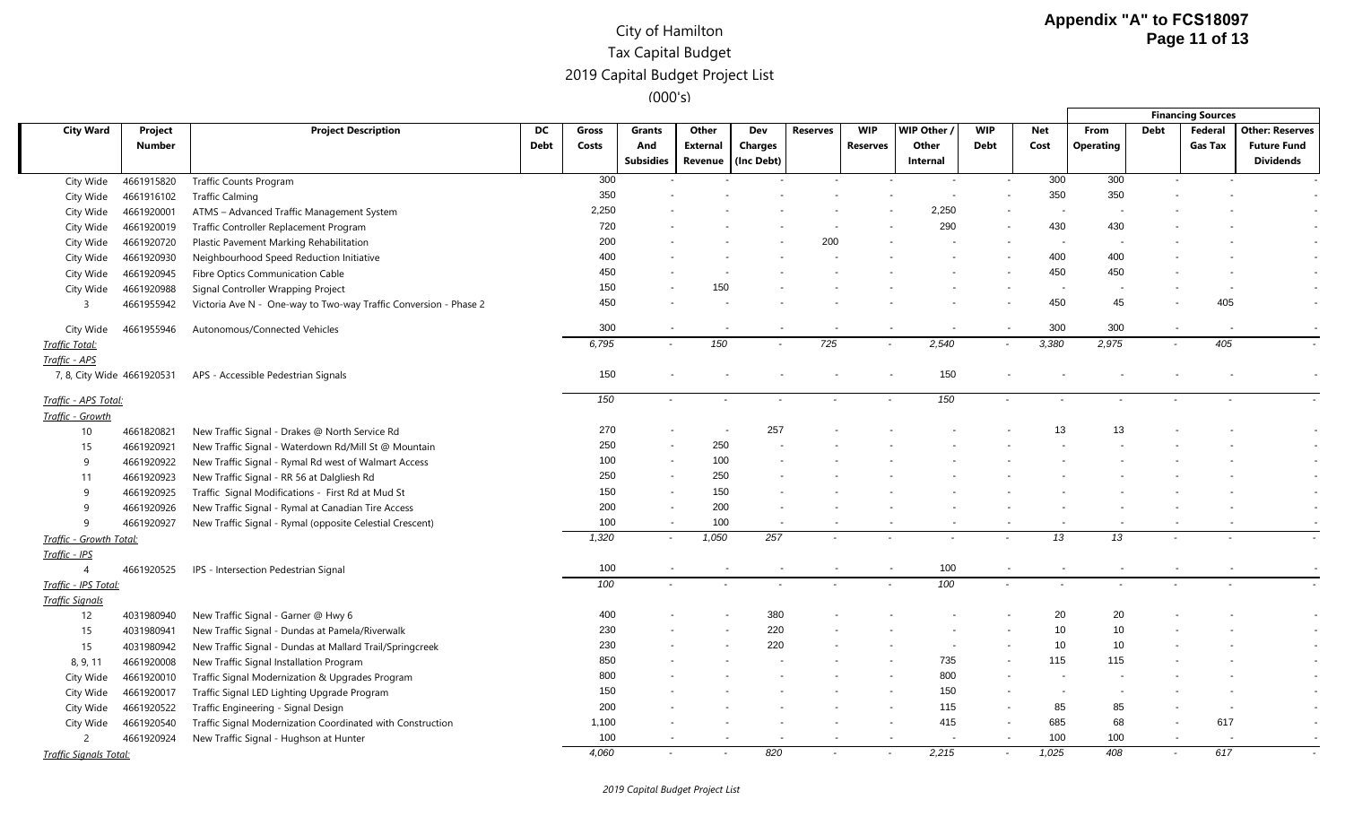# City of Hamilton
## Tax Capital Budget
## 2019 Capital Budget Project List
## (000's)

**Appendix "A" to FCS18097**

| City Ward | Project Number | Project Description | DC Debt | Gross Costs | Grants And Subsidies | Other External Revenue | Dev Charges (Inc Debt) | Reserves | WIP Reserves | WIP Other / Other Internal | WIP Debt | Net Cost | Financing Sources: From Operating | Financing Sources: Debt | Financing Sources: Federal Gas Tax | Financing Sources: Other: Reserves Future Fund Dividends |
|---|---|---|---|---|---|---|---|---|---|---|---|---|---|---|---|---|
| City Wide | 4661915820 | Traffic Counts Program | | 300 | - | - | - | - | - | - | - | 300 | 300 | - | - | - |
| City Wide | 4661916102 | Traffic Calming | | 350 | - | - | - | - | - | - | - | 350 | 350 | - | - | - |
| City Wide | 4661920001 | ATMS – Advanced Traffic Management System | | 2,250 | - | - | - | - | - | 2,250 | - | - | - | - | - | - |
| City Wide | 4661920019 | Traffic Controller Replacement Program | | 720 | - | - | - | - | - | 290 | - | 430 | 430 | - | - | - |
| City Wide | 4661920720 | Plastic Pavement Marking Rehabilitation | | 200 | - | - | - | 200 | - | - | - | - | - | - | - | - |
| City Wide | 4661920930 | Neighbourhood Speed Reduction Initiative | | 400 | - | - | - | - | - | - | - | 400 | 400 | - | - | - |
| City Wide | 4661920945 | Fibre Optics Communication Cable | | 450 | - | - | - | - | - | - | - | 450 | 450 | - | - | - |
| City Wide | 4661920988 | Signal Controller Wrapping Project | | 150 | - | 150 | - | - | - | - | - | - | - | - | - | - |
| 3 | 4661955942 | Victoria Ave N - One-way to Two-way Traffic Conversion - Phase 2 | | 450 | - | - | - | - | - | - | - | 450 | 45 | - | 405 | - |
| City Wide | 4661955946 | Autonomous/Connected Vehicles | | 300 | - | - | - | - | - | - | - | 300 | 300 | - | - | - |
| *Traffic Total:* | | | | *6,795* | - | *150* | - | *725* | - | *2,540* | - | *3,380* | *2,975* | - | *405* | - |
| *Traffic - APS* | | | | | | | | | | | | | | | | |
| 7, 8, City Wide | 4661920531 | APS - Accessible Pedestrian Signals | | 150 | - | - | - | - | - | 150 | - | - | - | - | - | - |
| *Traffic - APS Total:* | | | | *150* | - | - | - | - | - | *150* | - | - | - | - | - | - |
| *Traffic - Growth* | | | | | | | | | | | | | | | | |
| 10 | 4661820821 | New Traffic Signal - Drakes @ North Service Rd | | 270 | - | - | 257 | - | - | - | - | 13 | 13 | - | - | - |
| 15 | 4661920921 | New Traffic Signal - Waterdown Rd/Mill St @ Mountain | | 250 | - | 250 | - | - | - | - | - | - | - | - | - | - |
| 9 | 4661920922 | New Traffic Signal - Rymal Rd west of Walmart Access | | 100 | - | 100 | - | - | - | - | - | - | - | - | - | - |
| 11 | 4661920923 | New Traffic Signal - RR 56 at Dalgliesh Rd | | 250 | - | 250 | - | - | - | - | - | - | - | - | - | - |
| 9 | 4661920925 | Traffic Signal Modifications - First Rd at Mud St | | 150 | - | 150 | - | - | - | - | - | - | - | - | - | - |
| 9 | 4661920926 | New Traffic Signal - Rymal at Canadian Tire Access | | 200 | - | 200 | - | - | - | - | - | - | - | - | - | - |
| 9 | 4661920927 | New Traffic Signal - Rymal (opposite Celestial Crescent) | | 100 | - | 100 | - | - | - | - | - | - | - | - | - | - |
| *Traffic - Growth Total:* | | | | *1,320* | - | *1,050* | *257* | - | - | - | - | *13* | *13* | - | - | - |
| *Traffic - IPS* | | | | | | | | | | | | | | | | |
| 4 | 4661920525 | IPS - Intersection Pedestrian Signal | | 100 | - | - | - | - | - | 100 | - | - | - | - | - | - |
| *Traffic - IPS Total:* | | | | *100* | - | - | - | - | - | *100* | - | - | - | - | - | - |
| *Traffic Signals* | | | | | | | | | | | | | | | | |
| 12 | 4031980940 | New Traffic Signal - Garner @ Hwy 6 | | 400 | - | - | 380 | - | - | - | - | 20 | 20 | - | - | - |
| 15 | 4031980941 | New Traffic Signal - Dundas at Pamela/Riverwalk | | 230 | - | - | 220 | - | - | - | - | 10 | 10 | - | - | - |
| 15 | 4031980942 | New Traffic Signal - Dundas at Mallard Trail/Springcreek | | 230 | - | - | 220 | - | - | - | - | 10 | 10 | - | - | - |
| 8, 9, 11 | 4661920008 | New Traffic Signal Installation Program | | 850 | - | - | - | - | - | 735 | - | 115 | 115 | - | - | - |
| City Wide | 4661920010 | Traffic Signal Modernization & Upgrades Program | | 800 | - | - | - | - | - | 800 | - | - | - | - | - | - |
| City Wide | 4661920017 | Traffic Signal LED Lighting Upgrade Program | | 150 | - | - | - | - | - | 150 | - | - | - | - | - | - |
| City Wide | 4661920522 | Traffic Engineering - Signal Design | | 200 | - | - | - | - | - | 115 | - | 85 | 85 | - | - | - |
| City Wide | 4661920540 | Traffic Signal Modernization Coordinated with Construction | | 1,100 | - | - | - | - | - | 415 | - | 685 | 68 | - | 617 | - |
| 2 | 4661920924 | New Traffic Signal - Hughson at Hunter | | 100 | - | - | - | - | - | - | - | 100 | 100 | - | - | - |
| *Traffic Signals Total:* | | | | *4,060* | - | - | *820* | - | - | *2,215* | - | *1,025* | *408* | - | *617* | - |

*2019 Capital Budget Project List*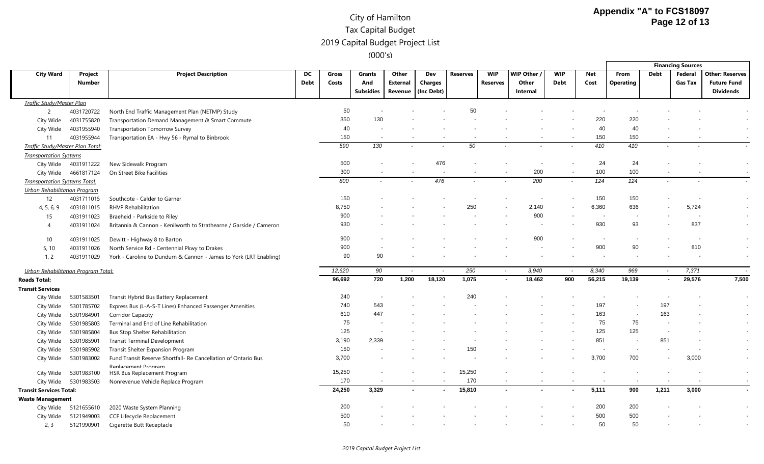# City of Hamilton
## Tax Capital Budget
## 2019 Capital Budget Project List
## (000's)

| City Ward | Project Number | Project Description | DC Debt | Gross Costs | Grants And Subsidies | Other External Revenue | Dev Charges (Inc Debt) | Reserves | WIP Reserves | WIP Other / Other Internal | WIP Debt | Net Cost | Financing Sources: From Operating | Financing Sources: Debt | Financing Sources: Federal Gas Tax | Financing Sources: Other: Reserves Future Fund Dividends |
|---|---|---|---|---|---|---|---|---|---|---|---|---|---|---|---|---|
| *Traffic Study/Master Plan* | | | | | | | | | | | | | | | | |
| 2 | 4031720722 | North End Traffic Management Plan (NETMP) Study | | 50 | - | - | - | 50 | - | - | - | - | - | - | - | - |
| City Wide | 4031755820 | Transportation Demand Management & Smart Commute | | 350 | 130 | - | - | - | - | - | - | 220 | 220 | - | - | - |
| City Wide | 4031955940 | Transportation Tomorrow Survey | | 40 | - | - | - | - | - | - | - | 40 | 40 | - | - | - |
| 11 | 4031955944 | Transportation EA - Hwy 56 - Rymal to Binbrook | | 150 | - | - | - | - | - | - | - | 150 | 150 | - | - | - |
| *Traffic Study/Master Plan Total:* | | | | *590* | *130* | - | - | *50* | - | - | - | *410* | *410* | - | - | - |
| *Transportation Systems* | | | | | | | | | | | | | | | | |
| City Wide | 4031911222 | New Sidewalk Program | | 500 | - | - | 476 | - | - | - | - | 24 | 24 | - | - | - |
| City Wide | 4661817124 | On Street Bike Facilities | | 300 | - | - | - | - | - | 200 | - | 100 | 100 | - | - | - |
| *Transportation Systems Total:* | | | | *800* | - | - | *476* | - | - | *200* | - | *124* | *124* | - | - | - |
| *Urban Rehabilitation Program* | | | | | | | | | | | | | | | | |
| 12 | 4031711015 | Southcote - Calder to Garner | | 150 | - | - | - | - | - | - | - | 150 | 150 | - | - | - |
| 4, 5, 6, 9 | 4031811015 | RHVP Rehabilitation | | 8,750 | - | - | - | 250 | - | 2,140 | - | 6,360 | 636 | - | 5,724 | - |
| 15 | 4031911023 | Braeheid - Parkside to Riley | | 900 | - | - | - | - | - | 900 | - | - | - | - | - | - |
| 4 | 4031911024 | Britannia & Cannon - Kenilworth to Strathearne / Garside / Cameron | | 930 | - | - | - | - | - | - | - | 930 | 93 | - | 837 | - |
| 10 | 4031911025 | Dewitt - Highway 8 to Barton | | 900 | - | - | - | - | - | 900 | - | - | - | - | - | - |
| 5, 10 | 4031911026 | North Service Rd - Centennial Pkwy to Drakes | | 900 | - | - | - | - | - | - | - | 900 | 90 | - | 810 | - |
| 1, 2 | 4031911029 | York - Caroline to Dundurn & Cannon - James to York (LRT Enabling) | | 90 | 90 | - | - | - | - | - | - | - | - | - | - | - |
| *Urban Rehabilitation Program Total:* | | | | *12,620* | *90* | - | - | *250* | - | *3,940* | - | *8,340* | *969* | - | *7,371* | - |
| **Roads Total:** | | | | **96,692** | **720** | **1,200** | **18,120** | **1,075** | - | **18,462** | **900** | **56,215** | **19,139** | - | **29,576** | **7,500** |
| **Transit Services** | | | | | | | | | | | | | | | | |
| City Wide | 5301583501 | Transit Hybrid Bus Battery Replacement | | 240 | - | - | - | 240 | - | - | - | - | - | - | - | - |
| City Wide | 5301785702 | Express Bus (L-A-S-T Lines) Enhanced Passenger Amenities | | 740 | 543 | - | - | - | - | - | - | 197 | - | 197 | - | - |
| City Wide | 5301984901 | Corridor Capacity | | 610 | 447 | - | - | - | - | - | - | 163 | - | 163 | - | - |
| City Wide | 5301985803 | Terminal and End of Line Rehabilitation | | 75 | - | - | - | - | - | - | - | 75 | 75 | - | - | - |
| City Wide | 5301985804 | Bus Stop Shelter Rehabilitation | | 125 | - | - | - | - | - | - | - | 125 | 125 | - | - | - |
| City Wide | 5301985901 | Transit Terminal Development | | 3,190 | 2,339 | - | - | - | - | - | - | 851 | - | 851 | - | - |
| City Wide | 5301985902 | Transit Shelter Expansion Program | | 150 | - | - | - | 150 | - | - | - | - | - | - | - | - |
| City Wide | 5301983002 | Fund Transit Reserve Shortfall- Re Cancellation of Ontario Bus Replacement Program | | 3,700 | - | - | - | - | - | - | - | 3,700 | 700 | - | 3,000 | - |
| City Wide | 5301983100 | HSR Bus Replacement Program | | 15,250 | - | - | - | 15,250 | - | - | - | - | - | - | - | - |
| City Wide | 5301983503 | Nonrevenue Vehicle Replace Program | | 170 | - | - | - | 170 | - | - | - | - | - | - | - | - |
| **Transit Services Total:** | | | | **24,250** | **3,329** | - | - | **15,810** | - | - | - | **5,111** | **900** | **1,211** | **3,000** | - |
| **Waste Management** | | | | | | | | | | | | | | | | |
| City Wide | 5121655610 | 2020 Waste System Planning | | 200 | - | - | - | - | - | - | - | 200 | 200 | - | - | - |
| City Wide | 5121949003 | CCF Lifecycle Replacement | | 500 | - | - | - | - | - | - | - | 500 | 500 | - | - | - |
| 2, 3 | 5121990901 | Cigarette Butt Receptacle | | 50 | - | - | - | - | - | - | - | 50 | 50 | - | - | - |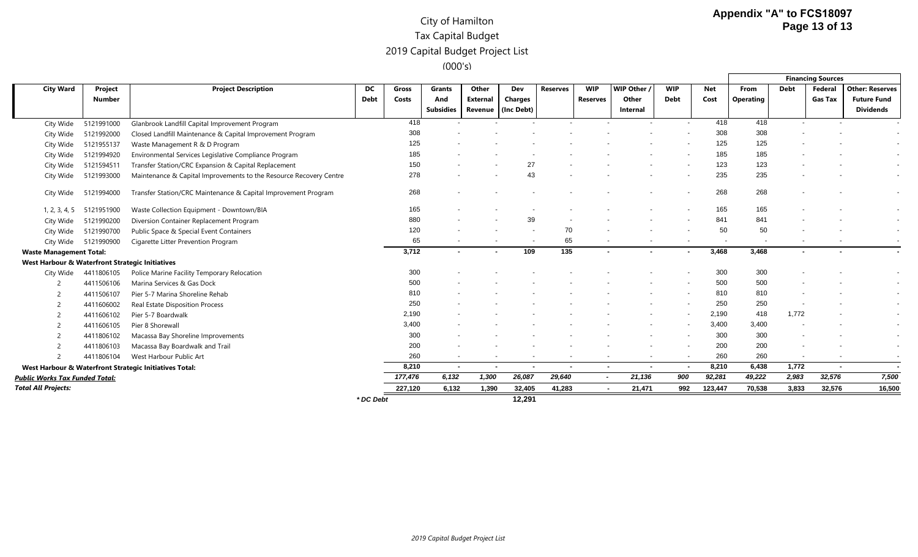# City of Hamilton
## Tax Capital Budget
## 2019 Capital Budget Project List
### (000's)

**Appendix "A" to FCS18097**

| City Ward | Project Number | Project Description | DC Debt | Gross Costs | Grants And Subsidies | Other External Revenue | Dev Charges (Inc Debt) | Reserves | WIP Reserves | WIP Other / Other Internal | WIP Debt | Net Cost | Financing Sources: From Operating | Debt | Federal Gas Tax | Other: Reserves Future Fund Dividends |
|---|---|---|---|---|---|---|---|---|---|---|---|---|---|---|---|---|
| City Wide | 5121991000 | Glanbrook Landfill Capital Improvement Program | | 418 | - | - | - | - | - | - | - | 418 | 418 | - | - | - |
| City Wide | 5121992000 | Closed Landfill Maintenance & Capital Improvement Program | | 308 | - | - | - | - | - | - | - | 308 | 308 | - | - | - |
| City Wide | 5121955137 | Waste Management R & D Program | | 125 | - | - | - | - | - | - | - | 125 | 125 | - | - | - |
| City Wide | 5121994920 | Environmental Services Legislative Compliance Program | | 185 | - | - | - | - | - | - | - | 185 | 185 | - | - | - |
| City Wide | 5121594511 | Transfer Station/CRC Expansion & Capital Replacement | | 150 | - | - | 27 | - | - | - | - | 123 | 123 | - | - | - |
| City Wide | 5121993000 | Maintenance & Capital Improvements to the Resource Recovery Centre | | 278 | - | - | 43 | - | - | - | - | 235 | 235 | - | - | - |
| City Wide | 5121994000 | Transfer Station/CRC Maintenance & Capital Improvement Program | | 268 | - | - | - | - | - | - | - | 268 | 268 | - | - | - |
| 1, 2, 3, 4, 5 | 5121951900 | Waste Collection Equipment - Downtown/BIA | | 165 | - | - | - | - | - | - | - | 165 | 165 | - | - | - |
| City Wide | 5121990200 | Diversion Container Replacement Program | | 880 | - | - | 39 | - | - | - | - | 841 | 841 | - | - | - |
| City Wide | 5121990700 | Public Space & Special Event Containers | | 120 | - | - | - | 70 | - | - | - | 50 | 50 | - | - | - |
| City Wide | 5121990900 | Cigarette Litter Prevention Program | | 65 | - | - | - | 65 | - | - | - | - | - | - | - | - |
| **Waste Management Total:** | | | | **3,712** | **-** | **-** | **109** | **135** | **-** | **-** | **-** | **3,468** | **3,468** | **-** | **-** | **-** |
| **West Harbour & Waterfront Strategic Initiatives** | | | | | | | | | | | | | | | | |
| City Wide | 4411806105 | Police Marine Facility Temporary Relocation | | 300 | - | - | - | - | - | - | - | 300 | 300 | - | - | - |
| 2 | 4411506106 | Marina Services & Gas Dock | | 500 | - | - | - | - | - | - | - | 500 | 500 | - | - | - |
| 2 | 4411506107 | Pier 5-7 Marina Shoreline Rehab | | 810 | - | - | - | - | - | - | - | 810 | 810 | - | - | - |
| 2 | 4411606002 | Real Estate Disposition Process | | 250 | - | - | - | - | - | - | - | 250 | 250 | - | - | - |
| 2 | 4411606102 | Pier 5-7 Boardwalk | | 2,190 | - | - | - | - | - | - | - | 2,190 | 418 | 1,772 | - | - |
| 2 | 4411606105 | Pier 8 Shorewall | | 3,400 | - | - | - | - | - | - | - | 3,400 | 3,400 | - | - | - |
| 2 | 4411806102 | Macassa Bay Shoreline Improvements | | 300 | - | - | - | - | - | - | - | 300 | 300 | - | - | - |
| 2 | 4411806103 | Macassa Bay Boardwalk and Trail | | 200 | - | - | - | - | - | - | - | 200 | 200 | - | - | - |
| 2 | 4411806104 | West Harbour Public Art | | 260 | - | - | - | - | - | - | - | 260 | 260 | - | - | - |
| **West Harbour & Waterfront Strategic Initiatives Total:** | | | | **8,210** | **-** | **-** | **-** | **-** | **-** | **-** | **-** | **8,210** | **6,438** | **1,772** | **-** | **-** |
| ***Public Works Tax Funded Total:*** | | | | ***177,476*** | ***6,132*** | ***1,300*** | ***26,087*** | ***29,640*** | ***-*** | ***21,136*** | ***900*** | ***92,281*** | ***49,222*** | ***2,983*** | ***32,576*** | ***7,500*** |
| ***Total All Projects:*** | | | | **227,120** | **6,132** | **1,390** | **32,405** | **41,283** | **-** | **21,471** | **992** | **123,447** | **70,538** | **3,833** | **32,576** | **16,500** |
| | | | ***DC Debt** | | | | **12,291** | | | | | | | | | |

*2019 Capital Budget Project List*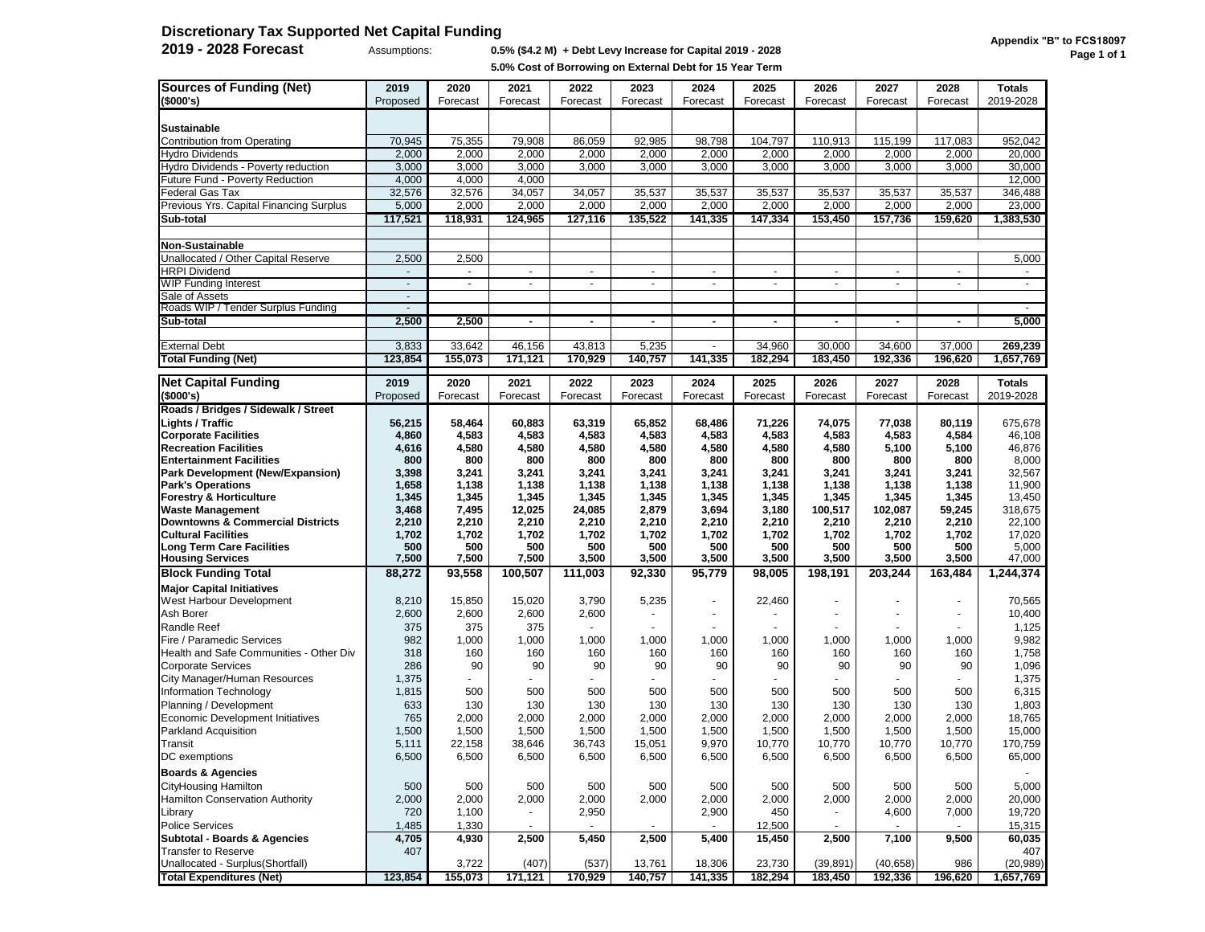# Discretionary Tax Supported Net Capital Funding

**2019 - 2028 Forecast**

Assumptions: **0.5% ($4.2 M) + Debt Levy Increase for Capital 2019 - 2028**
**5.0% Cost of Borrowing on External Debt for 15 Year Term**

**Appendix "B" to FCS18097**
**Page 1 of 1**

| **Sources of Funding (Net)** ($000's) | **2019** Proposed | **2020** Forecast | **2021** Forecast | **2022** Forecast | **2023** Forecast | **2024** Forecast | **2025** Forecast | **2026** Forecast | **2027** Forecast | **2028** Forecast | **Totals** 2019-2028 |
|---|---|---|---|---|---|---|---|---|---|---|---|
| **Sustainable** | | | | | | | | | | | |
| Contribution from Operating | 70,945 | 75,355 | 79,908 | 86,059 | 92,985 | 98,798 | 104,797 | 110,913 | 115,199 | 117,083 | 952,042 |
| Hydro Dividends | 2,000 | 2,000 | 2,000 | 2,000 | 2,000 | 2,000 | 2,000 | 2,000 | 2,000 | 2,000 | 20,000 |
| Hydro Dividends - Poverty reduction | 3,000 | 3,000 | 3,000 | 3,000 | 3,000 | 3,000 | 3,000 | 3,000 | 3,000 | 3,000 | 30,000 |
| Future Fund - Poverty Reduction | 4,000 | 4,000 | 4,000 | | | | | | | | 12,000 |
| Federal Gas Tax | 32,576 | 32,576 | 34,057 | 34,057 | 35,537 | 35,537 | 35,537 | 35,537 | 35,537 | 35,537 | 346,488 |
| Previous Yrs. Capital Financing Surplus | 5,000 | 2,000 | 2,000 | 2,000 | 2,000 | 2,000 | 2,000 | 2,000 | 2,000 | 2,000 | 23,000 |
| **Sub-total** | **117,521** | **118,931** | **124,965** | **127,116** | **135,522** | **141,335** | **147,334** | **153,450** | **157,736** | **159,620** | **1,383,530** |
| **Non-Sustainable** | | | | | | | | | | | |
| Unallocated / Other Capital Reserve | 2,500 | 2,500 | | | | | | | | | 5,000 |
| HRPI Dividend | - | - | - | - | - | - | - | - | - | - | - |
| WIP Funding Interest | - | - | - | - | - | - | - | - | - | - | - |
| Sale of Assets | - | | | | | | | | | | |
| Roads WIP / Tender Surplus Funding | - | | | | | | | | | | - |
| **Sub-total** | **2,500** | **2,500** | **-** | **-** | **-** | **-** | **-** | **-** | **-** | **-** | **5,000** |
| External Debt | 3,833 | 33,642 | 46,156 | 43,813 | 5,235 | - | 34,960 | 30,000 | 34,600 | 37,000 | **269,239** |
| **Total Funding (Net)** | **123,854** | **155,073** | **171,121** | **170,929** | **140,757** | **141,335** | **182,294** | **183,450** | **192,336** | **196,620** | **1,657,769** |

| **Net Capital Funding** ($000's) | **2019** Proposed | **2020** Forecast | **2021** Forecast | **2022** Forecast | **2023** Forecast | **2024** Forecast | **2025** Forecast | **2026** Forecast | **2027** Forecast | **2028** Forecast | **Totals** 2019-2028 |
|---|---|---|---|---|---|---|---|---|---|---|---|
| **Roads / Bridges / Sidewalk / Street Lights / Traffic** | **56,215** | **58,464** | **60,883** | **63,319** | **65,852** | **68,486** | **71,226** | **74,075** | **77,038** | **80,119** | 675,678 |
| **Corporate Facilities** | **4,860** | **4,583** | **4,583** | **4,583** | **4,583** | **4,583** | **4,583** | **4,583** | **4,583** | **4,584** | 46,108 |
| **Recreation Facilities** | **4,616** | **4,580** | **4,580** | **4,580** | **4,580** | **4,580** | **4,580** | **4,580** | **5,100** | **5,100** | 46,876 |
| **Entertainment Facilities** | **800** | **800** | **800** | **800** | **800** | **800** | **800** | **800** | **800** | **800** | 8,000 |
| **Park Development (New/Expansion)** | **3,398** | **3,241** | **3,241** | **3,241** | **3,241** | **3,241** | **3,241** | **3,241** | **3,241** | **3,241** | 32,567 |
| **Park's Operations** | **1,658** | **1,138** | **1,138** | **1,138** | **1,138** | **1,138** | **1,138** | **1,138** | **1,138** | **1,138** | 11,900 |
| **Forestry & Horticulture** | **1,345** | **1,345** | **1,345** | **1,345** | **1,345** | **1,345** | **1,345** | **1,345** | **1,345** | **1,345** | 13,450 |
| **Waste Management** | **3,468** | **7,495** | **12,025** | **24,085** | **2,879** | **3,694** | **3,180** | **100,517** | **102,087** | **59,245** | 318,675 |
| **Downtowns & Commercial Districts** | **2,210** | **2,210** | **2,210** | **2,210** | **2,210** | **2,210** | **2,210** | **2,210** | **2,210** | **2,210** | 22,100 |
| **Cultural Facilities** | **1,702** | **1,702** | **1,702** | **1,702** | **1,702** | **1,702** | **1,702** | **1,702** | **1,702** | **1,702** | 17,020 |
| **Long Term Care Facilities** | **500** | **500** | **500** | **500** | **500** | **500** | **500** | **500** | **500** | **500** | 5,000 |
| **Housing Services** | **7,500** | **7,500** | **7,500** | **3,500** | **3,500** | **3,500** | **3,500** | **3,500** | **3,500** | **3,500** | 47,000 |
| **Block Funding Total** | **88,272** | **93,558** | **100,507** | **111,003** | **92,330** | **95,779** | **98,005** | **198,191** | **203,244** | **163,484** | **1,244,374** |
| **Major Capital Initiatives** | | | | | | | | | | | |
| West Harbour Development | 8,210 | 15,850 | 15,020 | 3,790 | 5,235 | - | 22,460 | - | - | - | 70,565 |
| Ash Borer | 2,600 | 2,600 | 2,600 | 2,600 | - | - | - | - | - | - | 10,400 |
| Randle Reef | 375 | 375 | 375 | - | - | - | - | - | - | - | 1,125 |
| Fire / Paramedic Services | 982 | 1,000 | 1,000 | 1,000 | 1,000 | 1,000 | 1,000 | 1,000 | 1,000 | 1,000 | 9,982 |
| Health and Safe Communities - Other Div | 318 | 160 | 160 | 160 | 160 | 160 | 160 | 160 | 160 | 160 | 1,758 |
| Corporate Services | 286 | 90 | 90 | 90 | 90 | 90 | 90 | 90 | 90 | 90 | 1,096 |
| City Manager/Human Resources | 1,375 | - | - | - | - | - | - | - | - | - | 1,375 |
| Information Technology | 1,815 | 500 | 500 | 500 | 500 | 500 | 500 | 500 | 500 | 500 | 6,315 |
| Planning / Development | 633 | 130 | 130 | 130 | 130 | 130 | 130 | 130 | 130 | 130 | 1,803 |
| Economic Development Initiatives | 765 | 2,000 | 2,000 | 2,000 | 2,000 | 2,000 | 2,000 | 2,000 | 2,000 | 2,000 | 18,765 |
| Parkland Acquisition | 1,500 | 1,500 | 1,500 | 1,500 | 1,500 | 1,500 | 1,500 | 1,500 | 1,500 | 1,500 | 15,000 |
| Transit | 5,111 | 22,158 | 38,646 | 36,743 | 15,051 | 9,970 | 10,770 | 10,770 | 10,770 | 10,770 | 170,759 |
| DC exemptions | 6,500 | 6,500 | 6,500 | 6,500 | 6,500 | 6,500 | 6,500 | 6,500 | 6,500 | 6,500 | 65,000 |
| **Boards & Agencies** | | | | | | | | | | | - |
| CityHousing Hamilton | 500 | 500 | 500 | 500 | 500 | 500 | 500 | 500 | 500 | 500 | 5,000 |
| Hamilton Conservation Authority | 2,000 | 2,000 | 2,000 | 2,000 | 2,000 | 2,000 | 2,000 | 2,000 | 2,000 | 2,000 | 20,000 |
| Library | 720 | 1,100 | - | 2,950 | | 2,900 | 450 | - | 4,600 | 7,000 | 19,720 |
| Police Services | 1,485 | 1,330 | - | - | - | - | 12,500 | - | - | - | 15,315 |
| **Subtotal - Boards & Agencies** | **4,705** | **4,930** | **2,500** | **5,450** | **2,500** | **5,400** | **15,450** | **2,500** | **7,100** | **9,500** | **60,035** |
| Transfer to Reserve | 407 | | | | | | | | | | 407 |
| Unallocated - Surplus(Shortfall) | | 3,722 | (407) | (537) | 13,761 | 18,306 | 23,730 | (39,891) | (40,658) | 986 | (20,989) |
| **Total Expenditures (Net)** | **123,854** | **155,073** | **171,121** | **170,929** | **140,757** | **141,335** | **182,294** | **183,450** | **192,336** | **196,620** | **1,657,769** |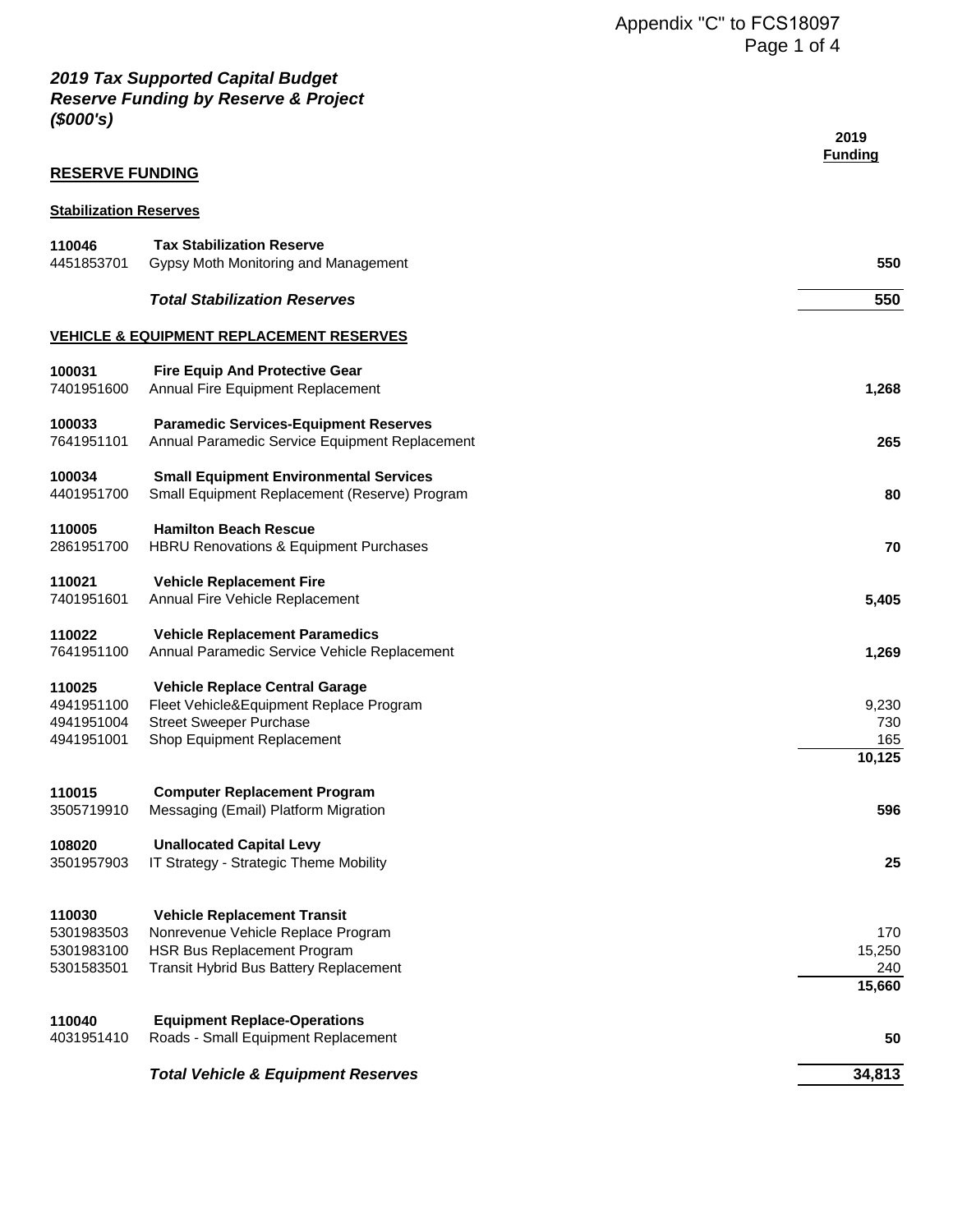Appendix "C" to FCS18097

## *2019 Tax Supported Capital Budget*
## *Reserve Funding by Reserve & Project*
## *($000's)*

| | | 2019 Funding |
|---|---|---|
| **RESERVE FUNDING** | | |
| **Stabilization Reserves** | | |
| **110046** | **Tax Stabilization Reserve** | |
| 4451853701 | Gypsy Moth Monitoring and Management | **550** |
| | ***Total Stabilization Reserves*** | **550** |
| **VEHICLE & EQUIPMENT REPLACEMENT RESERVES** | | |
| **100031** | **Fire Equip And Protective Gear** | |
| 7401951600 | Annual Fire Equipment Replacement | **1,268** |
| **100033** | **Paramedic Services-Equipment Reserves** | |
| 7641951101 | Annual Paramedic Service Equipment Replacement | **265** |
| **100034** | **Small Equipment Environmental Services** | |
| 4401951700 | Small Equipment Replacement (Reserve) Program | **80** |
| **110005** | **Hamilton Beach Rescue** | |
| 2861951700 | HBRU Renovations & Equipment Purchases | **70** |
| **110021** | **Vehicle Replacement Fire** | |
| 7401951601 | Annual Fire Vehicle Replacement | **5,405** |
| **110022** | **Vehicle Replacement Paramedics** | |
| 7641951100 | Annual Paramedic Service Vehicle Replacement | **1,269** |
| **110025** | **Vehicle Replace Central Garage** | |
| 4941951100 | Fleet Vehicle&Equipment Replace Program | 9,230 |
| 4941951004 | Street Sweeper Purchase | 730 |
| 4941951001 | Shop Equipment Replacement | 165 |
| | | **10,125** |
| **110015** | **Computer Replacement Program** | |
| 3505719910 | Messaging (Email) Platform Migration | **596** |
| **108020** | **Unallocated Capital Levy** | |
| 3501957903 | IT Strategy - Strategic Theme Mobility | **25** |
| **110030** | **Vehicle Replacement Transit** | |
| 5301983503 | Nonrevenue Vehicle Replace Program | 170 |
| 5301983100 | HSR Bus Replacement Program | 15,250 |
| 5301583501 | Transit Hybrid Bus Battery Replacement | 240 |
| | | **15,660** |
| **110040** | **Equipment Replace-Operations** | |
| 4031951410 | Roads - Small Equipment Replacement | **50** |
| | ***Total Vehicle & Equipment Reserves*** | **34,813** |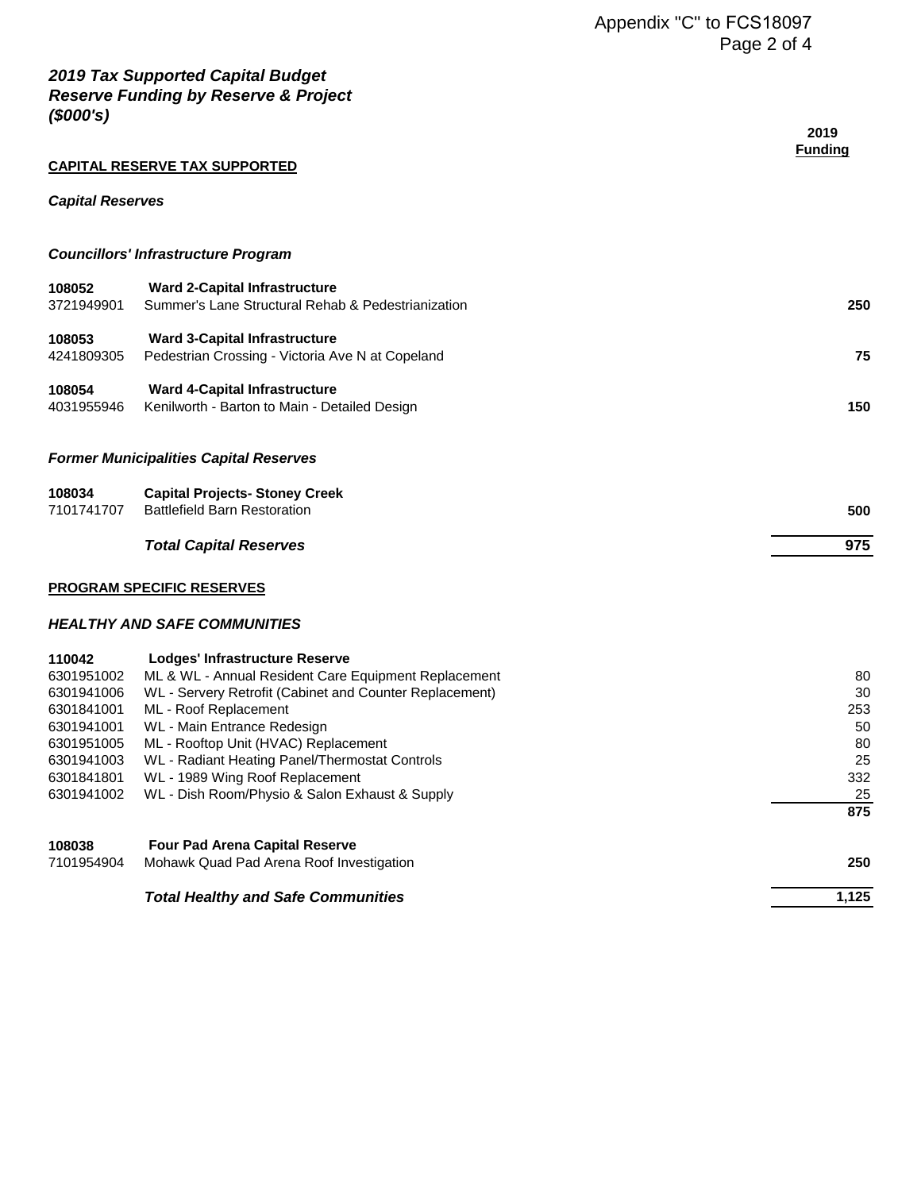Appendix "C" to FCS18097

***2019 Tax Supported Capital Budget***
***Reserve Funding by Reserve & Project***
***($000's)***

| | | 2019 Funding |
|---|---|---|
| **CAPITAL RESERVE TAX SUPPORTED** | | |
| ***Capital Reserves*** | | |
| ***Councillors' Infrastructure Program*** | | |
| **108052** | **Ward 2-Capital Infrastructure** | |
| 3721949901 | Summer's Lane Structural Rehab & Pedestrianization | **250** |
| **108053** | **Ward 3-Capital Infrastructure** | |
| 4241809305 | Pedestrian Crossing - Victoria Ave N at Copeland | **75** |
| **108054** | **Ward 4-Capital Infrastructure** | |
| 4031955946 | Kenilworth - Barton to Main - Detailed Design | **150** |
| ***Former Municipalities Capital Reserves*** | | |
| **108034** | **Capital Projects- Stoney Creek** | |
| 7101741707 | Battlefield Barn Restoration | **500** |
| | ***Total Capital Reserves*** | **975** |
| **PROGRAM SPECIFIC RESERVES** | | |
| ***HEALTHY AND SAFE COMMUNITIES*** | | |
| **110042** | **Lodges' Infrastructure Reserve** | |
| 6301951002 | ML & WL - Annual Resident Care Equipment Replacement | 80 |
| 6301941006 | WL - Servery Retrofit (Cabinet and Counter Replacement) | 30 |
| 6301841001 | ML - Roof Replacement | 253 |
| 6301941001 | WL - Main Entrance Redesign | 50 |
| 6301951005 | ML - Rooftop Unit (HVAC) Replacement | 80 |
| 6301941003 | WL - Radiant Heating Panel/Thermostat Controls | 25 |
| 6301841801 | WL - 1989 Wing Roof Replacement | 332 |
| 6301941002 | WL - Dish Room/Physio & Salon Exhaust & Supply | 25 |
| | | **875** |
| **108038** | **Four Pad Arena Capital Reserve** | |
| 7101954904 | Mohawk Quad Pad Arena Roof Investigation | **250** |
| | ***Total Healthy and Safe Communities*** | **1,125** |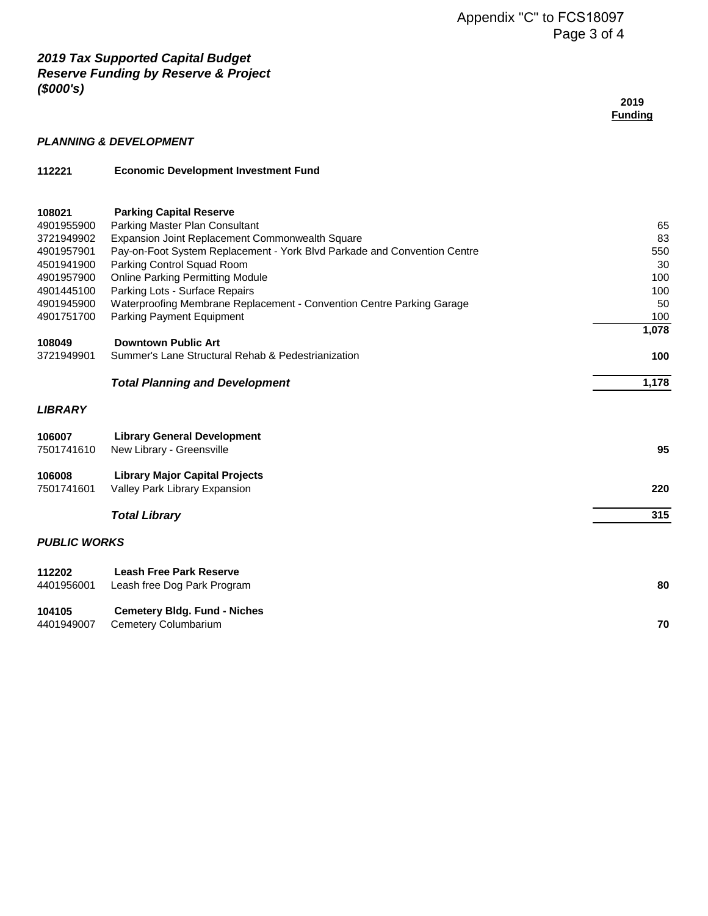## *2019 Tax Supported Capital Budget*
## *Reserve Funding by Reserve & Project*
## *($000's)*

| | | 2019 Funding |
|---|---|---|
| ***PLANNING & DEVELOPMENT*** | | |
| **112221** | **Economic Development Investment Fund** | |
| **108021** | **Parking Capital Reserve** | |
| 4901955900 | Parking Master Plan Consultant | 65 |
| 3721949902 | Expansion Joint Replacement Commonwealth Square | 83 |
| 4901957901 | Pay-on-Foot System Replacement - York Blvd Parkade and Convention Centre | 550 |
| 4501941900 | Parking Control Squad Room | 30 |
| 4901957900 | Online Parking Permitting Module | 100 |
| 4901445100 | Parking Lots - Surface Repairs | 100 |
| 4901945900 | Waterproofing Membrane Replacement - Convention Centre Parking Garage | 50 |
| 4901751700 | Parking Payment Equipment | 100 |
| | | **1,078** |
| **108049** | **Downtown Public Art** | |
| 3721949901 | Summer's Lane Structural Rehab & Pedestrianization | **100** |
| | ***Total Planning and Development*** | **1,178** |
| ***LIBRARY*** | | |
| **106007** | **Library General Development** | |
| 7501741610 | New Library - Greensville | **95** |
| **106008** | **Library Major Capital Projects** | |
| 7501741601 | Valley Park Library Expansion | **220** |
| | ***Total Library*** | **315** |
| ***PUBLIC WORKS*** | | |
| **112202** | **Leash Free Park Reserve** | |
| 4401956001 | Leash free Dog Park Program | **80** |
| **104105** | **Cemetery Bldg. Fund - Niches** | |
| 4401949007 | Cemetery Columbarium | **70** |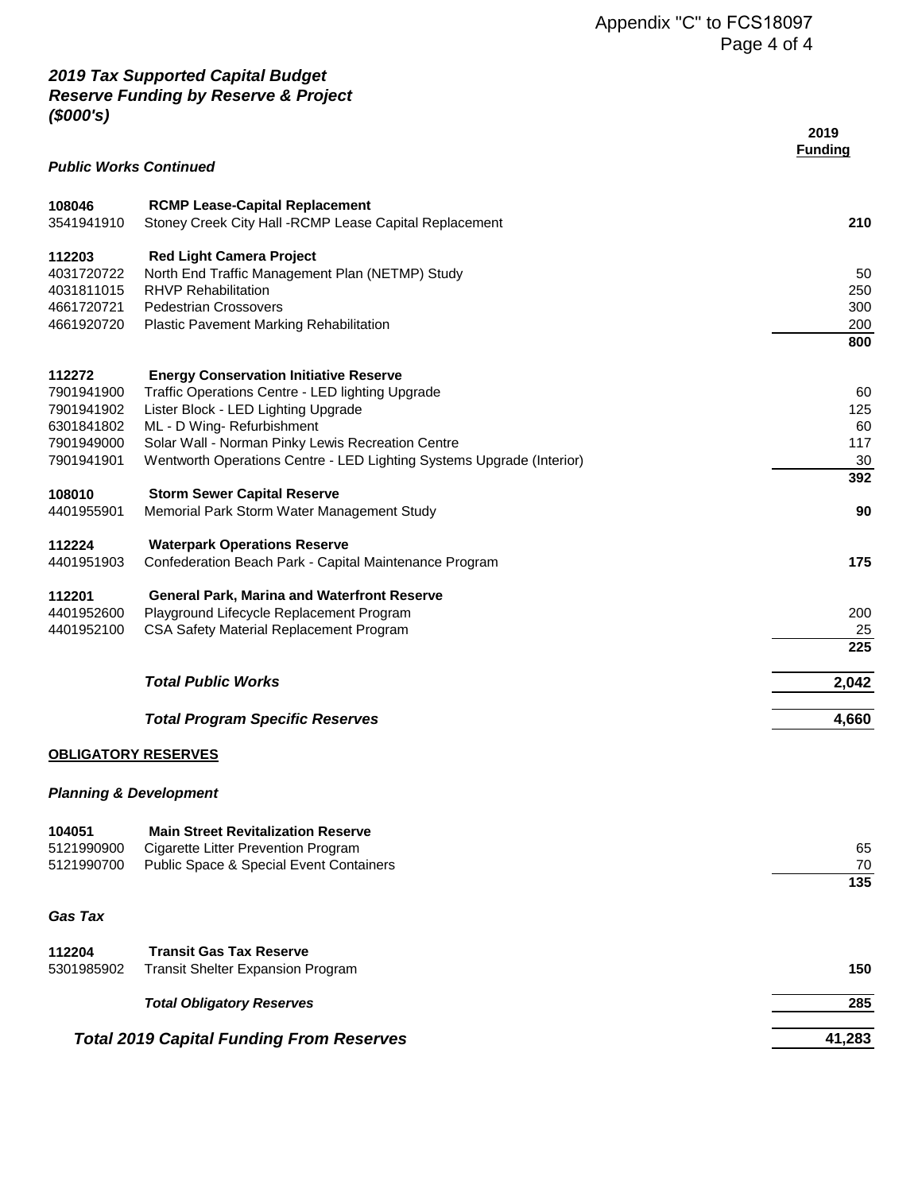*2019 Tax Supported Capital Budget*
*Reserve Funding by Reserve & Project*
*($000's)*

| | | 2019 Funding |
|---|---|---|
| ***Public Works Continued*** | | |
| **108046** | **RCMP Lease-Capital Replacement** | |
| 3541941910 | Stoney Creek City Hall -RCMP Lease Capital Replacement | **210** |
| **112203** | **Red Light Camera Project** | |
| 4031720722 | North End Traffic Management Plan (NETMP) Study | 50 |
| 4031811015 | RHVP Rehabilitation | 250 |
| 4661720721 | Pedestrian Crossovers | 300 |
| 4661920720 | Plastic Pavement Marking Rehabilitation | 200 |
| | | **800** |
| **112272** | **Energy Conservation Initiative Reserve** | |
| 7901941900 | Traffic Operations Centre - LED lighting Upgrade | 60 |
| 7901941902 | Lister Block - LED Lighting Upgrade | 125 |
| 6301841802 | ML - D Wing- Refurbishment | 60 |
| 7901949000 | Solar Wall - Norman Pinky Lewis Recreation Centre | 117 |
| 7901941901 | Wentworth Operations Centre - LED Lighting Systems Upgrade (Interior) | 30 |
| | | **392** |
| **108010** | **Storm Sewer Capital Reserve** | |
| 4401955901 | Memorial Park Storm Water Management Study | **90** |
| **112224** | **Waterpark Operations Reserve** | |
| 4401951903 | Confederation Beach Park - Capital Maintenance Program | **175** |
| **112201** | **General Park, Marina and Waterfront Reserve** | |
| 4401952600 | Playground Lifecycle Replacement Program | 200 |
| 4401952100 | CSA Safety Material Replacement Program | 25 |
| | | **225** |
| | ***Total Public Works*** | **2,042** |
| | ***Total Program Specific Reserves*** | **4,660** |
| **OBLIGATORY RESERVES** | | |
| ***Planning & Development*** | | |
| **104051** | **Main Street Revitalization Reserve** | |
| 5121990900 | Cigarette Litter Prevention Program | 65 |
| 5121990700 | Public Space & Special Event Containers | 70 |
| | | **135** |
| ***Gas Tax*** | | |
| **112204** | **Transit Gas Tax Reserve** | |
| 5301985902 | Transit Shelter Expansion Program | **150** |
| | ***Total Obligatory Reserves*** | **285** |
| | ***Total 2019 Capital Funding From Reserves*** | **41,283** |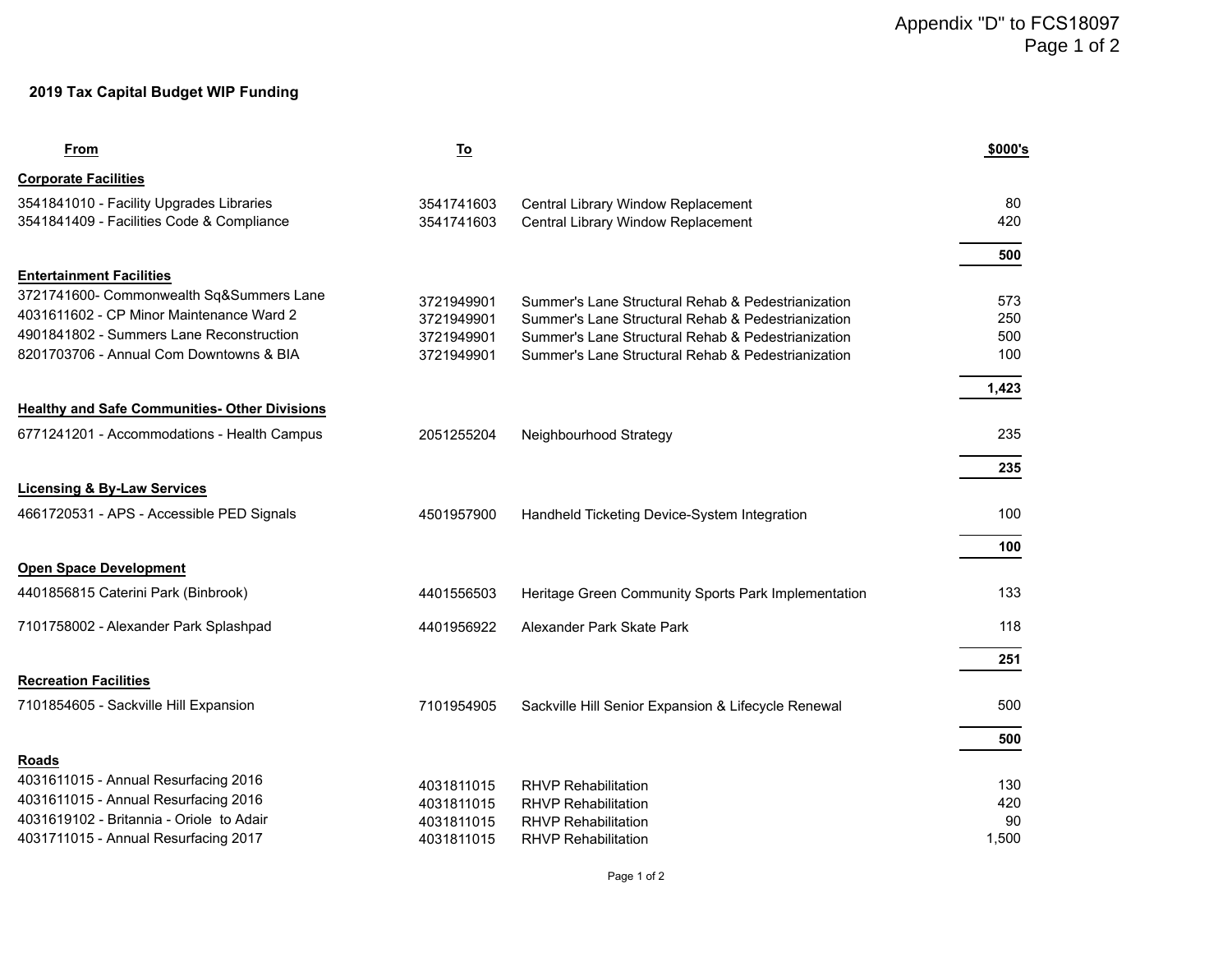Appendix "D" to FCS18097

**2019 Tax Capital Budget WIP Funding**

| From | To | | $000's |
|---|---|---|---|
| **Corporate Facilities** | | | |
| 3541841010 - Facility Upgrades Libraries | 3541741603 | Central Library Window Replacement | 80 |
| 3541841409 - Facilities Code & Compliance | 3541741603 | Central Library Window Replacement | 420 |
| | | | **500** |
| **Entertainment Facilities** | | | |
| 3721741600- Commonwealth Sq&Summers Lane | 3721949901 | Summer's Lane Structural Rehab & Pedestrianization | 573 |
| 4031611602 - CP Minor Maintenance Ward 2 | 3721949901 | Summer's Lane Structural Rehab & Pedestrianization | 250 |
| 4901841802 - Summers Lane Reconstruction | 3721949901 | Summer's Lane Structural Rehab & Pedestrianization | 500 |
| 8201703706 - Annual Com Downtowns & BIA | 3721949901 | Summer's Lane Structural Rehab & Pedestrianization | 100 |
| | | | **1,423** |
| **Healthy and Safe Communities- Other Divisions** | | | |
| 6771241201 - Accommodations - Health Campus | 2051255204 | Neighbourhood Strategy | 235 |
| | | | **235** |
| **Licensing & By-Law Services** | | | |
| 4661720531 - APS - Accessible PED Signals | 4501957900 | Handheld Ticketing Device-System Integration | 100 |
| | | | **100** |
| **Open Space Development** | | | |
| 4401856815 Caterini Park (Binbrook) | 4401556503 | Heritage Green Community Sports Park Implementation | 133 |
| 7101758002 - Alexander Park Splashpad | 4401956922 | Alexander Park Skate Park | 118 |
| | | | **251** |
| **Recreation Facilities** | | | |
| 7101854605 - Sackville Hill Expansion | 7101954905 | Sackville Hill Senior Expansion & Lifecycle Renewal | 500 |
| | | | **500** |
| **Roads** | | | |
| 4031611015 - Annual Resurfacing 2016 | 4031811015 | RHVP Rehabilitation | 130 |
| 4031611015 - Annual Resurfacing 2016 | 4031811015 | RHVP Rehabilitation | 420 |
| 4031619102 - Britannia - Oriole to Adair | 4031811015 | RHVP Rehabilitation | 90 |
| 4031711015 - Annual Resurfacing 2017 | 4031811015 | RHVP Rehabilitation | 1,500 |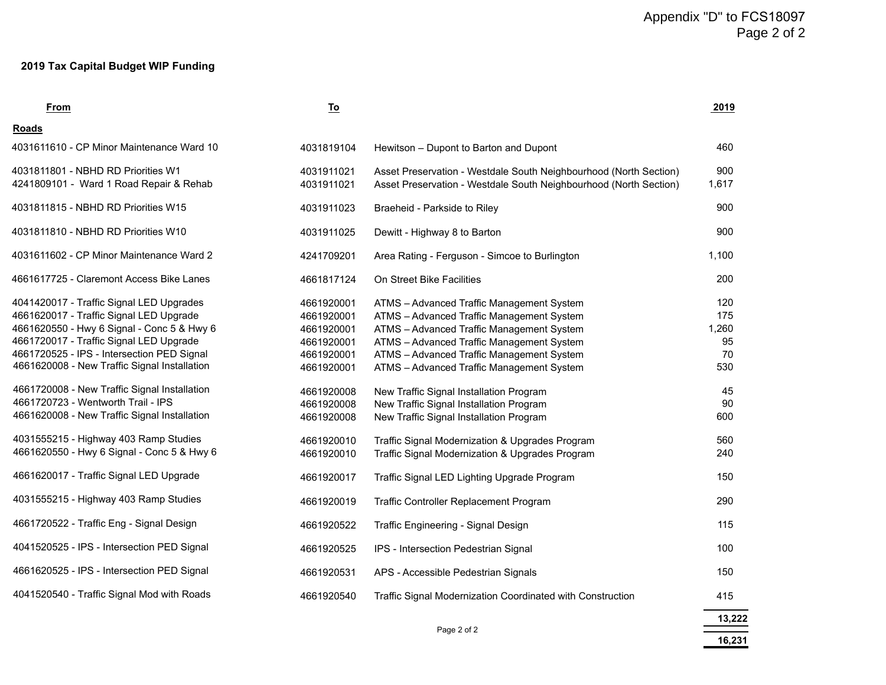Appendix "D" to FCS18097

## 2019 Tax Capital Budget WIP Funding

| From | To | | 2019 |
|---|---|---|---|
| **Roads** | | | |
| 4031611610 - CP Minor Maintenance Ward 10 | 4031819104 | Hewitson – Dupont to Barton and Dupont | 460 |
| 4031811801 - NBHD RD Priorities W1 | 4031911021 | Asset Preservation - Westdale South Neighbourhood (North Section) | 900 |
| 4241809101 - Ward 1 Road Repair & Rehab | 4031911021 | Asset Preservation - Westdale South Neighbourhood (North Section) | 1,617 |
| 4031811815 - NBHD RD Priorities W15 | 4031911023 | Braeheid - Parkside to Riley | 900 |
| 4031811810 - NBHD RD Priorities W10 | 4031911025 | Dewitt - Highway 8 to Barton | 900 |
| 4031611602 - CP Minor Maintenance Ward 2 | 4241709201 | Area Rating - Ferguson - Simcoe to Burlington | 1,100 |
| 4661617725 - Claremont Access Bike Lanes | 4661817124 | On Street Bike Facilities | 200 |
| 4041420017 - Traffic Signal LED Upgrades | 4661920001 | ATMS – Advanced Traffic Management System | 120 |
| 4661620017 - Traffic Signal LED Upgrade | 4661920001 | ATMS – Advanced Traffic Management System | 175 |
| 4661620550 - Hwy 6 Signal - Conc 5 & Hwy 6 | 4661920001 | ATMS – Advanced Traffic Management System | 1,260 |
| 4661720017 - Traffic Signal LED Upgrade | 4661920001 | ATMS – Advanced Traffic Management System | 95 |
| 4661720525 - IPS - Intersection PED Signal | 4661920001 | ATMS – Advanced Traffic Management System | 70 |
| 4661620008 - New Traffic Signal Installation | 4661920001 | ATMS – Advanced Traffic Management System | 530 |
| 4661720008 - New Traffic Signal Installation | 4661920008 | New Traffic Signal Installation Program | 45 |
| 4661720723 - Wentworth Trail - IPS | 4661920008 | New Traffic Signal Installation Program | 90 |
| 4661620008 - New Traffic Signal Installation | 4661920008 | New Traffic Signal Installation Program | 600 |
| 4031555215 - Highway 403 Ramp Studies | 4661920010 | Traffic Signal Modernization & Upgrades Program | 560 |
| 4661620550 - Hwy 6 Signal - Conc 5 & Hwy 6 | 4661920010 | Traffic Signal Modernization & Upgrades Program | 240 |
| 4661620017 - Traffic Signal LED Upgrade | 4661920017 | Traffic Signal LED Lighting Upgrade Program | 150 |
| 4031555215 - Highway 403 Ramp Studies | 4661920019 | Traffic Controller Replacement Program | 290 |
| 4661720522 - Traffic Eng - Signal Design | 4661920522 | Traffic Engineering - Signal Design | 115 |
| 4041520525 - IPS - Intersection PED Signal | 4661920525 | IPS - Intersection Pedestrian Signal | 100 |
| 4661620525 - IPS - Intersection PED Signal | 4661920531 | APS - Accessible Pedestrian Signals | 150 |
| 4041520540 - Traffic Signal Mod with Roads | 4661920540 | Traffic Signal Modernization Coordinated with Construction | 415 |
| | | | **13,222** |
| | | | **16,231** |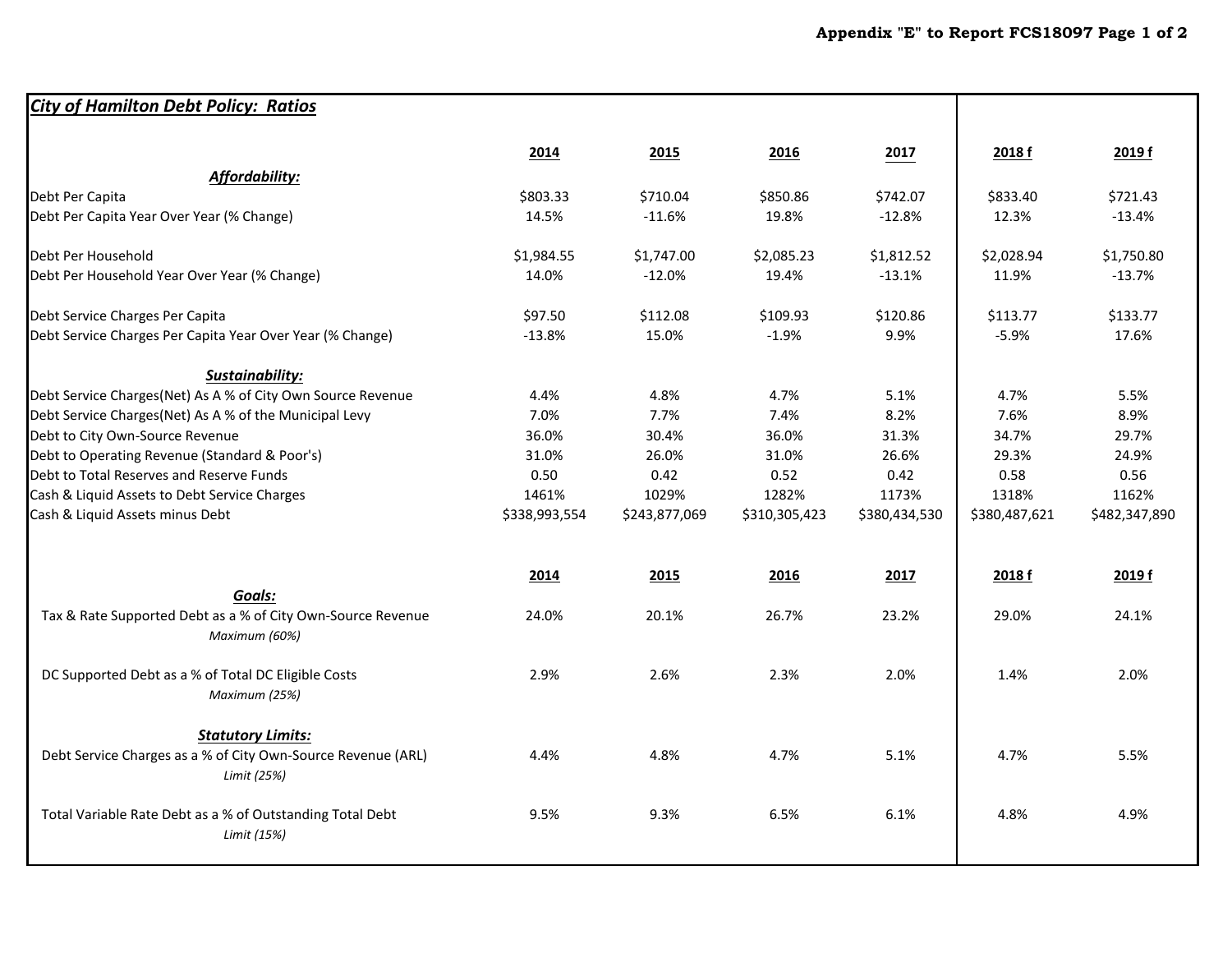Appendix "E" to Report FCS18097 Page 1 of 2

## *City of Hamilton Debt Policy: Ratios*

| | 2014 | 2015 | 2016 | 2017 | 2018 f | 2019 f |
|---|---|---|---|---|---|---|
| ***Affordability:*** | | | | | | |
| Debt Per Capita | $803.33 | $710.04 | $850.86 | $742.07 | $833.40 | $721.43 |
| Debt Per Capita Year Over Year (% Change) | 14.5% | -11.6% | 19.8% | -12.8% | 12.3% | -13.4% |
| Debt Per Household | $1,984.55 | $1,747.00 | $2,085.23 | $1,812.52 | $2,028.94 | $1,750.80 |
| Debt Per Household Year Over Year (% Change) | 14.0% | -12.0% | 19.4% | -13.1% | 11.9% | -13.7% |
| Debt Service Charges Per Capita | $97.50 | $112.08 | $109.93 | $120.86 | $113.77 | $133.77 |
| Debt Service Charges Per Capita Year Over Year (% Change) | -13.8% | 15.0% | -1.9% | 9.9% | -5.9% | 17.6% |
| ***Sustainability:*** | | | | | | |
| Debt Service Charges(Net) As A % of City Own Source Revenue | 4.4% | 4.8% | 4.7% | 5.1% | 4.7% | 5.5% |
| Debt Service Charges(Net) As A % of the Municipal Levy | 7.0% | 7.7% | 7.4% | 8.2% | 7.6% | 8.9% |
| Debt to City Own-Source Revenue | 36.0% | 30.4% | 36.0% | 31.3% | 34.7% | 29.7% |
| Debt to Operating Revenue (Standard & Poor's) | 31.0% | 26.0% | 31.0% | 26.6% | 29.3% | 24.9% |
| Debt to Total Reserves and Reserve Funds | 0.50 | 0.42 | 0.52 | 0.42 | 0.58 | 0.56 |
| Cash & Liquid Assets to Debt Service Charges | 1461% | 1029% | 1282% | 1173% | 1318% | 1162% |
| Cash & Liquid Assets minus Debt | $338,993,554 | $243,877,069 | $310,305,423 | $380,434,530 | $380,487,621 | $482,347,890 |

| | 2014 | 2015 | 2016 | 2017 | 2018 f | 2019 f |
|---|---|---|---|---|---|---|
| ***Goals:*** | | | | | | |
| Tax & Rate Supported Debt as a % of City Own-Source Revenue *Maximum (60%)* | 24.0% | 20.1% | 26.7% | 23.2% | 29.0% | 24.1% |
| DC Supported Debt as a % of Total DC Eligible Costs *Maximum (25%)* | 2.9% | 2.6% | 2.3% | 2.0% | 1.4% | 2.0% |
| ***Statutory Limits:*** | | | | | | |
| Debt Service Charges as a % of City Own-Source Revenue (ARL) *Limit (25%)* | 4.4% | 4.8% | 4.7% | 5.1% | 4.7% | 5.5% |
| Total Variable Rate Debt as a % of Outstanding Total Debt *Limit (15%)* | 9.5% | 9.3% | 6.5% | 6.1% | 4.8% | 4.9% |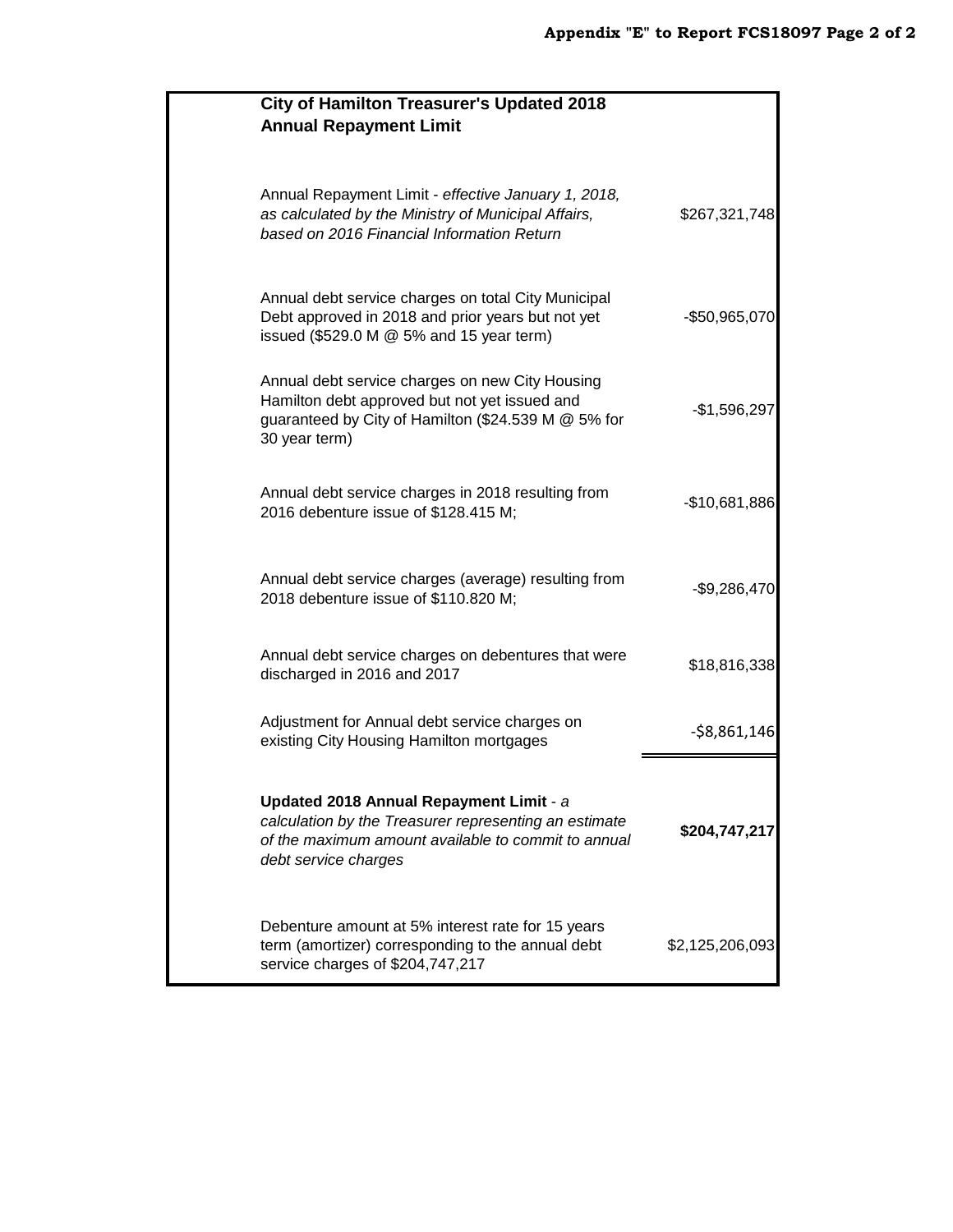## City of Hamilton Treasurer's Updated 2018 Annual Repayment Limit

| | |
|---|---|
| Annual Repayment Limit - *effective January 1, 2018, as calculated by the Ministry of Municipal Affairs, based on 2016 Financial Information Return* | $267,321,748 |
| Annual debt service charges on total City Municipal Debt approved in 2018 and prior years but not yet issued ($529.0 M @ 5% and 15 year term) | -$50,965,070 |
| Annual debt service charges on new City Housing Hamilton debt approved but not yet issued and guaranteed by City of Hamilton ($24.539 M @ 5% for 30 year term) | -$1,596,297 |
| Annual debt service charges in 2018 resulting from 2016 debenture issue of $128.415 M; | -$10,681,886 |
| Annual debt service charges (average) resulting from 2018 debenture issue of $110.820 M; | -$9,286,470 |
| Annual debt service charges on debentures that were discharged in 2016 and 2017 | $18,816,338 |
| Adjustment for Annual debt service charges on existing City Housing Hamilton mortgages | -$8,861,146 |
| **Updated 2018 Annual Repayment Limit** - *a calculation by the Treasurer representing an estimate of the maximum amount available to commit to annual debt service charges* | **$204,747,217** |
| Debenture amount at 5% interest rate for 15 years term (amortizer) corresponding to the annual debt service charges of $204,747,217 | $2,125,206,093 |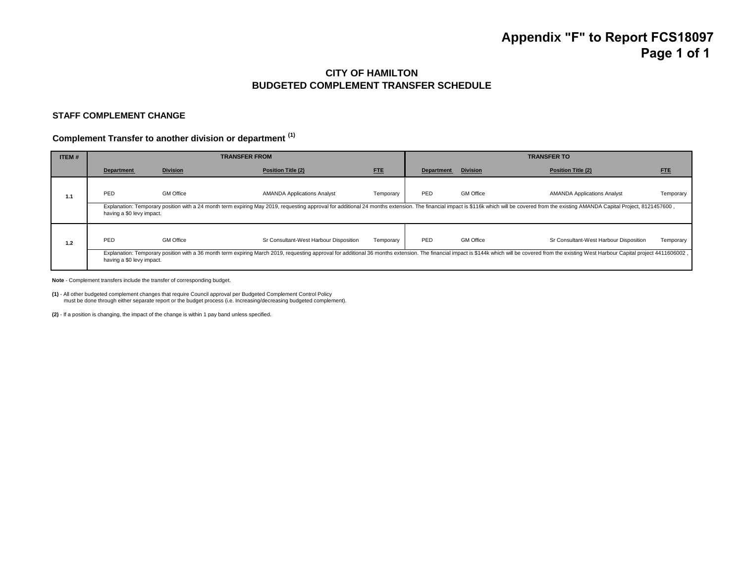Appendix "F" to Report FCS18097

# CITY OF HAMILTON
# BUDGETED COMPLEMENT TRANSFER SCHEDULE

## STAFF COMPLEMENT CHANGE

### Complement Transfer to another division or department [(1)]

| ITEM # | TRANSFER FROM | | | | TRANSFER TO | | | |
|---|---|---|---|---|---|---|---|---|
| | Department | Division | Position Title (2) | FTE | Department | Division | Position Title (2) | FTE |
| 1.1 | PED | GM Office | AMANDA Applications Analyst | Temporary | PED | GM Office | AMANDA Applications Analyst | Temporary |
| | Explanation: Temporary position with a 24 month term expiring May 2019, requesting approval for additional 24 months extension. The financial impact is $116k which will be covered from the existing AMANDA Capital Project, 8121457600 , having a $0 levy impact. | | | | | | | |
| 1.2 | PED | GM Office | Sr Consultant-West Harbour Disposition | Temporary | PED | GM Office | Sr Consultant-West Harbour Disposition | Temporary |
| | Explanation: Temporary position with a 36 month term expiring March 2019, requesting approval for additional 36 months extension. The financial impact is $144k which will be covered from the existing West Harbour Capital project 4411606002 , having a $0 levy impact. | | | | | | | |

**Note** - Complement transfers include the transfer of corresponding budget.

**(1)** - All other budgeted complement changes that require Council approval per Budgeted Complement Control Policy must be done through either separate report or the budget process (i.e. Increasing/decreasing budgeted complement).

**(2)** - If a position is changing, the impact of the change is within 1 pay band unless specified.